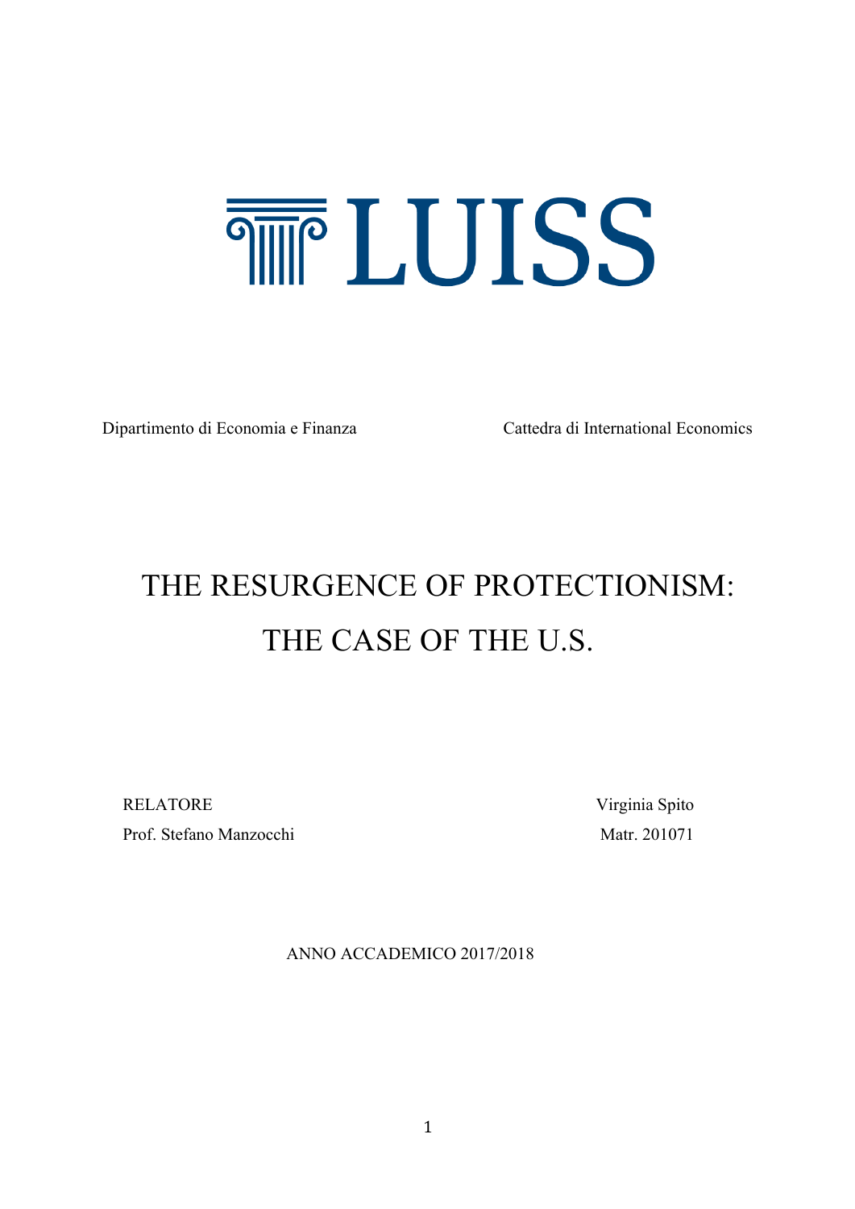LUISS

Dipartimento di Economia e Finanza

Cattedra di International Economics

# THE RESURGENCE OF PROTECTIONISM: THE CASE OF THE U.S.

RELATORE

Prof. Stefano Manzocchi

Virginia Spito

Matr. 201071

ANNO ACCADEMICO 2017/2018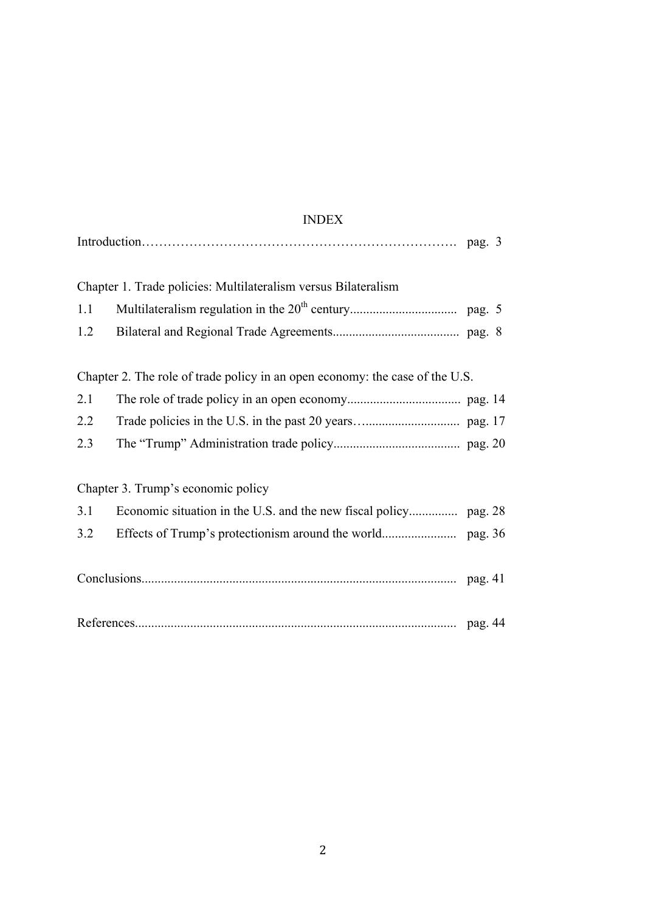# INDEX

Introduction………………………………………………………………. pag. 3

Chapter 1. Trade policies: Multilateralism versus Bilateralism

1.1 Multilateralism regulation in the 20th century................................ pag. 5

1.2 Bilateral and Regional Trade Agreements...................................... pag. 8

Chapter 2. The role of trade policy in an open economy: the case of the U.S.

2.1 The role of trade policy in an open economy.................................. pag. 14

2.2 Trade policies in the U.S. in the past 20 years…............................ pag. 17

2.3 The "Trump" Administration trade policy...................................... pag. 20

Chapter 3. Trump's economic policy

3.1 Economic situation in the U.S. and the new fiscal policy............... pag. 28

3.2 Effects of Trump's protectionism around the world....................... pag. 36

Conclusions................................................................................................ pag. 41

References.................................................................................................. pag. 44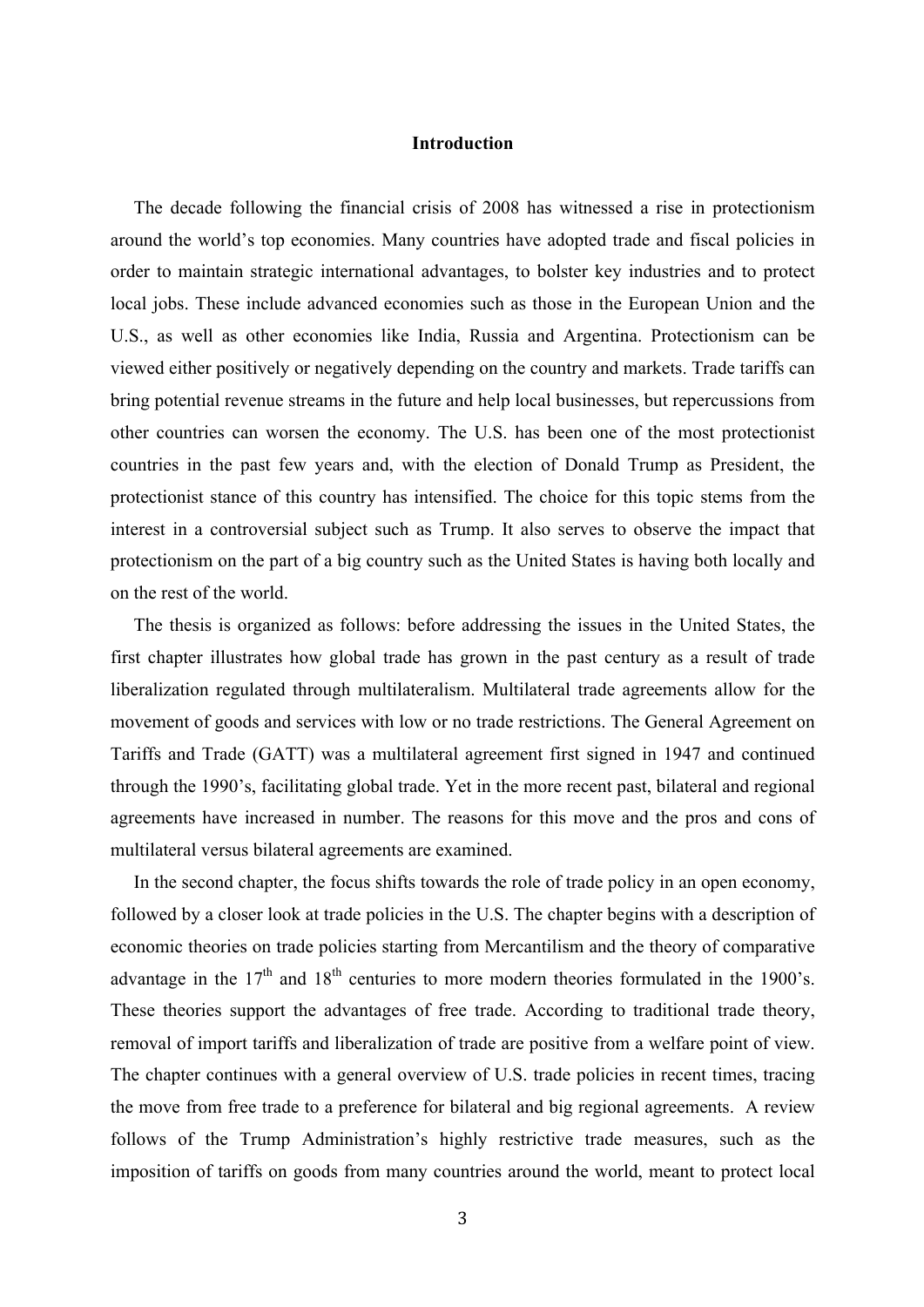# Introduction

The decade following the financial crisis of 2008 has witnessed a rise in protectionism around the world's top economies. Many countries have adopted trade and fiscal policies in order to maintain strategic international advantages, to bolster key industries and to protect local jobs. These include advanced economies such as those in the European Union and the U.S., as well as other economies like India, Russia and Argentina. Protectionism can be viewed either positively or negatively depending on the country and markets. Trade tariffs can bring potential revenue streams in the future and help local businesses, but repercussions from other countries can worsen the economy. The U.S. has been one of the most protectionist countries in the past few years and, with the election of Donald Trump as President, the protectionist stance of this country has intensified. The choice for this topic stems from the interest in a controversial subject such as Trump. It also serves to observe the impact that protectionism on the part of a big country such as the United States is having both locally and on the rest of the world.

The thesis is organized as follows: before addressing the issues in the United States, the first chapter illustrates how global trade has grown in the past century as a result of trade liberalization regulated through multilateralism. Multilateral trade agreements allow for the movement of goods and services with low or no trade restrictions. The General Agreement on Tariffs and Trade (GATT) was a multilateral agreement first signed in 1947 and continued through the 1990's, facilitating global trade. Yet in the more recent past, bilateral and regional agreements have increased in number. The reasons for this move and the pros and cons of multilateral versus bilateral agreements are examined.

In the second chapter, the focus shifts towards the role of trade policy in an open economy, followed by a closer look at trade policies in the U.S. The chapter begins with a description of economic theories on trade policies starting from Mercantilism and the theory of comparative advantage in the 17th and 18th centuries to more modern theories formulated in the 1900's. These theories support the advantages of free trade. According to traditional trade theory, removal of import tariffs and liberalization of trade are positive from a welfare point of view. The chapter continues with a general overview of U.S. trade policies in recent times, tracing the move from free trade to a preference for bilateral and big regional agreements. A review follows of the Trump Administration's highly restrictive trade measures, such as the imposition of tariffs on goods from many countries around the world, meant to protect local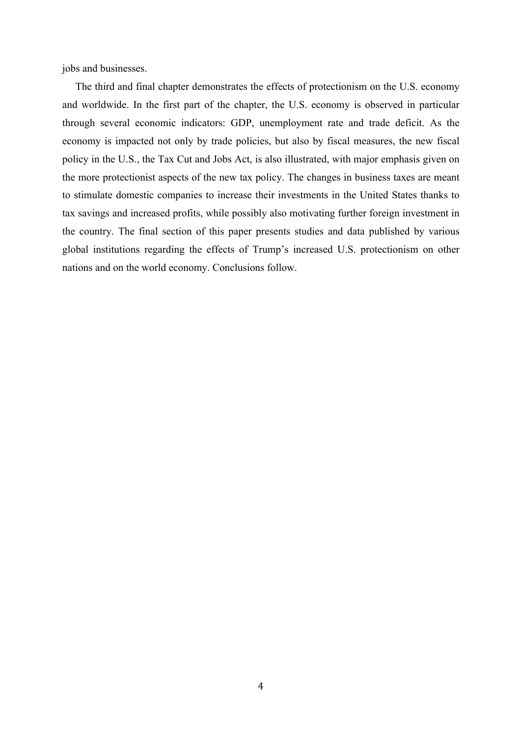jobs and businesses.

The third and final chapter demonstrates the effects of protectionism on the U.S. economy and worldwide. In the first part of the chapter, the U.S. economy is observed in particular through several economic indicators: GDP, unemployment rate and trade deficit. As the economy is impacted not only by trade policies, but also by fiscal measures, the new fiscal policy in the U.S., the Tax Cut and Jobs Act, is also illustrated, with major emphasis given on the more protectionist aspects of the new tax policy. The changes in business taxes are meant to stimulate domestic companies to increase their investments in the United States thanks to tax savings and increased profits, while possibly also motivating further foreign investment in the country. The final section of this paper presents studies and data published by various global institutions regarding the effects of Trump's increased U.S. protectionism on other nations and on the world economy. Conclusions follow.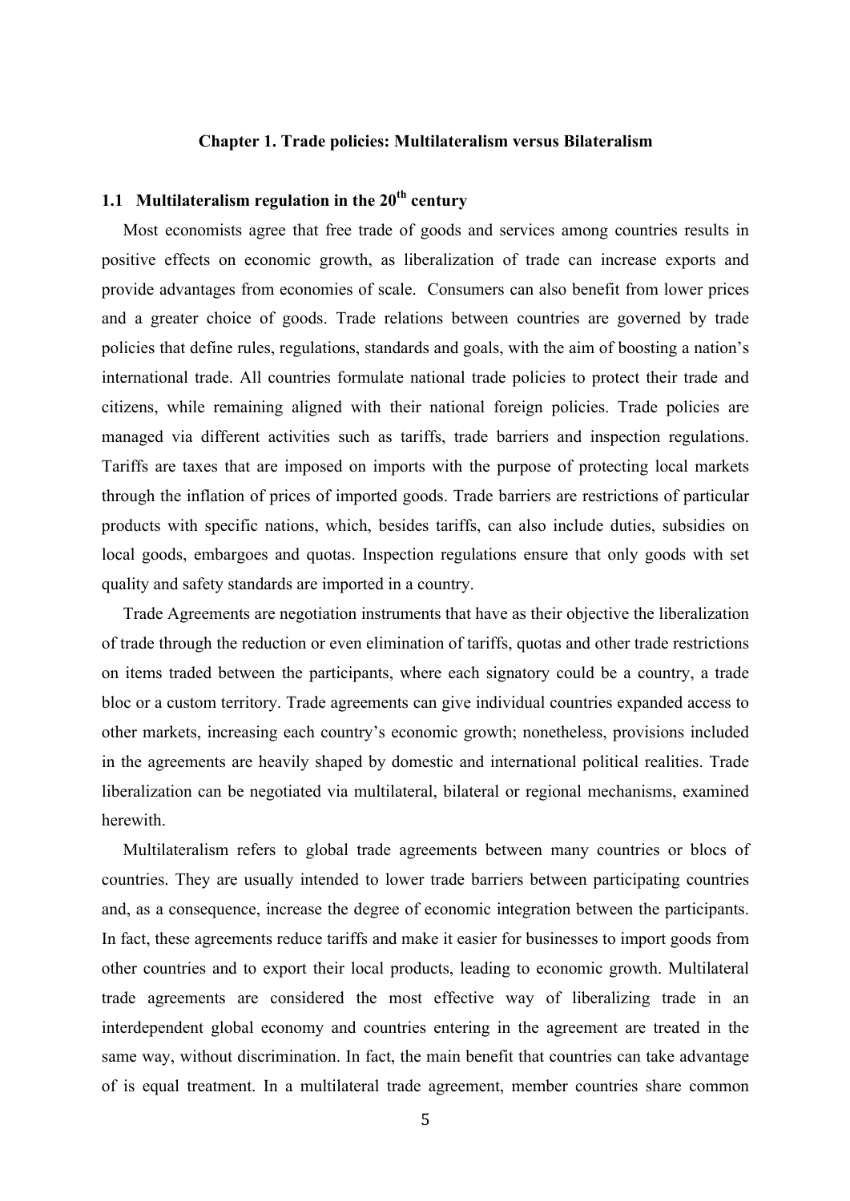# Chapter 1. Trade policies: Multilateralism versus Bilateralism

## 1.1 Multilateralism regulation in the $20^{th}$ century

Most economists agree that free trade of goods and services among countries results in positive effects on economic growth, as liberalization of trade can increase exports and provide advantages from economies of scale. Consumers can also benefit from lower prices and a greater choice of goods. Trade relations between countries are governed by trade policies that define rules, regulations, standards and goals, with the aim of boosting a nation's international trade. All countries formulate national trade policies to protect their trade and citizens, while remaining aligned with their national foreign policies. Trade policies are managed via different activities such as tariffs, trade barriers and inspection regulations. Tariffs are taxes that are imposed on imports with the purpose of protecting local markets through the inflation of prices of imported goods. Trade barriers are restrictions of particular products with specific nations, which, besides tariffs, can also include duties, subsidies on local goods, embargoes and quotas. Inspection regulations ensure that only goods with set quality and safety standards are imported in a country.

Trade Agreements are negotiation instruments that have as their objective the liberalization of trade through the reduction or even elimination of tariffs, quotas and other trade restrictions on items traded between the participants, where each signatory could be a country, a trade bloc or a custom territory. Trade agreements can give individual countries expanded access to other markets, increasing each country's economic growth; nonetheless, provisions included in the agreements are heavily shaped by domestic and international political realities. Trade liberalization can be negotiated via multilateral, bilateral or regional mechanisms, examined herewith.

Multilateralism refers to global trade agreements between many countries or blocs of countries. They are usually intended to lower trade barriers between participating countries and, as a consequence, increase the degree of economic integration between the participants. In fact, these agreements reduce tariffs and make it easier for businesses to import goods from other countries and to export their local products, leading to economic growth. Multilateral trade agreements are considered the most effective way of liberalizing trade in an interdependent global economy and countries entering in the agreement are treated in the same way, without discrimination. In fact, the main benefit that countries can take advantage of is equal treatment. In a multilateral trade agreement, member countries share common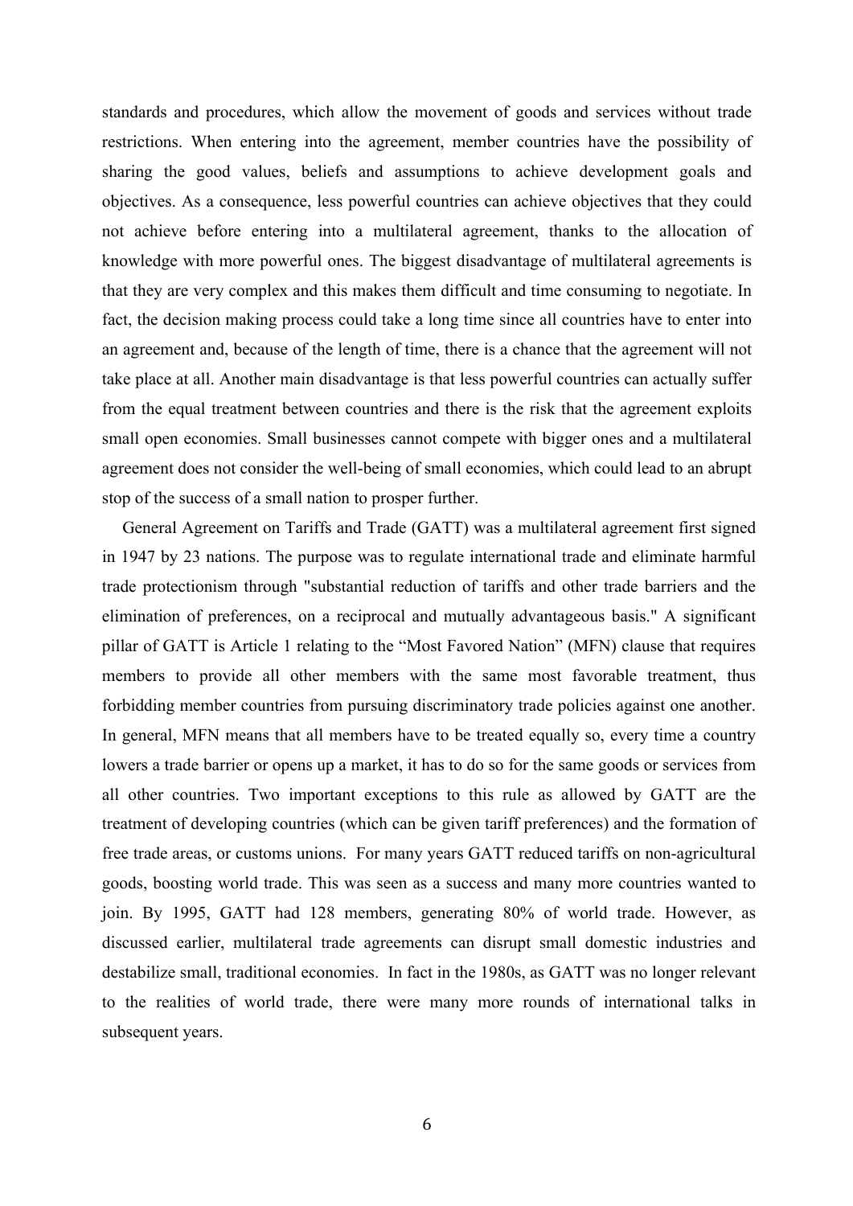standards and procedures, which allow the movement of goods and services without trade restrictions. When entering into the agreement, member countries have the possibility of sharing the good values, beliefs and assumptions to achieve development goals and objectives. As a consequence, less powerful countries can achieve objectives that they could not achieve before entering into a multilateral agreement, thanks to the allocation of knowledge with more powerful ones. The biggest disadvantage of multilateral agreements is that they are very complex and this makes them difficult and time consuming to negotiate. In fact, the decision making process could take a long time since all countries have to enter into an agreement and, because of the length of time, there is a chance that the agreement will not take place at all. Another main disadvantage is that less powerful countries can actually suffer from the equal treatment between countries and there is the risk that the agreement exploits small open economies. Small businesses cannot compete with bigger ones and a multilateral agreement does not consider the well-being of small economies, which could lead to an abrupt stop of the success of a small nation to prosper further.

General Agreement on Tariffs and Trade (GATT) was a multilateral agreement first signed in 1947 by 23 nations. The purpose was to regulate international trade and eliminate harmful trade protectionism through "substantial reduction of tariffs and other trade barriers and the elimination of preferences, on a reciprocal and mutually advantageous basis." A significant pillar of GATT is Article 1 relating to the "Most Favored Nation" (MFN) clause that requires members to provide all other members with the same most favorable treatment, thus forbidding member countries from pursuing discriminatory trade policies against one another. In general, MFN means that all members have to be treated equally so, every time a country lowers a trade barrier or opens up a market, it has to do so for the same goods or services from all other countries. Two important exceptions to this rule as allowed by GATT are the treatment of developing countries (which can be given tariff preferences) and the formation of free trade areas, or customs unions. For many years GATT reduced tariffs on non-agricultural goods, boosting world trade. This was seen as a success and many more countries wanted to join. By 1995, GATT had 128 members, generating 80% of world trade. However, as discussed earlier, multilateral trade agreements can disrupt small domestic industries and destabilize small, traditional economies. In fact in the 1980s, as GATT was no longer relevant to the realities of world trade, there were many more rounds of international talks in subsequent years.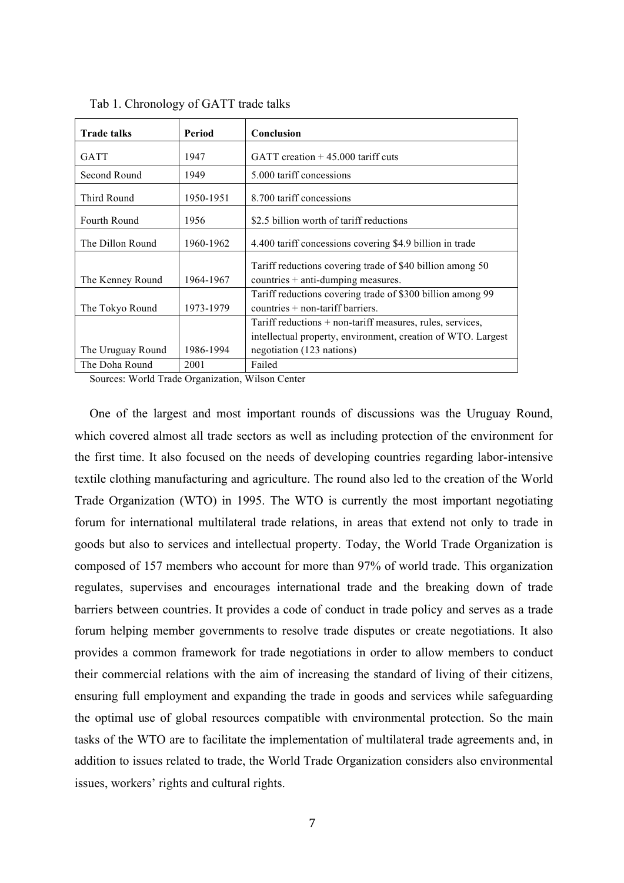Tab 1. Chronology of GATT trade talks

| **Trade talks** | **Period** | **Conclusion** |
|---|---|---|
| GATT | 1947 | GATT creation + 45.000 tariff cuts |
| Second Round | 1949 | 5.000 tariff concessions |
| Third Round | 1950-1951 | 8.700 tariff concessions |
| Fourth Round | 1956 | $2.5 billion worth of tariff reductions |
| The Dillon Round | 1960-1962 | 4.400 tariff concessions covering $4.9 billion in trade |
| The Kenney Round | 1964-1967 | Tariff reductions covering trade of $40 billion among 50 countries + anti-dumping measures. |
| The Tokyo Round | 1973-1979 | Tariff reductions covering trade of $300 billion among 99 countries + non-tariff barriers. |
| The Uruguay Round | 1986-1994 | Tariff reductions + non-tariff measures, rules, services, intellectual property, environment, creation of WTO. Largest negotiation (123 nations) |
| The Doha Round | 2001 | Failed |

Sources: World Trade Organization, Wilson Center

One of the largest and most important rounds of discussions was the Uruguay Round, which covered almost all trade sectors as well as including protection of the environment for the first time. It also focused on the needs of developing countries regarding labor-intensive textile clothing manufacturing and agriculture. The round also led to the creation of the World Trade Organization (WTO) in 1995. The WTO is currently the most important negotiating forum for international multilateral trade relations, in areas that extend not only to trade in goods but also to services and intellectual property. Today, the World Trade Organization is composed of 157 members who account for more than 97% of world trade. This organization regulates, supervises and encourages international trade and the breaking down of trade barriers between countries. It provides a code of conduct in trade policy and serves as a trade forum helping member governments to resolve trade disputes or create negotiations. It also provides a common framework for trade negotiations in order to allow members to conduct their commercial relations with the aim of increasing the standard of living of their citizens, ensuring full employment and expanding the trade in goods and services while safeguarding the optimal use of global resources compatible with environmental protection. So the main tasks of the WTO are to facilitate the implementation of multilateral trade agreements and, in addition to issues related to trade, the World Trade Organization considers also environmental issues, workers' rights and cultural rights.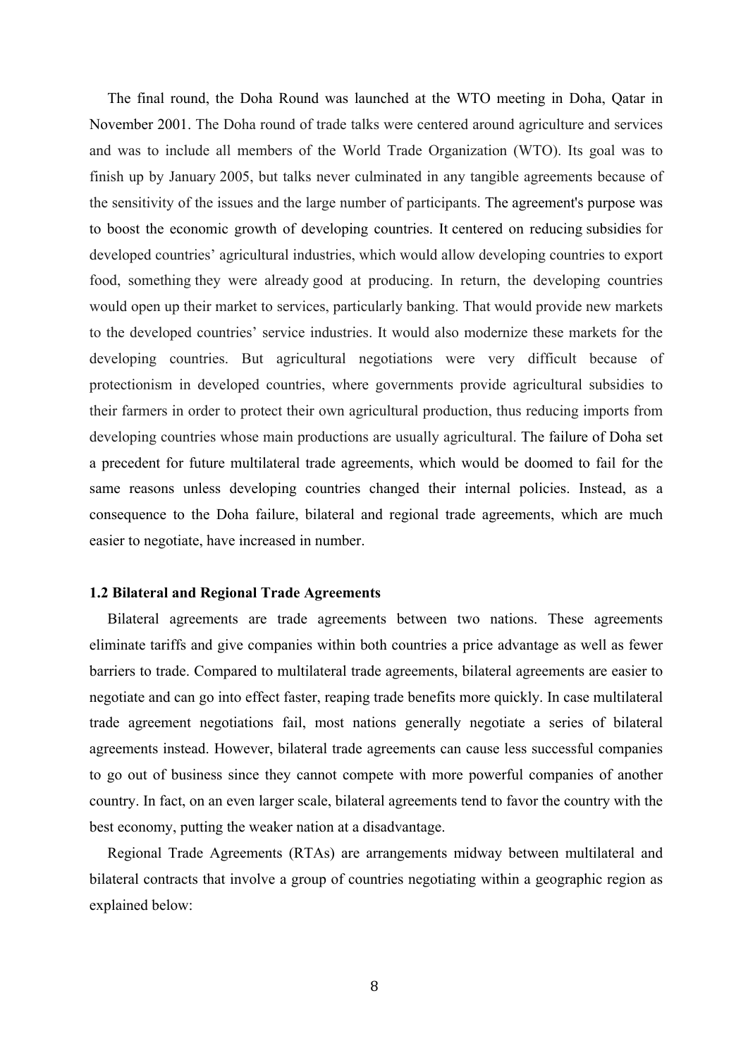The final round, the Doha Round was launched at the WTO meeting in Doha, Qatar in November 2001. The Doha round of trade talks were centered around agriculture and services and was to include all members of the World Trade Organization (WTO). Its goal was to finish up by January 2005, but talks never culminated in any tangible agreements because of the sensitivity of the issues and the large number of participants. The agreement's purpose was to boost the economic growth of developing countries. It centered on reducing subsidies for developed countries' agricultural industries, which would allow developing countries to export food, something they were already good at producing. In return, the developing countries would open up their market to services, particularly banking. That would provide new markets to the developed countries' service industries. It would also modernize these markets for the developing countries. But agricultural negotiations were very difficult because of protectionism in developed countries, where governments provide agricultural subsidies to their farmers in order to protect their own agricultural production, thus reducing imports from developing countries whose main productions are usually agricultural. The failure of Doha set a precedent for future multilateral trade agreements, which would be doomed to fail for the same reasons unless developing countries changed their internal policies. Instead, as a consequence to the Doha failure, bilateral and regional trade agreements, which are much easier to negotiate, have increased in number.

### 1.2 Bilateral and Regional Trade Agreements

Bilateral agreements are trade agreements between two nations. These agreements eliminate tariffs and give companies within both countries a price advantage as well as fewer barriers to trade. Compared to multilateral trade agreements, bilateral agreements are easier to negotiate and can go into effect faster, reaping trade benefits more quickly. In case multilateral trade agreement negotiations fail, most nations generally negotiate a series of bilateral agreements instead. However, bilateral trade agreements can cause less successful companies to go out of business since they cannot compete with more powerful companies of another country. In fact, on an even larger scale, bilateral agreements tend to favor the country with the best economy, putting the weaker nation at a disadvantage.

Regional Trade Agreements (RTAs) are arrangements midway between multilateral and bilateral contracts that involve a group of countries negotiating within a geographic region as explained below: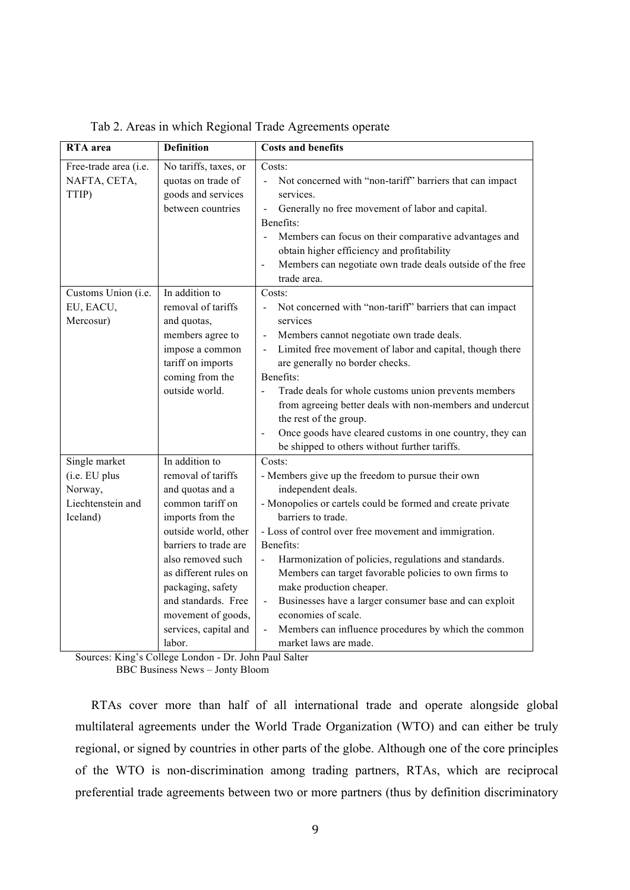Tab 2. Areas in which Regional Trade Agreements operate

| RTA area | Definition | Costs and benefits |
|---|---|---|
| Free-trade area (i.e. NAFTA, CETA, TTIP) | No tariffs, taxes, or quotas on trade of goods and services between countries | Costs:<br>- Not concerned with "non-tariff" barriers that can impact services.<br>- Generally no free movement of labor and capital.<br>Benefits:<br>- Members can focus on their comparative advantages and obtain higher efficiency and profitability<br>- Members can negotiate own trade deals outside of the free trade area. |
| Customs Union (i.e. EU, EACU, Mercosur) | In addition to removal of tariffs and quotas, members agree to impose a common tariff on imports coming from the outside world. | Costs:<br>- Not concerned with "non-tariff" barriers that can impact services<br>- Members cannot negotiate own trade deals.<br>- Limited free movement of labor and capital, though there are generally no border checks.<br>Benefits:<br>- Trade deals for whole customs union prevents members from agreeing better deals with non-members and undercut the rest of the group.<br>- Once goods have cleared customs in one country, they can be shipped to others without further tariffs. |
| Single market (i.e. EU plus Norway, Liechtenstein and Iceland) | In addition to removal of tariffs and quotas and a common tariff on imports from the outside world, other barriers to trade are also removed such as different rules on packaging, safety and standards. Free movement of goods, services, capital and labor. | Costs:<br>- Members give up the freedom to pursue their own independent deals.<br>- Monopolies or cartels could be formed and create private barriers to trade.<br>- Loss of control over free movement and immigration.<br>Benefits:<br>- Harmonization of policies, regulations and standards. Members can target favorable policies to own firms to make production cheaper.<br>- Businesses have a larger consumer base and can exploit economies of scale.<br>- Members can influence procedures by which the common market laws are made. |

Sources: King's College London - Dr. John Paul Salter
BBC Business News – Jonty Bloom

RTAs cover more than half of all international trade and operate alongside global multilateral agreements under the World Trade Organization (WTO) and can either be truly regional, or signed by countries in other parts of the globe. Although one of the core principles of the WTO is non-discrimination among trading partners, RTAs, which are reciprocal preferential trade agreements between two or more partners (thus by definition discriminatory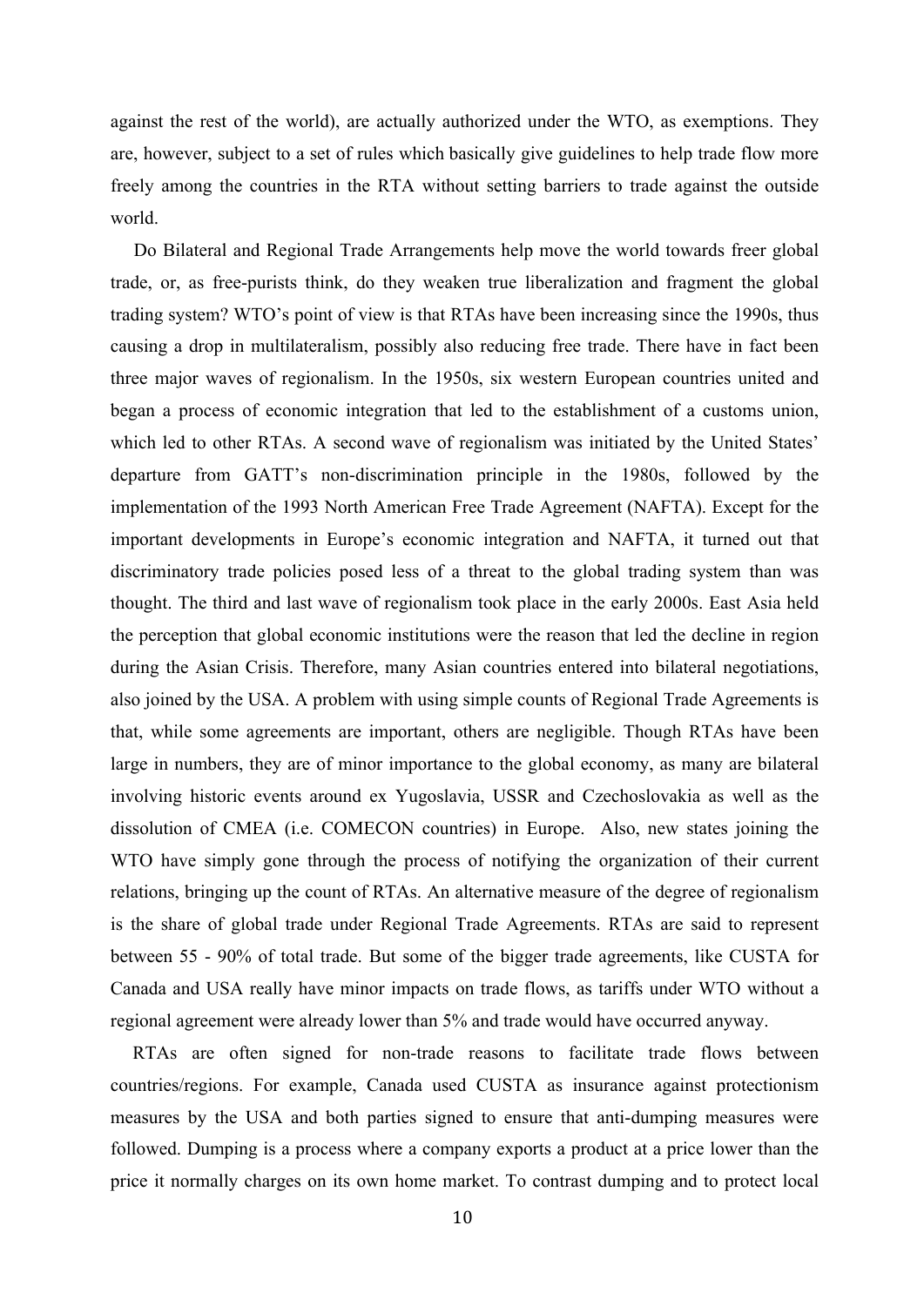against the rest of the world), are actually authorized under the WTO, as exemptions. They are, however, subject to a set of rules which basically give guidelines to help trade flow more freely among the countries in the RTA without setting barriers to trade against the outside world.

Do Bilateral and Regional Trade Arrangements help move the world towards freer global trade, or, as free-purists think, do they weaken true liberalization and fragment the global trading system? WTO's point of view is that RTAs have been increasing since the 1990s, thus causing a drop in multilateralism, possibly also reducing free trade. There have in fact been three major waves of regionalism. In the 1950s, six western European countries united and began a process of economic integration that led to the establishment of a customs union, which led to other RTAs. A second wave of regionalism was initiated by the United States' departure from GATT's non-discrimination principle in the 1980s, followed by the implementation of the 1993 North American Free Trade Agreement (NAFTA). Except for the important developments in Europe's economic integration and NAFTA, it turned out that discriminatory trade policies posed less of a threat to the global trading system than was thought. The third and last wave of regionalism took place in the early 2000s. East Asia held the perception that global economic institutions were the reason that led the decline in region during the Asian Crisis. Therefore, many Asian countries entered into bilateral negotiations, also joined by the USA. A problem with using simple counts of Regional Trade Agreements is that, while some agreements are important, others are negligible. Though RTAs have been large in numbers, they are of minor importance to the global economy, as many are bilateral involving historic events around ex Yugoslavia, USSR and Czechoslovakia as well as the dissolution of CMEA (i.e. COMECON countries) in Europe. Also, new states joining the WTO have simply gone through the process of notifying the organization of their current relations, bringing up the count of RTAs. An alternative measure of the degree of regionalism is the share of global trade under Regional Trade Agreements. RTAs are said to represent between 55 - 90% of total trade. But some of the bigger trade agreements, like CUSTA for Canada and USA really have minor impacts on trade flows, as tariffs under WTO without a regional agreement were already lower than 5% and trade would have occurred anyway.

RTAs are often signed for non-trade reasons to facilitate trade flows between countries/regions. For example, Canada used CUSTA as insurance against protectionism measures by the USA and both parties signed to ensure that anti-dumping measures were followed. Dumping is a process where a company exports a product at a price lower than the price it normally charges on its own home market. To contrast dumping and to protect local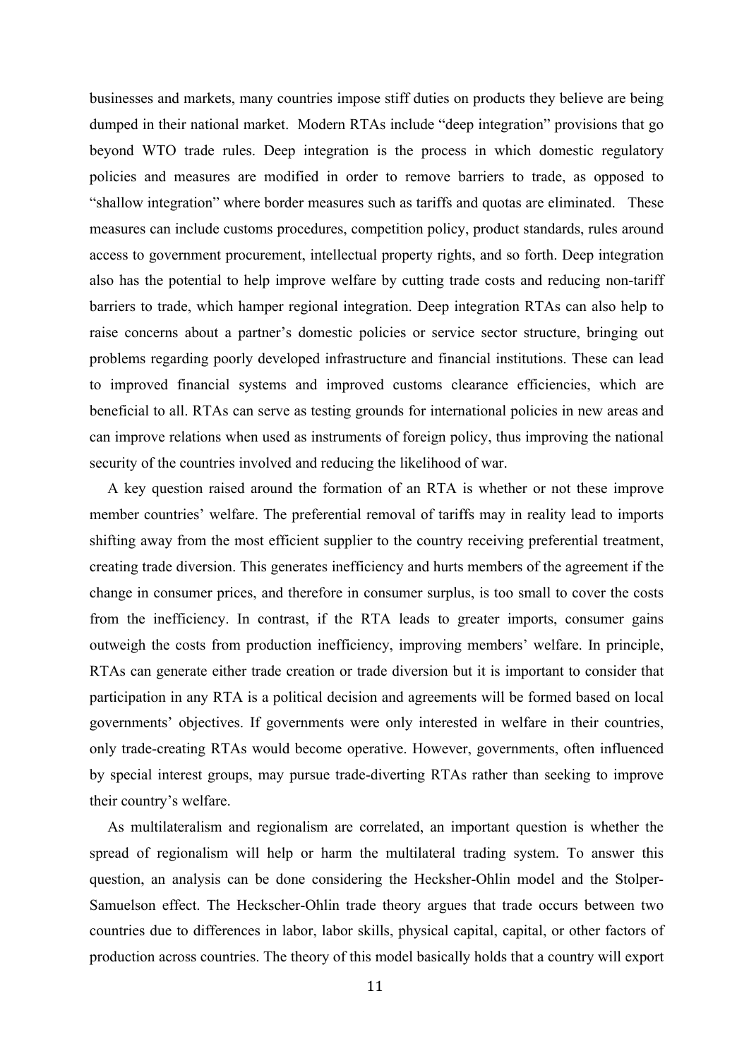businesses and markets, many countries impose stiff duties on products they believe are being dumped in their national market. Modern RTAs include "deep integration" provisions that go beyond WTO trade rules. Deep integration is the process in which domestic regulatory policies and measures are modified in order to remove barriers to trade, as opposed to "shallow integration" where border measures such as tariffs and quotas are eliminated. These measures can include customs procedures, competition policy, product standards, rules around access to government procurement, intellectual property rights, and so forth. Deep integration also has the potential to help improve welfare by cutting trade costs and reducing non-tariff barriers to trade, which hamper regional integration. Deep integration RTAs can also help to raise concerns about a partner's domestic policies or service sector structure, bringing out problems regarding poorly developed infrastructure and financial institutions. These can lead to improved financial systems and improved customs clearance efficiencies, which are beneficial to all. RTAs can serve as testing grounds for international policies in new areas and can improve relations when used as instruments of foreign policy, thus improving the national security of the countries involved and reducing the likelihood of war.

A key question raised around the formation of an RTA is whether or not these improve member countries' welfare. The preferential removal of tariffs may in reality lead to imports shifting away from the most efficient supplier to the country receiving preferential treatment, creating trade diversion. This generates inefficiency and hurts members of the agreement if the change in consumer prices, and therefore in consumer surplus, is too small to cover the costs from the inefficiency. In contrast, if the RTA leads to greater imports, consumer gains outweigh the costs from production inefficiency, improving members' welfare. In principle, RTAs can generate either trade creation or trade diversion but it is important to consider that participation in any RTA is a political decision and agreements will be formed based on local governments' objectives. If governments were only interested in welfare in their countries, only trade-creating RTAs would become operative. However, governments, often influenced by special interest groups, may pursue trade-diverting RTAs rather than seeking to improve their country's welfare.

As multilateralism and regionalism are correlated, an important question is whether the spread of regionalism will help or harm the multilateral trading system. To answer this question, an analysis can be done considering the Hecksher-Ohlin model and the Stolper-Samuelson effect. The Heckscher-Ohlin trade theory argues that trade occurs between two countries due to differences in labor, labor skills, physical capital, capital, or other factors of production across countries. The theory of this model basically holds that a country will export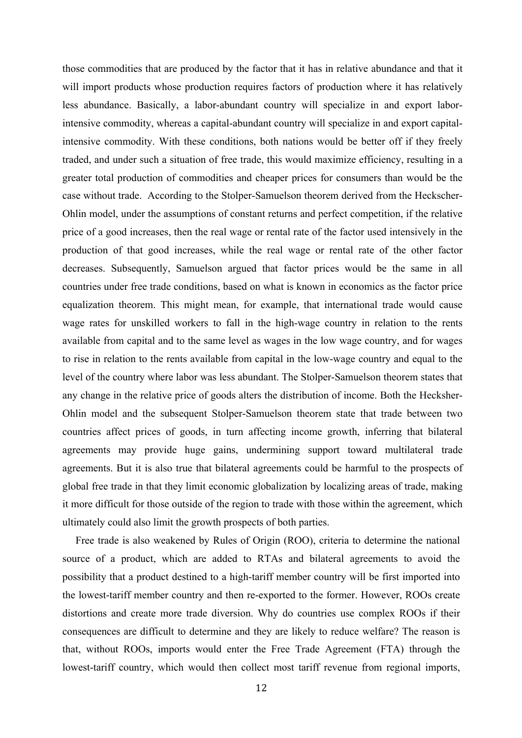those commodities that are produced by the factor that it has in relative abundance and that it will import products whose production requires factors of production where it has relatively less abundance. Basically, a labor-abundant country will specialize in and export labor-intensive commodity, whereas a capital-abundant country will specialize in and export capital-intensive commodity. With these conditions, both nations would be better off if they freely traded, and under such a situation of free trade, this would maximize efficiency, resulting in a greater total production of commodities and cheaper prices for consumers than would be the case without trade. According to the Stolper-Samuelson theorem derived from the Heckscher-Ohlin model, under the assumptions of constant returns and perfect competition, if the relative price of a good increases, then the real wage or rental rate of the factor used intensively in the production of that good increases, while the real wage or rental rate of the other factor decreases. Subsequently, Samuelson argued that factor prices would be the same in all countries under free trade conditions, based on what is known in economics as the factor price equalization theorem. This might mean, for example, that international trade would cause wage rates for unskilled workers to fall in the high-wage country in relation to the rents available from capital and to the same level as wages in the low wage country, and for wages to rise in relation to the rents available from capital in the low-wage country and equal to the level of the country where labor was less abundant. The Stolper-Samuelson theorem states that any change in the relative price of goods alters the distribution of income. Both the Hecksher-Ohlin model and the subsequent Stolper-Samuelson theorem state that trade between two countries affect prices of goods, in turn affecting income growth, inferring that bilateral agreements may provide huge gains, undermining support toward multilateral trade agreements. But it is also true that bilateral agreements could be harmful to the prospects of global free trade in that they limit economic globalization by localizing areas of trade, making it more difficult for those outside of the region to trade with those within the agreement, which ultimately could also limit the growth prospects of both parties.

Free trade is also weakened by Rules of Origin (ROO), criteria to determine the national source of a product, which are added to RTAs and bilateral agreements to avoid the possibility that a product destined to a high-tariff member country will be first imported into the lowest-tariff member country and then re-exported to the former. However, ROOs create distortions and create more trade diversion. Why do countries use complex ROOs if their consequences are difficult to determine and they are likely to reduce welfare? The reason is that, without ROOs, imports would enter the Free Trade Agreement (FTA) through the lowest-tariff country, which would then collect most tariff revenue from regional imports,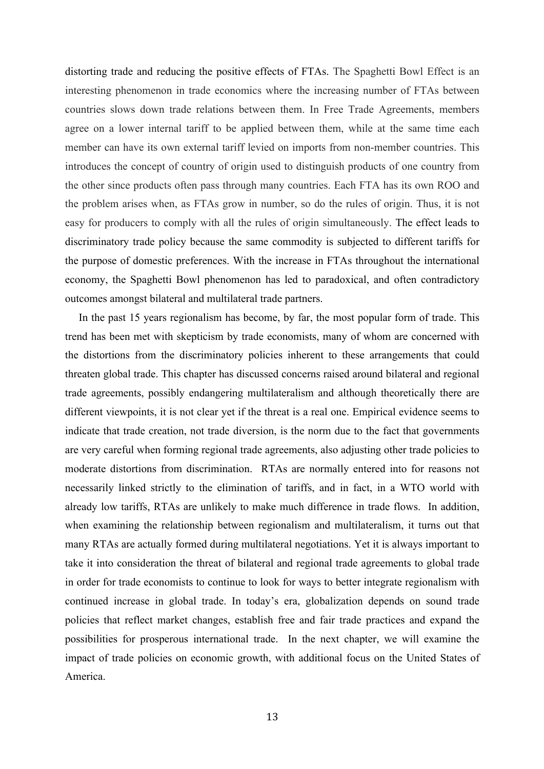distorting trade and reducing the positive effects of FTAs. The Spaghetti Bowl Effect is an interesting phenomenon in trade economics where the increasing number of FTAs between countries slows down trade relations between them. In Free Trade Agreements, members agree on a lower internal tariff to be applied between them, while at the same time each member can have its own external tariff levied on imports from non-member countries. This introduces the concept of country of origin used to distinguish products of one country from the other since products often pass through many countries. Each FTA has its own ROO and the problem arises when, as FTAs grow in number, so do the rules of origin. Thus, it is not easy for producers to comply with all the rules of origin simultaneously. The effect leads to discriminatory trade policy because the same commodity is subjected to different tariffs for the purpose of domestic preferences. With the increase in FTAs throughout the international economy, the Spaghetti Bowl phenomenon has led to paradoxical, and often contradictory outcomes amongst bilateral and multilateral trade partners.

In the past 15 years regionalism has become, by far, the most popular form of trade. This trend has been met with skepticism by trade economists, many of whom are concerned with the distortions from the discriminatory policies inherent to these arrangements that could threaten global trade. This chapter has discussed concerns raised around bilateral and regional trade agreements, possibly endangering multilateralism and although theoretically there are different viewpoints, it is not clear yet if the threat is a real one. Empirical evidence seems to indicate that trade creation, not trade diversion, is the norm due to the fact that governments are very careful when forming regional trade agreements, also adjusting other trade policies to moderate distortions from discrimination. RTAs are normally entered into for reasons not necessarily linked strictly to the elimination of tariffs, and in fact, in a WTO world with already low tariffs, RTAs are unlikely to make much difference in trade flows. In addition, when examining the relationship between regionalism and multilateralism, it turns out that many RTAs are actually formed during multilateral negotiations. Yet it is always important to take it into consideration the threat of bilateral and regional trade agreements to global trade in order for trade economists to continue to look for ways to better integrate regionalism with continued increase in global trade. In today's era, globalization depends on sound trade policies that reflect market changes, establish free and fair trade practices and expand the possibilities for prosperous international trade. In the next chapter, we will examine the impact of trade policies on economic growth, with additional focus on the United States of America.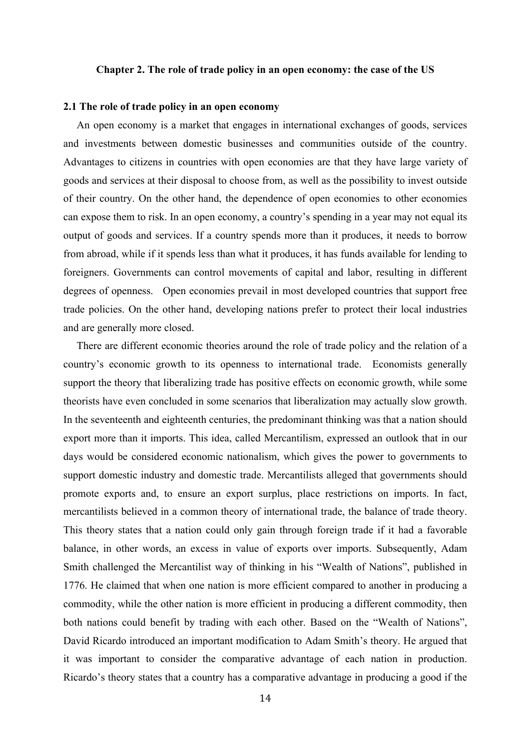# Chapter 2. The role of trade policy in an open economy: the case of the US

## 2.1 The role of trade policy in an open economy

An open economy is a market that engages in international exchanges of goods, services and investments between domestic businesses and communities outside of the country. Advantages to citizens in countries with open economies are that they have large variety of goods and services at their disposal to choose from, as well as the possibility to invest outside of their country. On the other hand, the dependence of open economies to other economies can expose them to risk. In an open economy, a country's spending in a year may not equal its output of goods and services. If a country spends more than it produces, it needs to borrow from abroad, while if it spends less than what it produces, it has funds available for lending to foreigners. Governments can control movements of capital and labor, resulting in different degrees of openness. Open economies prevail in most developed countries that support free trade policies. On the other hand, developing nations prefer to protect their local industries and are generally more closed.

There are different economic theories around the role of trade policy and the relation of a country's economic growth to its openness to international trade. Economists generally support the theory that liberalizing trade has positive effects on economic growth, while some theorists have even concluded in some scenarios that liberalization may actually slow growth. In the seventeenth and eighteenth centuries, the predominant thinking was that a nation should export more than it imports. This idea, called Mercantilism, expressed an outlook that in our days would be considered economic nationalism, which gives the power to governments to support domestic industry and domestic trade. Mercantilists alleged that governments should promote exports and, to ensure an export surplus, place restrictions on imports. In fact, mercantilists believed in a common theory of international trade, the balance of trade theory. This theory states that a nation could only gain through foreign trade if it had a favorable balance, in other words, an excess in value of exports over imports. Subsequently, Adam Smith challenged the Mercantilist way of thinking in his "Wealth of Nations", published in 1776. He claimed that when one nation is more efficient compared to another in producing a commodity, while the other nation is more efficient in producing a different commodity, then both nations could benefit by trading with each other. Based on the "Wealth of Nations", David Ricardo introduced an important modification to Adam Smith's theory. He argued that it was important to consider the comparative advantage of each nation in production. Ricardo's theory states that a country has a comparative advantage in producing a good if the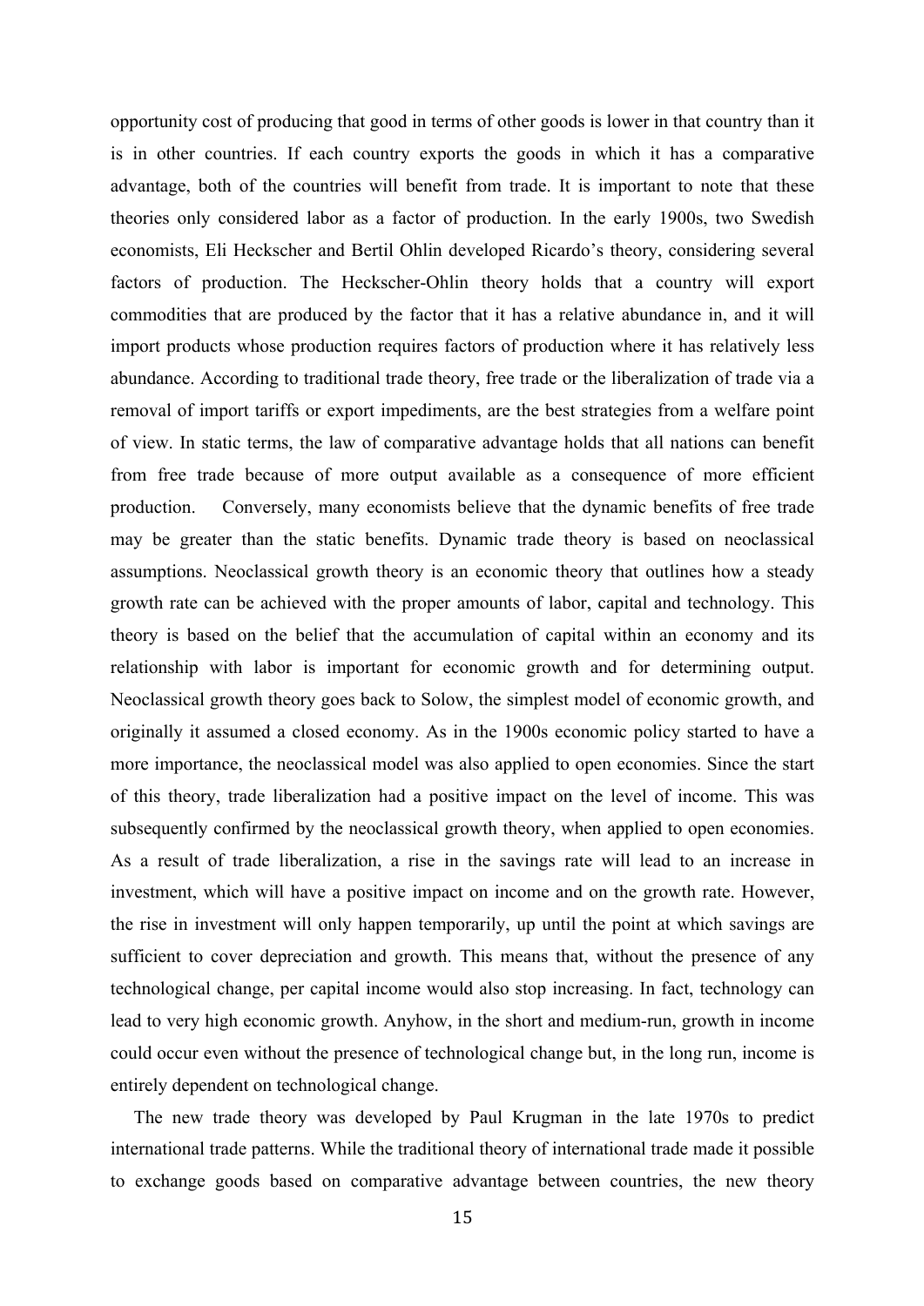opportunity cost of producing that good in terms of other goods is lower in that country than it is in other countries. If each country exports the goods in which it has a comparative advantage, both of the countries will benefit from trade. It is important to note that these theories only considered labor as a factor of production. In the early 1900s, two Swedish economists, Eli Heckscher and Bertil Ohlin developed Ricardo's theory, considering several factors of production. The Heckscher-Ohlin theory holds that a country will export commodities that are produced by the factor that it has a relative abundance in, and it will import products whose production requires factors of production where it has relatively less abundance. According to traditional trade theory, free trade or the liberalization of trade via a removal of import tariffs or export impediments, are the best strategies from a welfare point of view. In static terms, the law of comparative advantage holds that all nations can benefit from free trade because of more output available as a consequence of more efficient production. Conversely, many economists believe that the dynamic benefits of free trade may be greater than the static benefits. Dynamic trade theory is based on neoclassical assumptions. Neoclassical growth theory is an economic theory that outlines how a steady growth rate can be achieved with the proper amounts of labor, capital and technology. This theory is based on the belief that the accumulation of capital within an economy and its relationship with labor is important for economic growth and for determining output. Neoclassical growth theory goes back to Solow, the simplest model of economic growth, and originally it assumed a closed economy. As in the 1900s economic policy started to have a more importance, the neoclassical model was also applied to open economies. Since the start of this theory, trade liberalization had a positive impact on the level of income. This was subsequently confirmed by the neoclassical growth theory, when applied to open economies. As a result of trade liberalization, a rise in the savings rate will lead to an increase in investment, which will have a positive impact on income and on the growth rate. However, the rise in investment will only happen temporarily, up until the point at which savings are sufficient to cover depreciation and growth. This means that, without the presence of any technological change, per capital income would also stop increasing. In fact, technology can lead to very high economic growth. Anyhow, in the short and medium-run, growth in income could occur even without the presence of technological change but, in the long run, income is entirely dependent on technological change.

The new trade theory was developed by Paul Krugman in the late 1970s to predict international trade patterns. While the traditional theory of international trade made it possible to exchange goods based on comparative advantage between countries, the new theory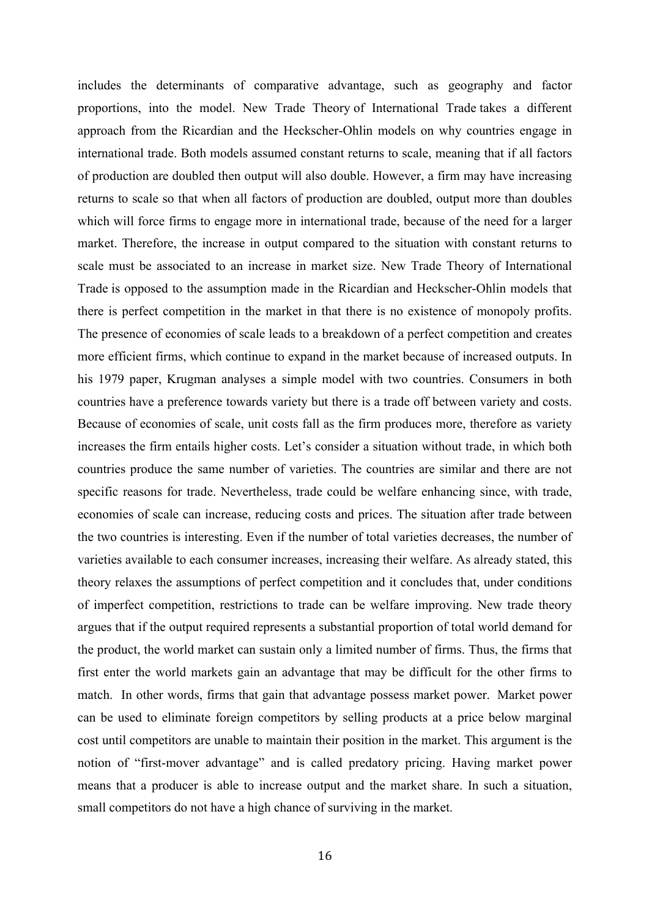includes the determinants of comparative advantage, such as geography and factor proportions, into the model. New Trade Theory of International Trade takes a different approach from the Ricardian and the Heckscher-Ohlin models on why countries engage in international trade. Both models assumed constant returns to scale, meaning that if all factors of production are doubled then output will also double. However, a firm may have increasing returns to scale so that when all factors of production are doubled, output more than doubles which will force firms to engage more in international trade, because of the need for a larger market. Therefore, the increase in output compared to the situation with constant returns to scale must be associated to an increase in market size. New Trade Theory of International Trade is opposed to the assumption made in the Ricardian and Heckscher-Ohlin models that there is perfect competition in the market in that there is no existence of monopoly profits. The presence of economies of scale leads to a breakdown of a perfect competition and creates more efficient firms, which continue to expand in the market because of increased outputs. In his 1979 paper, Krugman analyses a simple model with two countries. Consumers in both countries have a preference towards variety but there is a trade off between variety and costs. Because of economies of scale, unit costs fall as the firm produces more, therefore as variety increases the firm entails higher costs. Let's consider a situation without trade, in which both countries produce the same number of varieties. The countries are similar and there are not specific reasons for trade. Nevertheless, trade could be welfare enhancing since, with trade, economies of scale can increase, reducing costs and prices. The situation after trade between the two countries is interesting. Even if the number of total varieties decreases, the number of varieties available to each consumer increases, increasing their welfare. As already stated, this theory relaxes the assumptions of perfect competition and it concludes that, under conditions of imperfect competition, restrictions to trade can be welfare improving. New trade theory argues that if the output required represents a substantial proportion of total world demand for the product, the world market can sustain only a limited number of firms. Thus, the firms that first enter the world markets gain an advantage that may be difficult for the other firms to match. In other words, firms that gain that advantage possess market power. Market power can be used to eliminate foreign competitors by selling products at a price below marginal cost until competitors are unable to maintain their position in the market. This argument is the notion of "first-mover advantage" and is called predatory pricing. Having market power means that a producer is able to increase output and the market share. In such a situation, small competitors do not have a high chance of surviving in the market.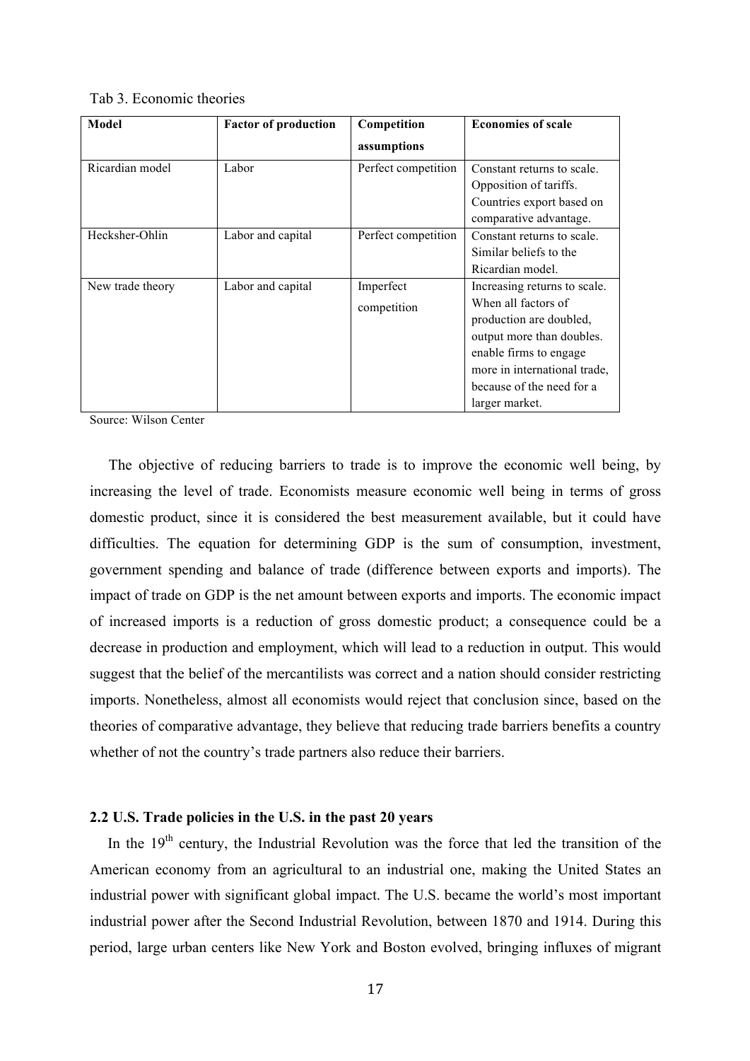Tab 3. Economic theories

| Model | Factor of production | Competition assumptions | Economies of scale |
| --- | --- | --- | --- |
| Ricardian model | Labor | Perfect competition | Constant returns to scale. Opposition of tariffs. Countries export based on comparative advantage. |
| Hecksher-Ohlin | Labor and capital | Perfect competition | Constant returns to scale. Similar beliefs to the Ricardian model. |
| New trade theory | Labor and capital | Imperfect competition | Increasing returns to scale. When all factors of production are doubled, output more than doubles. enable firms to engage more in international trade, because of the need for a larger market. |

Source: Wilson Center

The objective of reducing barriers to trade is to improve the economic well being, by increasing the level of trade. Economists measure economic well being in terms of gross domestic product, since it is considered the best measurement available, but it could have difficulties. The equation for determining GDP is the sum of consumption, investment, government spending and balance of trade (difference between exports and imports). The impact of trade on GDP is the net amount between exports and imports. The economic impact of increased imports is a reduction of gross domestic product; a consequence could be a decrease in production and employment, which will lead to a reduction in output. This would suggest that the belief of the mercantilists was correct and a nation should consider restricting imports. Nonetheless, almost all economists would reject that conclusion since, based on the theories of comparative advantage, they believe that reducing trade barriers benefits a country whether of not the country's trade partners also reduce their barriers.

### 2.2 U.S. Trade policies in the U.S. in the past 20 years

In the 19th century, the Industrial Revolution was the force that led the transition of the American economy from an agricultural to an industrial one, making the United States an industrial power with significant global impact. The U.S. became the world's most important industrial power after the Second Industrial Revolution, between 1870 and 1914. During this period, large urban centers like New York and Boston evolved, bringing influxes of migrant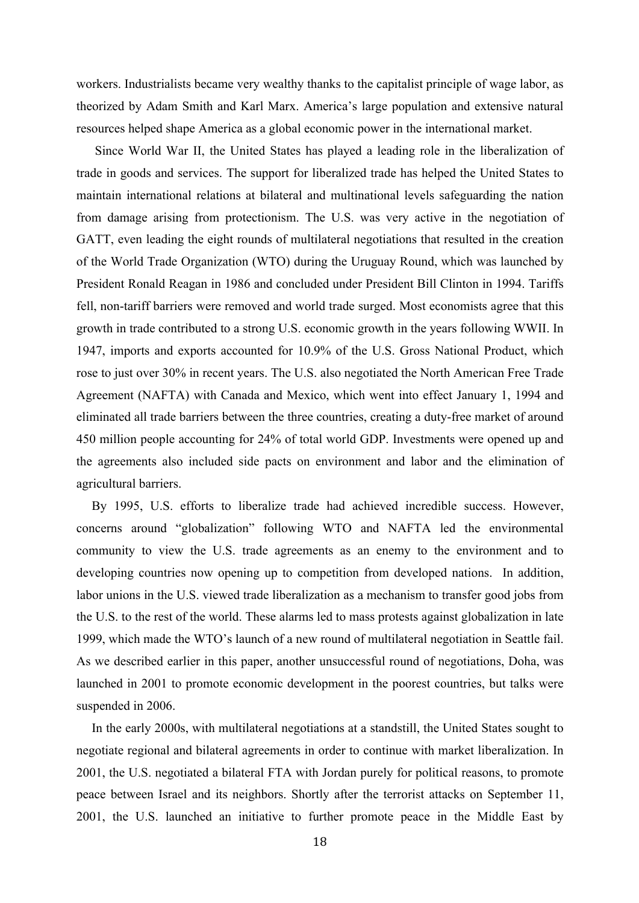workers. Industrialists became very wealthy thanks to the capitalist principle of wage labor, as theorized by Adam Smith and Karl Marx. America's large population and extensive natural resources helped shape America as a global economic power in the international market.

Since World War II, the United States has played a leading role in the liberalization of trade in goods and services. The support for liberalized trade has helped the United States to maintain international relations at bilateral and multinational levels safeguarding the nation from damage arising from protectionism. The U.S. was very active in the negotiation of GATT, even leading the eight rounds of multilateral negotiations that resulted in the creation of the World Trade Organization (WTO) during the Uruguay Round, which was launched by President Ronald Reagan in 1986 and concluded under President Bill Clinton in 1994. Tariffs fell, non-tariff barriers were removed and world trade surged. Most economists agree that this growth in trade contributed to a strong U.S. economic growth in the years following WWII. In 1947, imports and exports accounted for 10.9% of the U.S. Gross National Product, which rose to just over 30% in recent years. The U.S. also negotiated the North American Free Trade Agreement (NAFTA) with Canada and Mexico, which went into effect January 1, 1994 and eliminated all trade barriers between the three countries, creating a duty-free market of around 450 million people accounting for 24% of total world GDP. Investments were opened up and the agreements also included side pacts on environment and labor and the elimination of agricultural barriers.

By 1995, U.S. efforts to liberalize trade had achieved incredible success. However, concerns around "globalization" following WTO and NAFTA led the environmental community to view the U.S. trade agreements as an enemy to the environment and to developing countries now opening up to competition from developed nations. In addition, labor unions in the U.S. viewed trade liberalization as a mechanism to transfer good jobs from the U.S. to the rest of the world. These alarms led to mass protests against globalization in late 1999, which made the WTO's launch of a new round of multilateral negotiation in Seattle fail. As we described earlier in this paper, another unsuccessful round of negotiations, Doha, was launched in 2001 to promote economic development in the poorest countries, but talks were suspended in 2006.

In the early 2000s, with multilateral negotiations at a standstill, the United States sought to negotiate regional and bilateral agreements in order to continue with market liberalization. In 2001, the U.S. negotiated a bilateral FTA with Jordan purely for political reasons, to promote peace between Israel and its neighbors. Shortly after the terrorist attacks on September 11, 2001, the U.S. launched an initiative to further promote peace in the Middle East by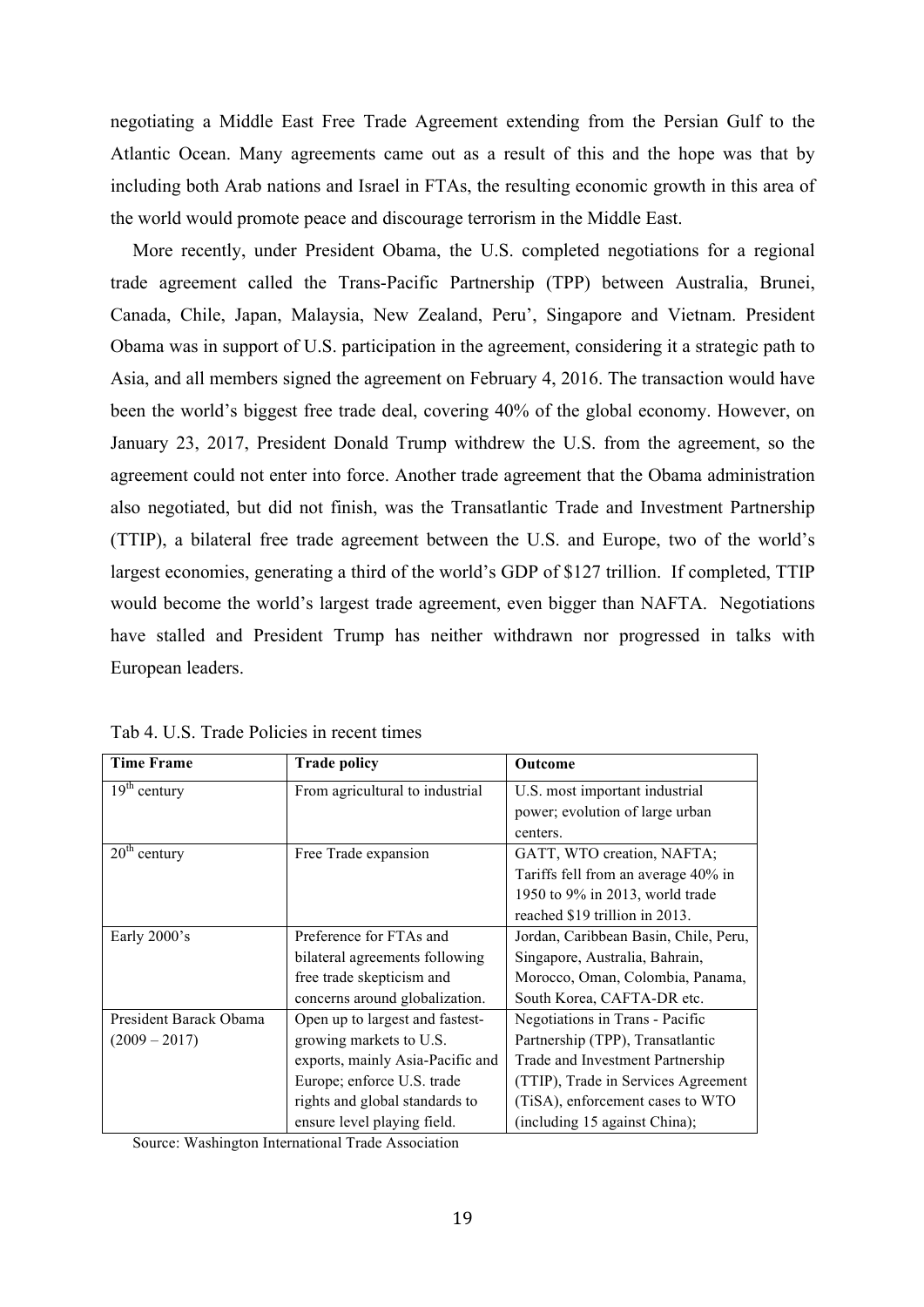negotiating a Middle East Free Trade Agreement extending from the Persian Gulf to the Atlantic Ocean. Many agreements came out as a result of this and the hope was that by including both Arab nations and Israel in FTAs, the resulting economic growth in this area of the world would promote peace and discourage terrorism in the Middle East.

More recently, under President Obama, the U.S. completed negotiations for a regional trade agreement called the Trans-Pacific Partnership (TPP) between Australia, Brunei, Canada, Chile, Japan, Malaysia, New Zealand, Peru', Singapore and Vietnam. President Obama was in support of U.S. participation in the agreement, considering it a strategic path to Asia, and all members signed the agreement on February 4, 2016. The transaction would have been the world's biggest free trade deal, covering 40% of the global economy. However, on January 23, 2017, President Donald Trump withdrew the U.S. from the agreement, so the agreement could not enter into force. Another trade agreement that the Obama administration also negotiated, but did not finish, was the Transatlantic Trade and Investment Partnership (TTIP), a bilateral free trade agreement between the U.S. and Europe, two of the world's largest economies, generating a third of the world's GDP of $127 trillion. If completed, TTIP would become the world's largest trade agreement, even bigger than NAFTA. Negotiations have stalled and President Trump has neither withdrawn nor progressed in talks with European leaders.

Tab 4. U.S. Trade Policies in recent times

| Time Frame | Trade policy | Outcome |
| --- | --- | --- |
| 19th century | From agricultural to industrial | U.S. most important industrial power; evolution of large urban centers. |
| 20th century | Free Trade expansion | GATT, WTO creation, NAFTA; Tariffs fell from an average 40% in 1950 to 9% in 2013, world trade reached $19 trillion in 2013. |
| Early 2000's | Preference for FTAs and bilateral agreements following free trade skepticism and concerns around globalization. | Jordan, Caribbean Basin, Chile, Peru, Singapore, Australia, Bahrain, Morocco, Oman, Colombia, Panama, South Korea, CAFTA-DR etc. |
| President Barack Obama (2009 – 2017) | Open up to largest and fastest-growing markets to U.S. exports, mainly Asia-Pacific and Europe; enforce U.S. trade rights and global standards to ensure level playing field. | Negotiations in Trans - Pacific Partnership (TPP), Transatlantic Trade and Investment Partnership (TTIP), Trade in Services Agreement (TiSA), enforcement cases to WTO (including 15 against China); |

Source: Washington International Trade Association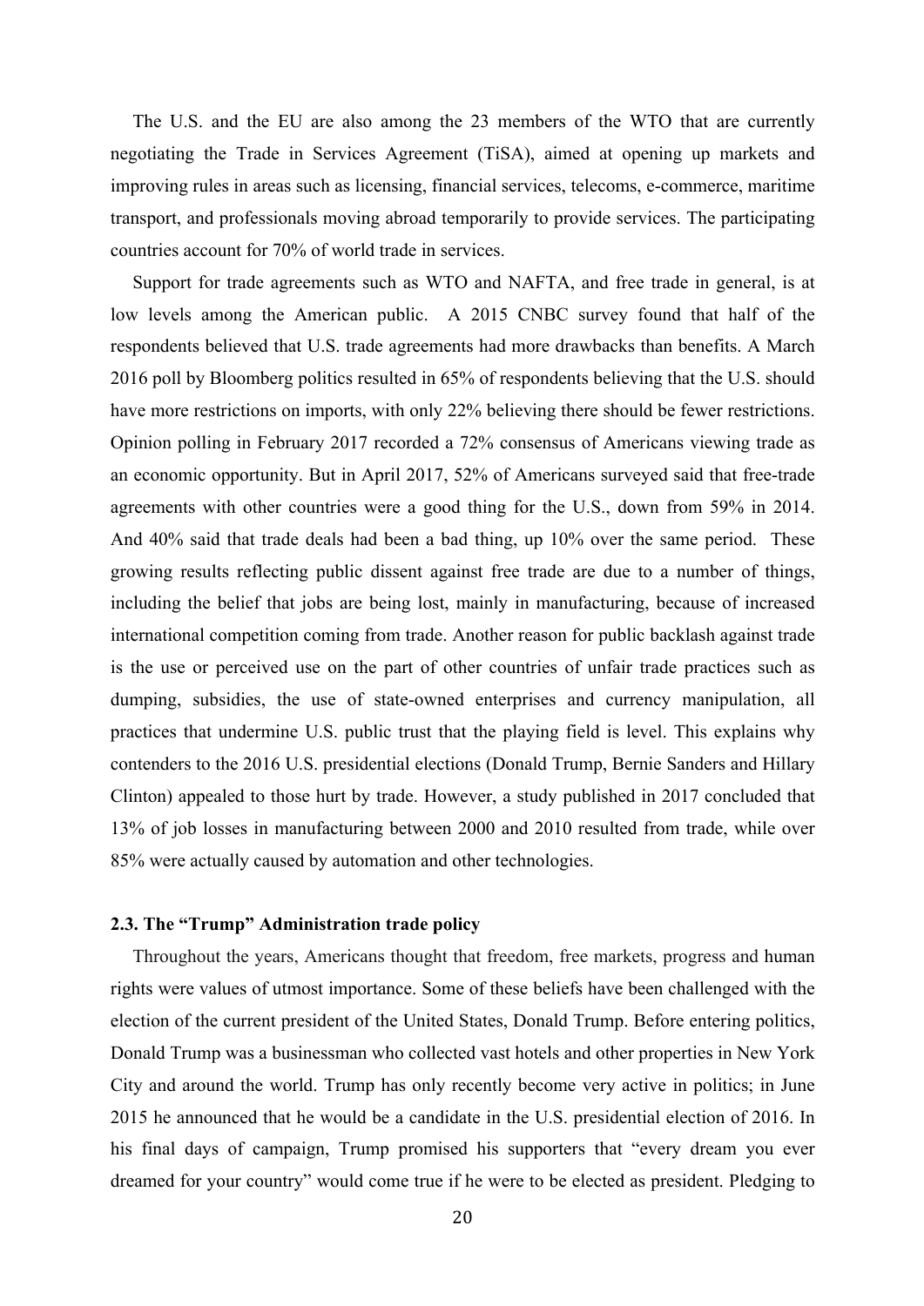The U.S. and the EU are also among the 23 members of the WTO that are currently negotiating the Trade in Services Agreement (TiSA), aimed at opening up markets and improving rules in areas such as licensing, financial services, telecoms, e-commerce, maritime transport, and professionals moving abroad temporarily to provide services. The participating countries account for 70% of world trade in services.

Support for trade agreements such as WTO and NAFTA, and free trade in general, is at low levels among the American public. A 2015 CNBC survey found that half of the respondents believed that U.S. trade agreements had more drawbacks than benefits. A March 2016 poll by Bloomberg politics resulted in 65% of respondents believing that the U.S. should have more restrictions on imports, with only 22% believing there should be fewer restrictions. Opinion polling in February 2017 recorded a 72% consensus of Americans viewing trade as an economic opportunity. But in April 2017, 52% of Americans surveyed said that free-trade agreements with other countries were a good thing for the U.S., down from 59% in 2014. And 40% said that trade deals had been a bad thing, up 10% over the same period. These growing results reflecting public dissent against free trade are due to a number of things, including the belief that jobs are being lost, mainly in manufacturing, because of increased international competition coming from trade. Another reason for public backlash against trade is the use or perceived use on the part of other countries of unfair trade practices such as dumping, subsidies, the use of state-owned enterprises and currency manipulation, all practices that undermine U.S. public trust that the playing field is level. This explains why contenders to the 2016 U.S. presidential elections (Donald Trump, Bernie Sanders and Hillary Clinton) appealed to those hurt by trade. However, a study published in 2017 concluded that 13% of job losses in manufacturing between 2000 and 2010 resulted from trade, while over 85% were actually caused by automation and other technologies.

### 2.3. The "Trump" Administration trade policy

Throughout the years, Americans thought that freedom, free markets, progress and human rights were values of utmost importance. Some of these beliefs have been challenged with the election of the current president of the United States, Donald Trump. Before entering politics, Donald Trump was a businessman who collected vast hotels and other properties in New York City and around the world. Trump has only recently become very active in politics; in June 2015 he announced that he would be a candidate in the U.S. presidential election of 2016. In his final days of campaign, Trump promised his supporters that "every dream you ever dreamed for your country" would come true if he were to be elected as president. Pledging to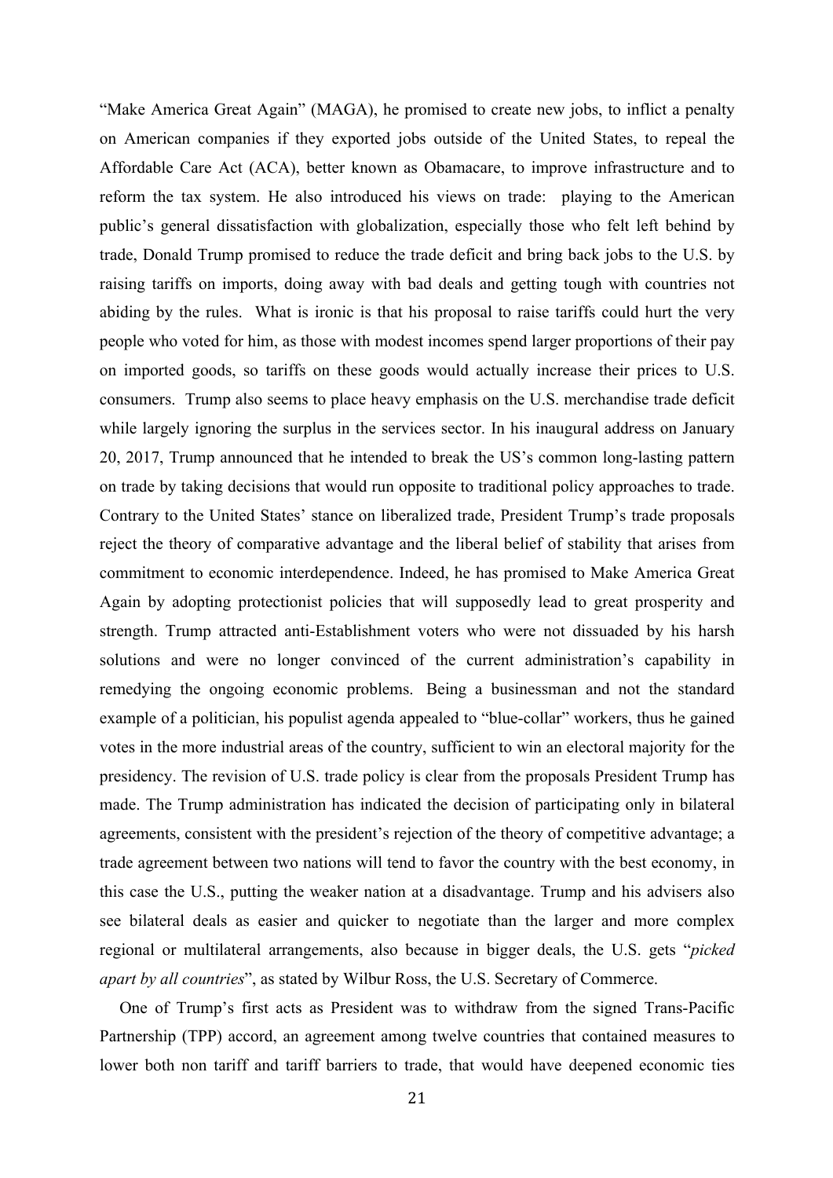"Make America Great Again" (MAGA), he promised to create new jobs, to inflict a penalty on American companies if they exported jobs outside of the United States, to repeal the Affordable Care Act (ACA), better known as Obamacare, to improve infrastructure and to reform the tax system. He also introduced his views on trade:  playing to the American public's general dissatisfaction with globalization, especially those who felt left behind by trade, Donald Trump promised to reduce the trade deficit and bring back jobs to the U.S. by raising tariffs on imports, doing away with bad deals and getting tough with countries not abiding by the rules.  What is ironic is that his proposal to raise tariffs could hurt the very people who voted for him, as those with modest incomes spend larger proportions of their pay on imported goods, so tariffs on these goods would actually increase their prices to U.S. consumers.  Trump also seems to place heavy emphasis on the U.S. merchandise trade deficit while largely ignoring the surplus in the services sector. In his inaugural address on January 20, 2017, Trump announced that he intended to break the US's common long-lasting pattern on trade by taking decisions that would run opposite to traditional policy approaches to trade. Contrary to the United States' stance on liberalized trade, President Trump's trade proposals reject the theory of comparative advantage and the liberal belief of stability that arises from commitment to economic interdependence. Indeed, he has promised to Make America Great Again by adopting protectionist policies that will supposedly lead to great prosperity and strength. Trump attracted anti-Establishment voters who were not dissuaded by his harsh solutions and were no longer convinced of the current administration's capability in remedying the ongoing economic problems.  Being a businessman and not the standard example of a politician, his populist agenda appealed to "blue-collar" workers, thus he gained votes in the more industrial areas of the country, sufficient to win an electoral majority for the presidency. The revision of U.S. trade policy is clear from the proposals President Trump has made. The Trump administration has indicated the decision of participating only in bilateral agreements, consistent with the president's rejection of the theory of competitive advantage; a trade agreement between two nations will tend to favor the country with the best economy, in this case the U.S., putting the weaker nation at a disadvantage. Trump and his advisers also see bilateral deals as easier and quicker to negotiate than the larger and more complex regional or multilateral arrangements, also because in bigger deals, the U.S. gets "*picked apart by all countries*", as stated by Wilbur Ross, the U.S. Secretary of Commerce.

One of Trump's first acts as President was to withdraw from the signed Trans-Pacific Partnership (TPP) accord, an agreement among twelve countries that contained measures to lower both non tariff and tariff barriers to trade, that would have deepened economic ties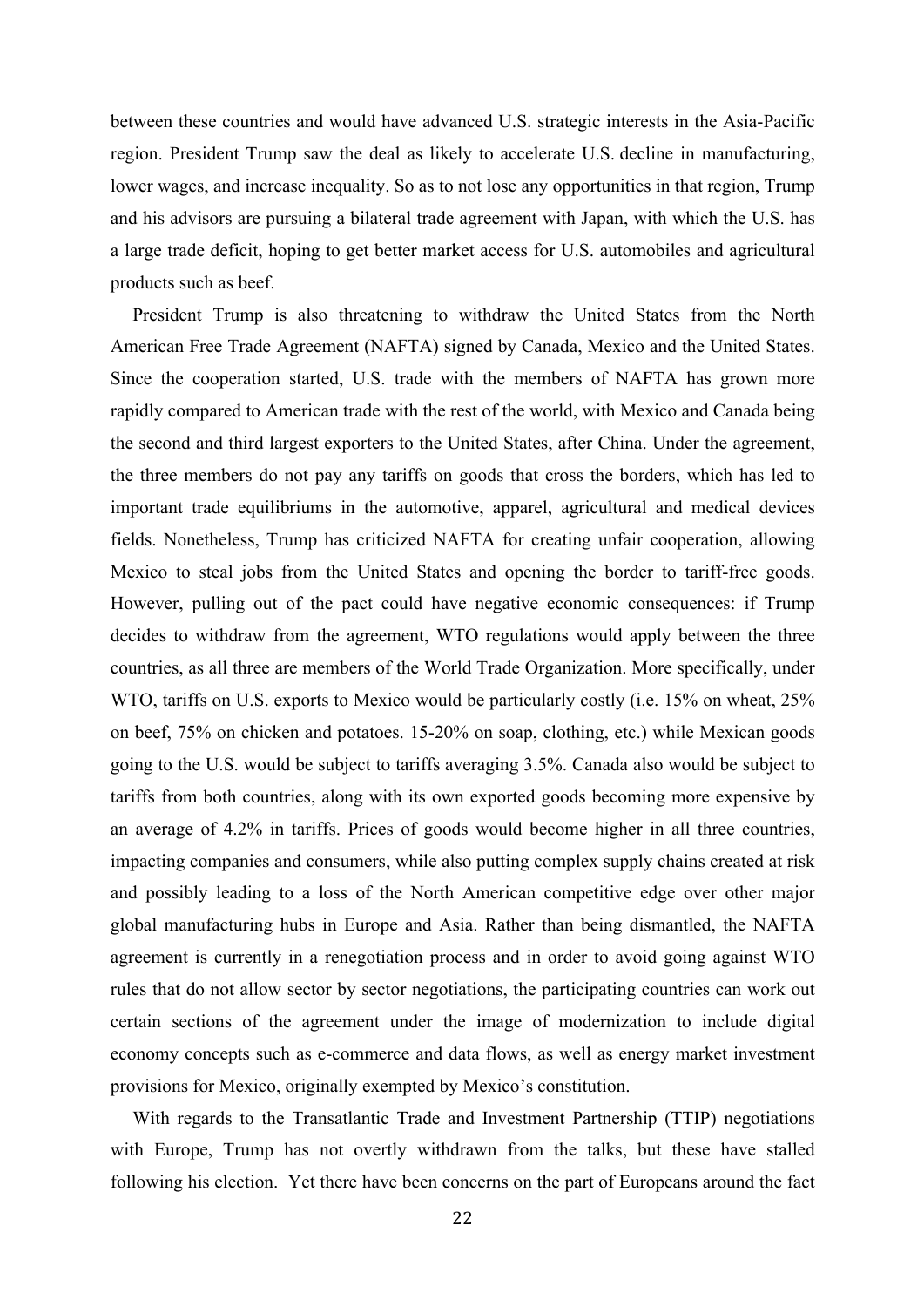between these countries and would have advanced U.S. strategic interests in the Asia-Pacific region. President Trump saw the deal as likely to accelerate U.S. decline in manufacturing, lower wages, and increase inequality. So as to not lose any opportunities in that region, Trump and his advisors are pursuing a bilateral trade agreement with Japan, with which the U.S. has a large trade deficit, hoping to get better market access for U.S. automobiles and agricultural products such as beef.

President Trump is also threatening to withdraw the United States from the North American Free Trade Agreement (NAFTA) signed by Canada, Mexico and the United States. Since the cooperation started, U.S. trade with the members of NAFTA has grown more rapidly compared to American trade with the rest of the world, with Mexico and Canada being the second and third largest exporters to the United States, after China. Under the agreement, the three members do not pay any tariffs on goods that cross the borders, which has led to important trade equilibriums in the automotive, apparel, agricultural and medical devices fields. Nonetheless, Trump has criticized NAFTA for creating unfair cooperation, allowing Mexico to steal jobs from the United States and opening the border to tariff-free goods. However, pulling out of the pact could have negative economic consequences: if Trump decides to withdraw from the agreement, WTO regulations would apply between the three countries, as all three are members of the World Trade Organization. More specifically, under WTO, tariffs on U.S. exports to Mexico would be particularly costly (i.e. 15% on wheat, 25% on beef, 75% on chicken and potatoes. 15-20% on soap, clothing, etc.) while Mexican goods going to the U.S. would be subject to tariffs averaging 3.5%. Canada also would be subject to tariffs from both countries, along with its own exported goods becoming more expensive by an average of 4.2% in tariffs. Prices of goods would become higher in all three countries, impacting companies and consumers, while also putting complex supply chains created at risk and possibly leading to a loss of the North American competitive edge over other major global manufacturing hubs in Europe and Asia. Rather than being dismantled, the NAFTA agreement is currently in a renegotiation process and in order to avoid going against WTO rules that do not allow sector by sector negotiations, the participating countries can work out certain sections of the agreement under the image of modernization to include digital economy concepts such as e-commerce and data flows, as well as energy market investment provisions for Mexico, originally exempted by Mexico's constitution.

With regards to the Transatlantic Trade and Investment Partnership (TTIP) negotiations with Europe, Trump has not overtly withdrawn from the talks, but these have stalled following his election. Yet there have been concerns on the part of Europeans around the fact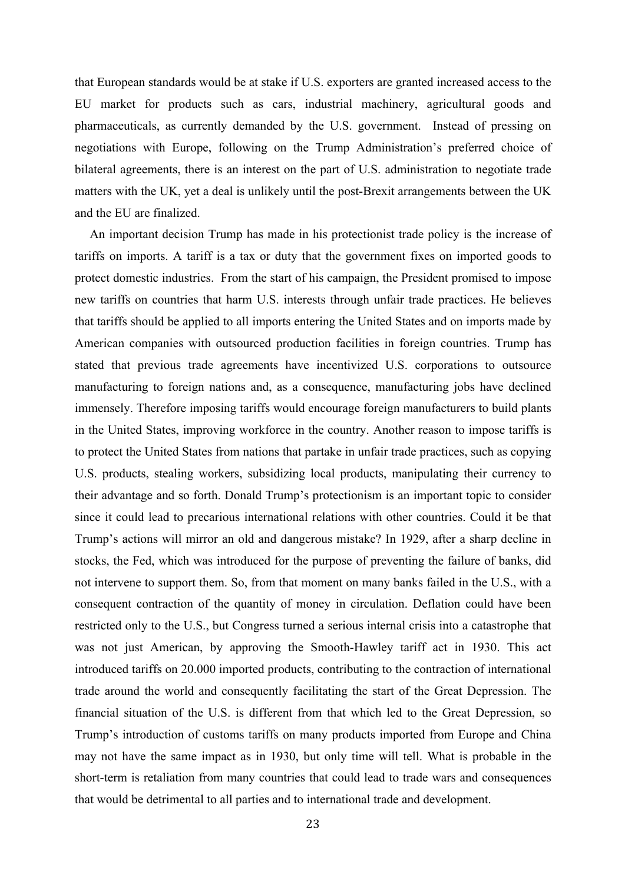that European standards would be at stake if U.S. exporters are granted increased access to the EU market for products such as cars, industrial machinery, agricultural goods and pharmaceuticals, as currently demanded by the U.S. government. Instead of pressing on negotiations with Europe, following on the Trump Administration's preferred choice of bilateral agreements, there is an interest on the part of U.S. administration to negotiate trade matters with the UK, yet a deal is unlikely until the post-Brexit arrangements between the UK and the EU are finalized.

An important decision Trump has made in his protectionist trade policy is the increase of tariffs on imports. A tariff is a tax or duty that the government fixes on imported goods to protect domestic industries. From the start of his campaign, the President promised to impose new tariffs on countries that harm U.S. interests through unfair trade practices. He believes that tariffs should be applied to all imports entering the United States and on imports made by American companies with outsourced production facilities in foreign countries. Trump has stated that previous trade agreements have incentivized U.S. corporations to outsource manufacturing to foreign nations and, as a consequence, manufacturing jobs have declined immensely. Therefore imposing tariffs would encourage foreign manufacturers to build plants in the United States, improving workforce in the country. Another reason to impose tariffs is to protect the United States from nations that partake in unfair trade practices, such as copying U.S. products, stealing workers, subsidizing local products, manipulating their currency to their advantage and so forth. Donald Trump's protectionism is an important topic to consider since it could lead to precarious international relations with other countries. Could it be that Trump's actions will mirror an old and dangerous mistake? In 1929, after a sharp decline in stocks, the Fed, which was introduced for the purpose of preventing the failure of banks, did not intervene to support them. So, from that moment on many banks failed in the U.S., with a consequent contraction of the quantity of money in circulation. Deflation could have been restricted only to the U.S., but Congress turned a serious internal crisis into a catastrophe that was not just American, by approving the Smooth-Hawley tariff act in 1930. This act introduced tariffs on 20.000 imported products, contributing to the contraction of international trade around the world and consequently facilitating the start of the Great Depression. The financial situation of the U.S. is different from that which led to the Great Depression, so Trump's introduction of customs tariffs on many products imported from Europe and China may not have the same impact as in 1930, but only time will tell. What is probable in the short-term is retaliation from many countries that could lead to trade wars and consequences that would be detrimental to all parties and to international trade and development.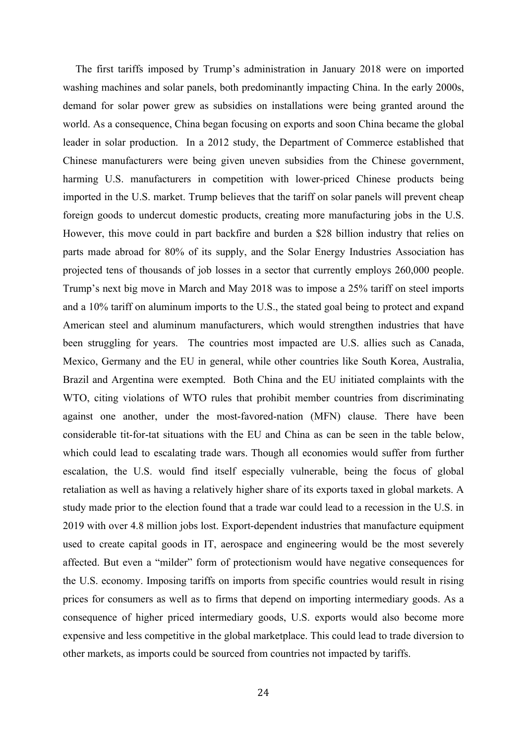The first tariffs imposed by Trump's administration in January 2018 were on imported washing machines and solar panels, both predominantly impacting China. In the early 2000s, demand for solar power grew as subsidies on installations were being granted around the world. As a consequence, China began focusing on exports and soon China became the global leader in solar production. In a 2012 study, the Department of Commerce established that Chinese manufacturers were being given uneven subsidies from the Chinese government, harming U.S. manufacturers in competition with lower-priced Chinese products being imported in the U.S. market. Trump believes that the tariff on solar panels will prevent cheap foreign goods to undercut domestic products, creating more manufacturing jobs in the U.S. However, this move could in part backfire and burden a $28 billion industry that relies on parts made abroad for 80% of its supply, and the Solar Energy Industries Association has projected tens of thousands of job losses in a sector that currently employs 260,000 people. Trump's next big move in March and May 2018 was to impose a 25% tariff on steel imports and a 10% tariff on aluminum imports to the U.S., the stated goal being to protect and expand American steel and aluminum manufacturers, which would strengthen industries that have been struggling for years. The countries most impacted are U.S. allies such as Canada, Mexico, Germany and the EU in general, while other countries like South Korea, Australia, Brazil and Argentina were exempted. Both China and the EU initiated complaints with the WTO, citing violations of WTO rules that prohibit member countries from discriminating against one another, under the most-favored-nation (MFN) clause. There have been considerable tit-for-tat situations with the EU and China as can be seen in the table below, which could lead to escalating trade wars. Though all economies would suffer from further escalation, the U.S. would find itself especially vulnerable, being the focus of global retaliation as well as having a relatively higher share of its exports taxed in global markets. A study made prior to the election found that a trade war could lead to a recession in the U.S. in 2019 with over 4.8 million jobs lost. Export-dependent industries that manufacture equipment used to create capital goods in IT, aerospace and engineering would be the most severely affected. But even a "milder" form of protectionism would have negative consequences for the U.S. economy. Imposing tariffs on imports from specific countries would result in rising prices for consumers as well as to firms that depend on importing intermediary goods. As a consequence of higher priced intermediary goods, U.S. exports would also become more expensive and less competitive in the global marketplace. This could lead to trade diversion to other markets, as imports could be sourced from countries not impacted by tariffs.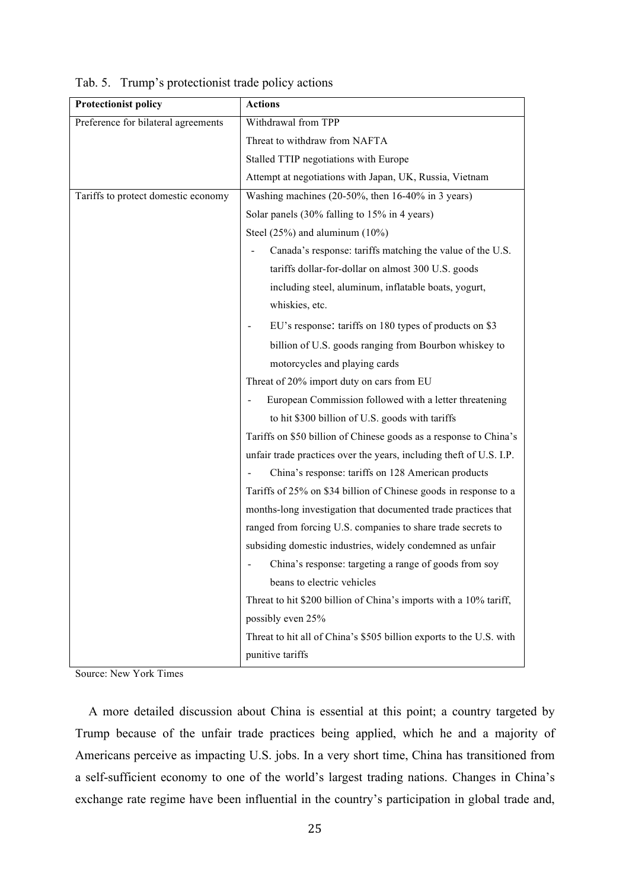Tab. 5. Trump's protectionist trade policy actions

| Protectionist policy | Actions |
|---|---|
| Preference for bilateral agreements | Withdrawal from TPP |
| | Threat to withdraw from NAFTA |
| | Stalled TTIP negotiations with Europe |
| | Attempt at negotiations with Japan, UK, Russia, Vietnam |
| Tariffs to protect domestic economy | Washing machines (20-50%, then 16-40% in 3 years) |
| | Solar panels (30% falling to 15% in 4 years) |
| | Steel (25%) and aluminum (10%) |
| | - Canada's response: tariffs matching the value of the U.S. tariffs dollar-for-dollar on almost 300 U.S. goods including steel, aluminum, inflatable boats, yogurt, whiskies, etc. |
| | - EU's response: tariffs on 180 types of products on $3 billion of U.S. goods ranging from Bourbon whiskey to motorcycles and playing cards |
| | Threat of 20% import duty on cars from EU |
| | - European Commission followed with a letter threatening to hit $300 billion of U.S. goods with tariffs |
| | Tariffs on $50 billion of Chinese goods as a response to China's unfair trade practices over the years, including theft of U.S. I.P. |
| | - China's response: tariffs on 128 American products |
| | Tariffs of 25% on $34 billion of Chinese goods in response to a months-long investigation that documented trade practices that ranged from forcing U.S. companies to share trade secrets to subsiding domestic industries, widely condemned as unfair |
| | - China's response: targeting a range of goods from soy beans to electric vehicles |
| | Threat to hit $200 billion of China's imports with a 10% tariff, possibly even 25% |
| | Threat to hit all of China's $505 billion exports to the U.S. with punitive tariffs |

Source: New York Times

A more detailed discussion about China is essential at this point; a country targeted by Trump because of the unfair trade practices being applied, which he and a majority of Americans perceive as impacting U.S. jobs. In a very short time, China has transitioned from a self-sufficient economy to one of the world's largest trading nations. Changes in China's exchange rate regime have been influential in the country's participation in global trade and,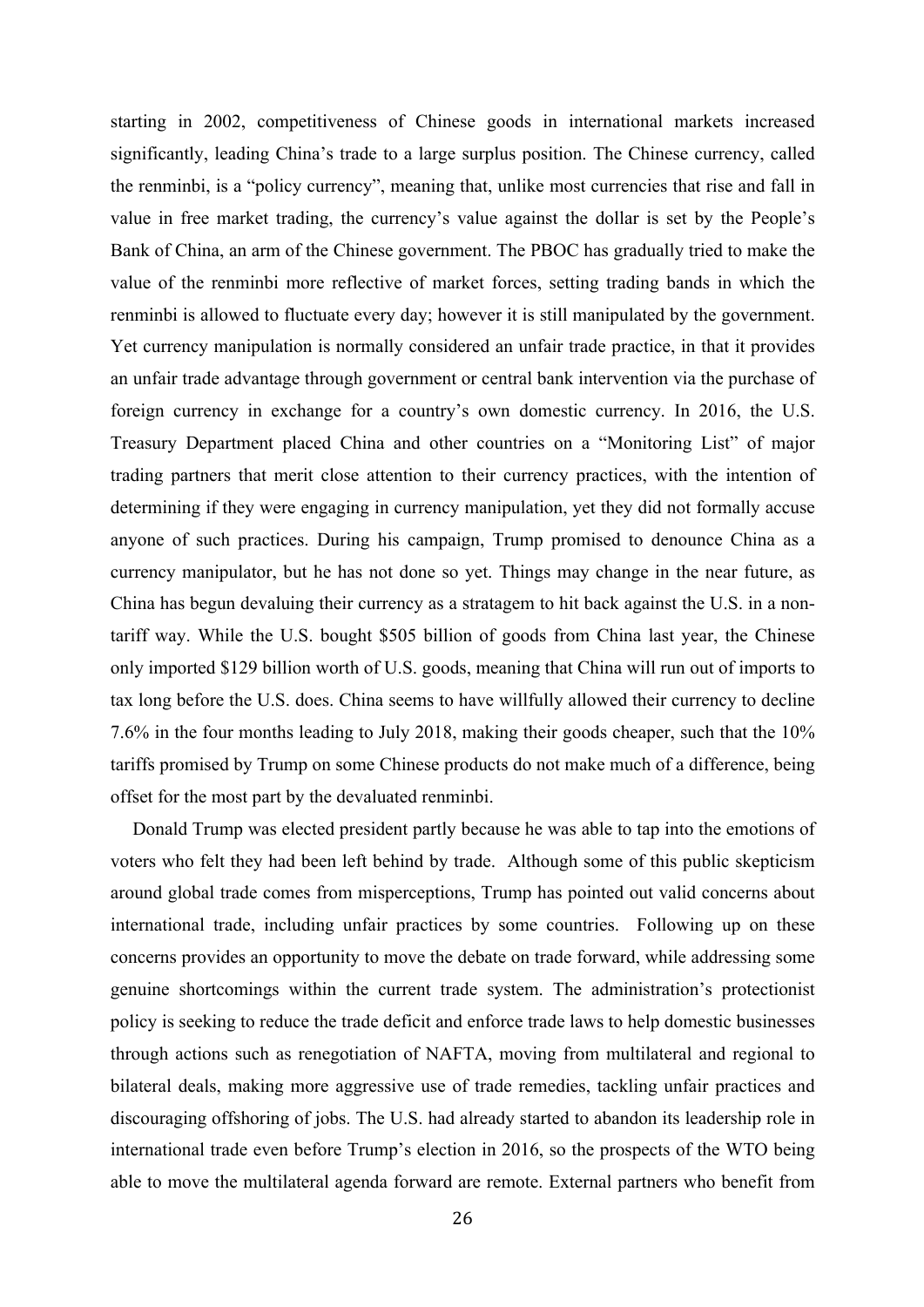starting in 2002, competitiveness of Chinese goods in international markets increased significantly, leading China's trade to a large surplus position. The Chinese currency, called the renminbi, is a "policy currency", meaning that, unlike most currencies that rise and fall in value in free market trading, the currency's value against the dollar is set by the People's Bank of China, an arm of the Chinese government. The PBOC has gradually tried to make the value of the renminbi more reflective of market forces, setting trading bands in which the renminbi is allowed to fluctuate every day; however it is still manipulated by the government. Yet currency manipulation is normally considered an unfair trade practice, in that it provides an unfair trade advantage through government or central bank intervention via the purchase of foreign currency in exchange for a country's own domestic currency. In 2016, the U.S. Treasury Department placed China and other countries on a "Monitoring List" of major trading partners that merit close attention to their currency practices, with the intention of determining if they were engaging in currency manipulation, yet they did not formally accuse anyone of such practices. During his campaign, Trump promised to denounce China as a currency manipulator, but he has not done so yet. Things may change in the near future, as China has begun devaluing their currency as a stratagem to hit back against the U.S. in a non-tariff way. While the U.S. bought $505 billion of goods from China last year, the Chinese only imported $129 billion worth of U.S. goods, meaning that China will run out of imports to tax long before the U.S. does. China seems to have willfully allowed their currency to decline 7.6% in the four months leading to July 2018, making their goods cheaper, such that the 10% tariffs promised by Trump on some Chinese products do not make much of a difference, being offset for the most part by the devaluated renminbi.

Donald Trump was elected president partly because he was able to tap into the emotions of voters who felt they had been left behind by trade. Although some of this public skepticism around global trade comes from misperceptions, Trump has pointed out valid concerns about international trade, including unfair practices by some countries. Following up on these concerns provides an opportunity to move the debate on trade forward, while addressing some genuine shortcomings within the current trade system. The administration's protectionist policy is seeking to reduce the trade deficit and enforce trade laws to help domestic businesses through actions such as renegotiation of NAFTA, moving from multilateral and regional to bilateral deals, making more aggressive use of trade remedies, tackling unfair practices and discouraging offshoring of jobs. The U.S. had already started to abandon its leadership role in international trade even before Trump's election in 2016, so the prospects of the WTO being able to move the multilateral agenda forward are remote. External partners who benefit from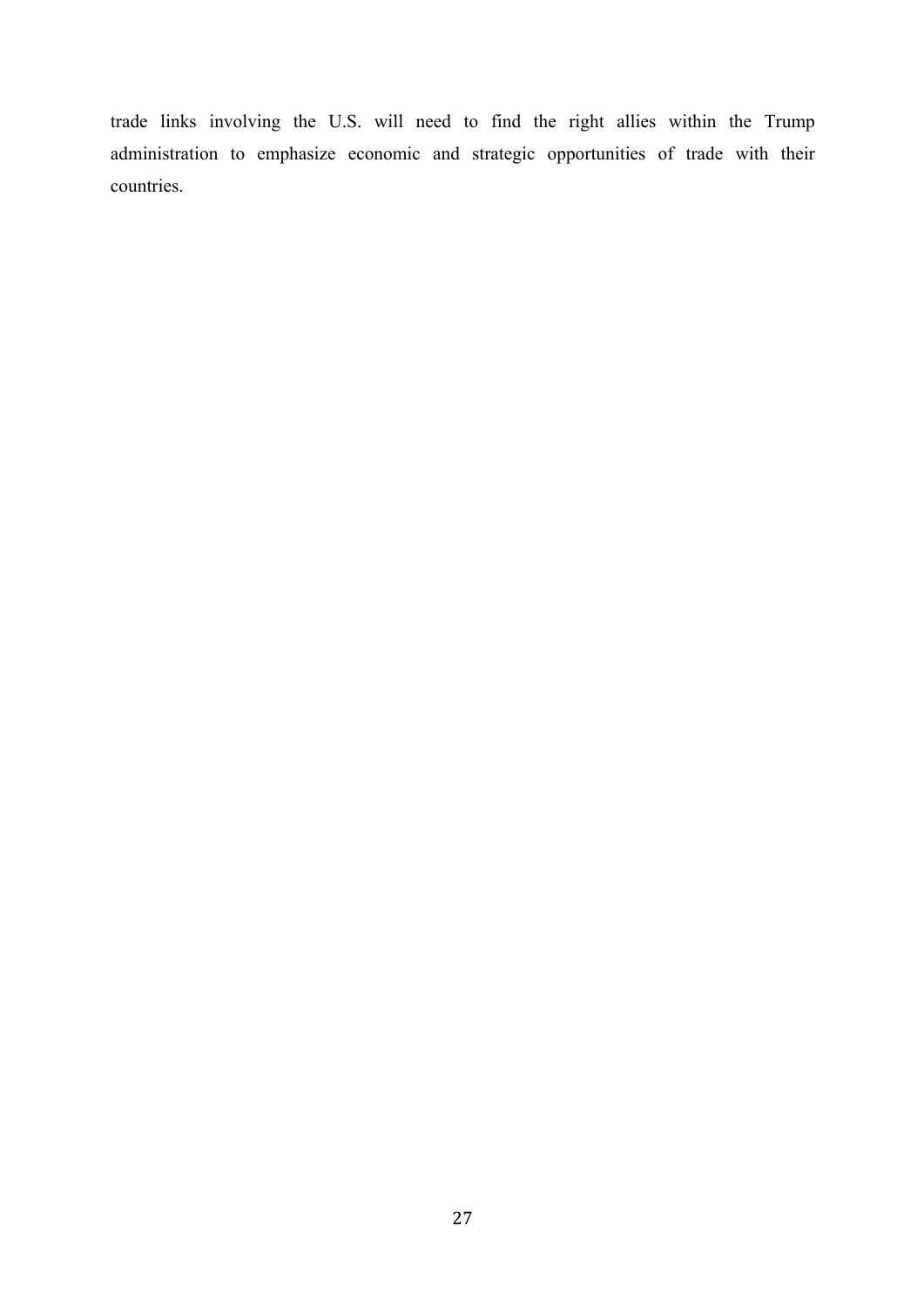trade links involving the U.S. will need to find the right allies within the Trump administration to emphasize economic and strategic opportunities of trade with their countries.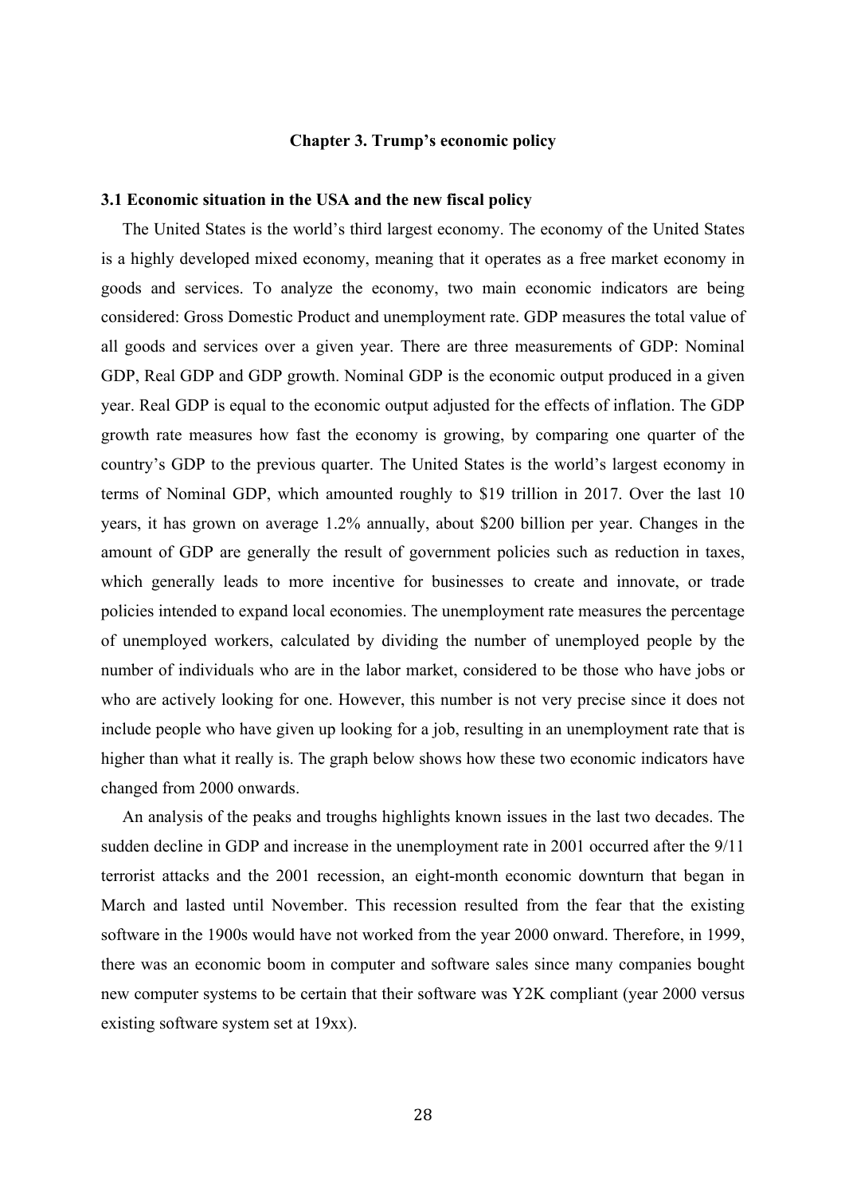# Chapter 3. Trump's economic policy

## 3.1 Economic situation in the USA and the new fiscal policy

The United States is the world's third largest economy. The economy of the United States is a highly developed mixed economy, meaning that it operates as a free market economy in goods and services. To analyze the economy, two main economic indicators are being considered: Gross Domestic Product and unemployment rate. GDP measures the total value of all goods and services over a given year. There are three measurements of GDP: Nominal GDP, Real GDP and GDP growth. Nominal GDP is the economic output produced in a given year. Real GDP is equal to the economic output adjusted for the effects of inflation. The GDP growth rate measures how fast the economy is growing, by comparing one quarter of the country's GDP to the previous quarter. The United States is the world's largest economy in terms of Nominal GDP, which amounted roughly to \$19 trillion in 2017. Over the last 10 years, it has grown on average 1.2% annually, about \$200 billion per year. Changes in the amount of GDP are generally the result of government policies such as reduction in taxes, which generally leads to more incentive for businesses to create and innovate, or trade policies intended to expand local economies. The unemployment rate measures the percentage of unemployed workers, calculated by dividing the number of unemployed people by the number of individuals who are in the labor market, considered to be those who have jobs or who are actively looking for one. However, this number is not very precise since it does not include people who have given up looking for a job, resulting in an unemployment rate that is higher than what it really is. The graph below shows how these two economic indicators have changed from 2000 onwards.

An analysis of the peaks and troughs highlights known issues in the last two decades. The sudden decline in GDP and increase in the unemployment rate in 2001 occurred after the 9/11 terrorist attacks and the 2001 recession, an eight-month economic downturn that began in March and lasted until November. This recession resulted from the fear that the existing software in the 1900s would have not worked from the year 2000 onward. Therefore, in 1999, there was an economic boom in computer and software sales since many companies bought new computer systems to be certain that their software was Y2K compliant (year 2000 versus existing software system set at 19xx).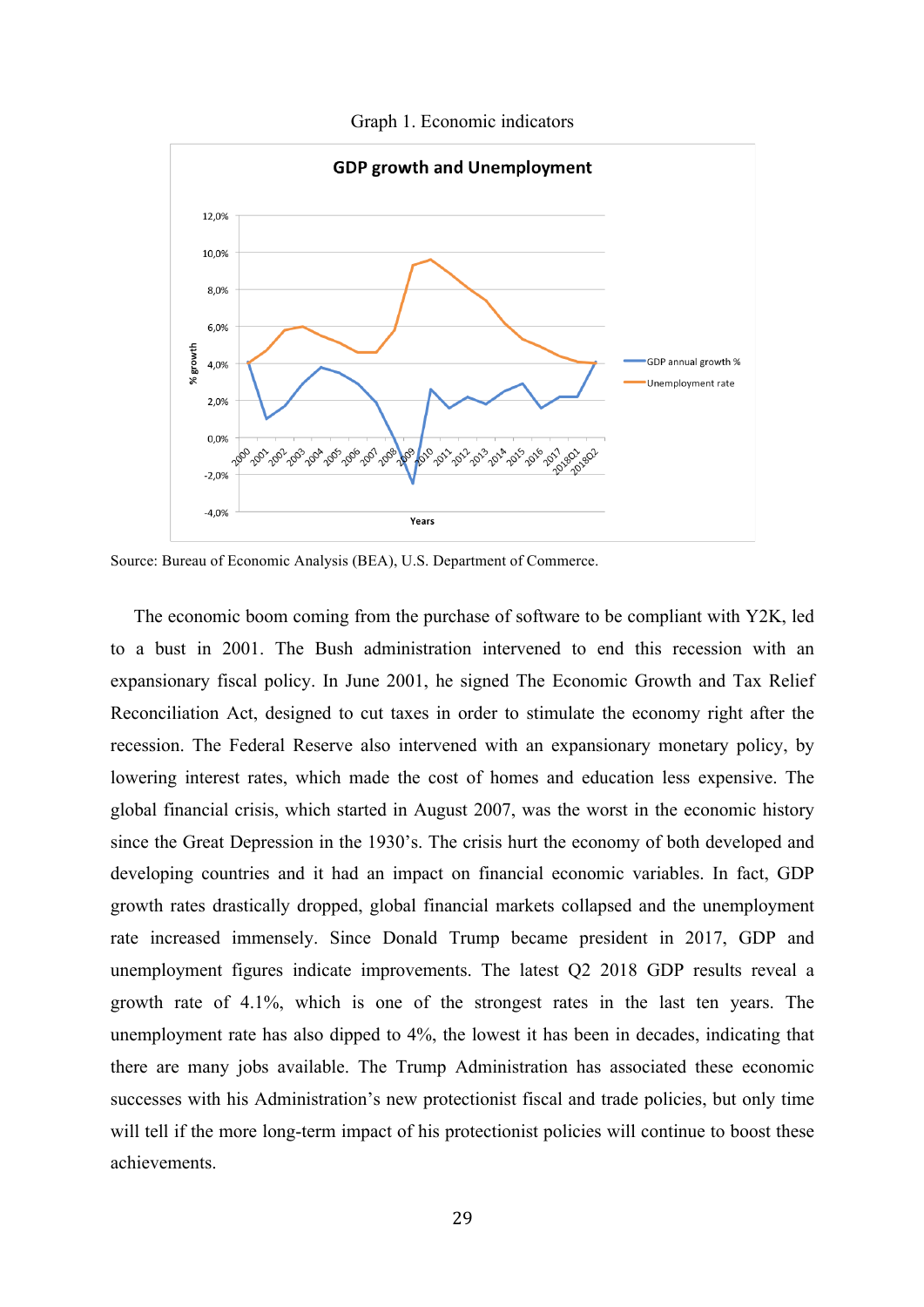Graph 1. Economic indicators

Source: Bureau of Economic Analysis (BEA), U.S. Department of Commerce.

The economic boom coming from the purchase of software to be compliant with Y2K, led to a bust in 2001. The Bush administration intervened to end this recession with an expansionary fiscal policy. In June 2001, he signed The Economic Growth and Tax Relief Reconciliation Act, designed to cut taxes in order to stimulate the economy right after the recession. The Federal Reserve also intervened with an expansionary monetary policy, by lowering interest rates, which made the cost of homes and education less expensive. The global financial crisis, which started in August 2007, was the worst in the economic history since the Great Depression in the 1930's. The crisis hurt the economy of both developed and developing countries and it had an impact on financial economic variables. In fact, GDP growth rates drastically dropped, global financial markets collapsed and the unemployment rate increased immensely. Since Donald Trump became president in 2017, GDP and unemployment figures indicate improvements. The latest Q2 2018 GDP results reveal a growth rate of 4.1%, which is one of the strongest rates in the last ten years. The unemployment rate has also dipped to 4%, the lowest it has been in decades, indicating that there are many jobs available. The Trump Administration has associated these economic successes with his Administration's new protectionist fiscal and trade policies, but only time will tell if the more long-term impact of his protectionist policies will continue to boost these achievements.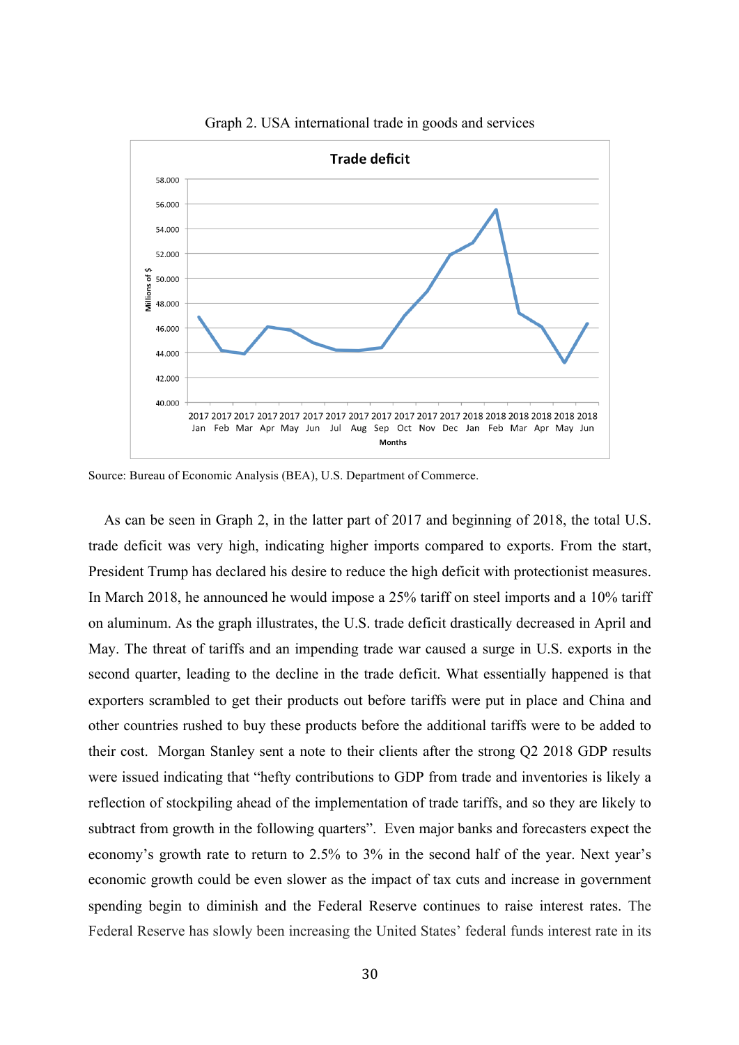Graph 2. USA international trade in goods and services

Source: Bureau of Economic Analysis (BEA), U.S. Department of Commerce.

As can be seen in Graph 2, in the latter part of 2017 and beginning of 2018, the total U.S. trade deficit was very high, indicating higher imports compared to exports. From the start, President Trump has declared his desire to reduce the high deficit with protectionist measures. In March 2018, he announced he would impose a 25% tariff on steel imports and a 10% tariff on aluminum. As the graph illustrates, the U.S. trade deficit drastically decreased in April and May. The threat of tariffs and an impending trade war caused a surge in U.S. exports in the second quarter, leading to the decline in the trade deficit. What essentially happened is that exporters scrambled to get their products out before tariffs were put in place and China and other countries rushed to buy these products before the additional tariffs were to be added to their cost. Morgan Stanley sent a note to their clients after the strong Q2 2018 GDP results were issued indicating that "hefty contributions to GDP from trade and inventories is likely a reflection of stockpiling ahead of the implementation of trade tariffs, and so they are likely to subtract from growth in the following quarters". Even major banks and forecasters expect the economy's growth rate to return to 2.5% to 3% in the second half of the year. Next year's economic growth could be even slower as the impact of tax cuts and increase in government spending begin to diminish and the Federal Reserve continues to raise interest rates. The Federal Reserve has slowly been increasing the United States' federal funds interest rate in its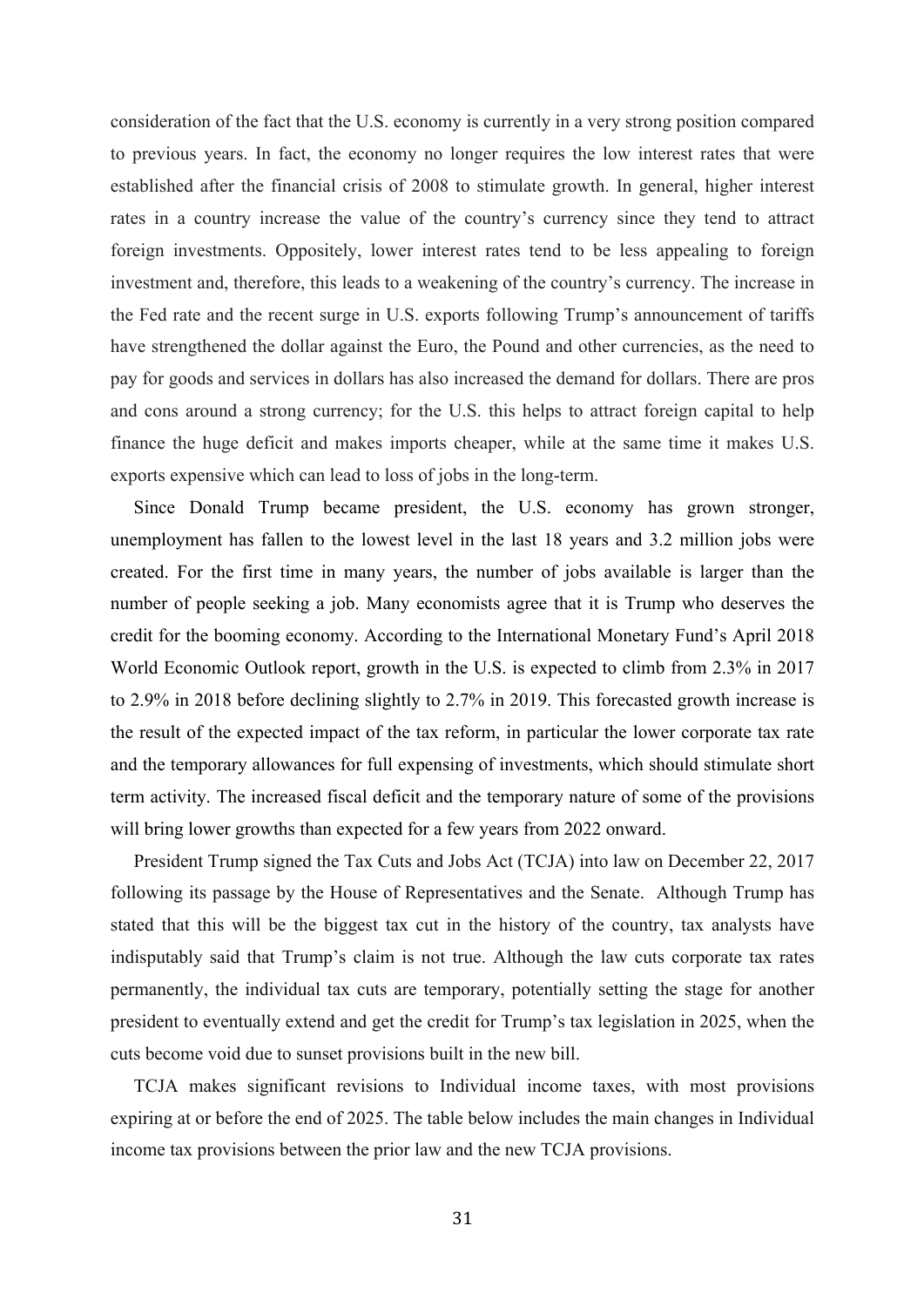consideration of the fact that the U.S. economy is currently in a very strong position compared to previous years. In fact, the economy no longer requires the low interest rates that were established after the financial crisis of 2008 to stimulate growth. In general, higher interest rates in a country increase the value of the country's currency since they tend to attract foreign investments. Oppositely, lower interest rates tend to be less appealing to foreign investment and, therefore, this leads to a weakening of the country's currency. The increase in the Fed rate and the recent surge in U.S. exports following Trump's announcement of tariffs have strengthened the dollar against the Euro, the Pound and other currencies, as the need to pay for goods and services in dollars has also increased the demand for dollars. There are pros and cons around a strong currency; for the U.S. this helps to attract foreign capital to help finance the huge deficit and makes imports cheaper, while at the same time it makes U.S. exports expensive which can lead to loss of jobs in the long-term.

Since Donald Trump became president, the U.S. economy has grown stronger, unemployment has fallen to the lowest level in the last 18 years and 3.2 million jobs were created. For the first time in many years, the number of jobs available is larger than the number of people seeking a job. Many economists agree that it is Trump who deserves the credit for the booming economy. According to the International Monetary Fund's April 2018 World Economic Outlook report, growth in the U.S. is expected to climb from 2.3% in 2017 to 2.9% in 2018 before declining slightly to 2.7% in 2019. This forecasted growth increase is the result of the expected impact of the tax reform, in particular the lower corporate tax rate and the temporary allowances for full expensing of investments, which should stimulate short term activity. The increased fiscal deficit and the temporary nature of some of the provisions will bring lower growths than expected for a few years from 2022 onward.

President Trump signed the Tax Cuts and Jobs Act (TCJA) into law on December 22, 2017 following its passage by the House of Representatives and the Senate. Although Trump has stated that this will be the biggest tax cut in the history of the country, tax analysts have indisputably said that Trump's claim is not true. Although the law cuts corporate tax rates permanently, the individual tax cuts are temporary, potentially setting the stage for another president to eventually extend and get the credit for Trump's tax legislation in 2025, when the cuts become void due to sunset provisions built in the new bill.

TCJA makes significant revisions to Individual income taxes, with most provisions expiring at or before the end of 2025. The table below includes the main changes in Individual income tax provisions between the prior law and the new TCJA provisions.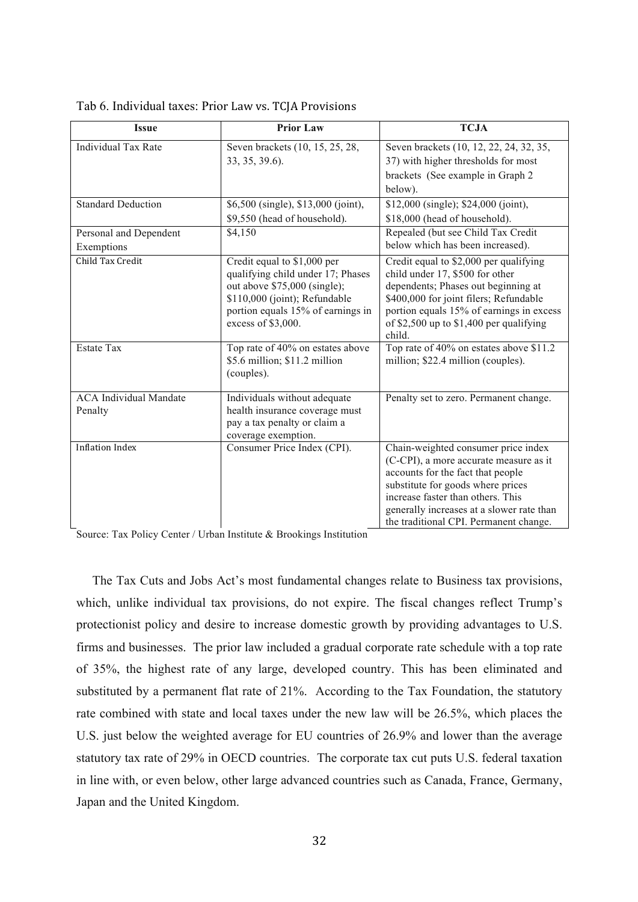Tab 6. Individual taxes: Prior Law vs. TCJA Provisions

| Issue | Prior Law | TCJA |
|---|---|---|
| Individual Tax Rate | Seven brackets (10, 15, 25, 28, 33, 35, 39.6). | Seven brackets (10, 12, 22, 24, 32, 35, 37) with higher thresholds for most brackets (See example in Graph 2 below). |
| Standard Deduction | $6,500 (single), $13,000 (joint), $9,550 (head of household). | $12,000 (single); $24,000 (joint), $18,000 (head of household). |
| Personal and Dependent Exemptions | $4,150 | Repealed (but see Child Tax Credit below which has been increased). |
| Child Tax Credit | Credit equal to $1,000 per qualifying child under 17; Phases out above $75,000 (single); $110,000 (joint); Refundable portion equals 15% of earnings in excess of $3,000. | Credit equal to $2,000 per qualifying child under 17, $500 for other dependents; Phases out beginning at $400,000 for joint filers; Refundable portion equals 15% of earnings in excess of $2,500 up to $1,400 per qualifying child. |
| Estate Tax | Top rate of 40% on estates above $5.6 million; $11.2 million (couples). | Top rate of 40% on estates above $11.2 million; $22.4 million (couples). |
| ACA Individual Mandate Penalty | Individuals without adequate health insurance coverage must pay a tax penalty or claim a coverage exemption. | Penalty set to zero. Permanent change. |
| Inflation Index | Consumer Price Index (CPI). | Chain-weighted consumer price index (C-CPI), a more accurate measure as it accounts for the fact that people substitute for goods where prices increase faster than others. This generally increases at a slower rate than the traditional CPI. Permanent change. |

Source: Tax Policy Center / Urban Institute & Brookings Institution

The Tax Cuts and Jobs Act's most fundamental changes relate to Business tax provisions, which, unlike individual tax provisions, do not expire. The fiscal changes reflect Trump's protectionist policy and desire to increase domestic growth by providing advantages to U.S. firms and businesses. The prior law included a gradual corporate rate schedule with a top rate of 35%, the highest rate of any large, developed country. This has been eliminated and substituted by a permanent flat rate of 21%. According to the Tax Foundation, the statutory rate combined with state and local taxes under the new law will be 26.5%, which places the U.S. just below the weighted average for EU countries of 26.9% and lower than the average statutory tax rate of 29% in OECD countries. The corporate tax cut puts U.S. federal taxation in line with, or even below, other large advanced countries such as Canada, France, Germany, Japan and the United Kingdom.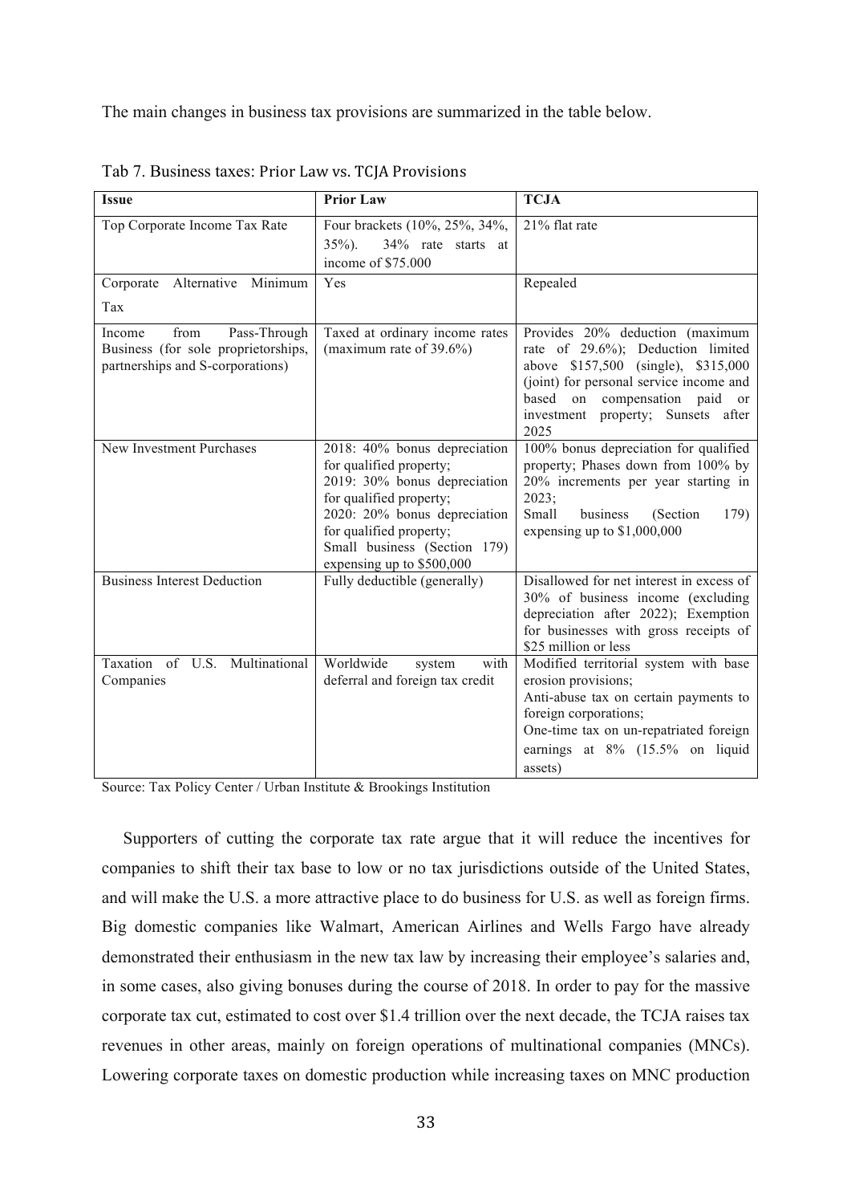The main changes in business tax provisions are summarized in the table below.

Tab 7. Business taxes: Prior Law vs. TCJA Provisions

| Issue | Prior Law | TCJA |
|---|---|---|
| Top Corporate Income Tax Rate | Four brackets (10%, 25%, 34%, 35%). 34% rate starts at income of $75.000 | 21% flat rate |
| Corporate Alternative Minimum Tax | Yes | Repealed |
| Income from Pass-Through Business (for sole proprietorships, partnerships and S-corporations) | Taxed at ordinary income rates (maximum rate of 39.6%) | Provides 20% deduction (maximum rate of 29.6%); Deduction limited above $157,500 (single), $315,000 (joint) for personal service income and based on compensation paid or investment property; Sunsets after 2025 |
| New Investment Purchases | 2018: 40% bonus depreciation for qualified property; 2019: 30% bonus depreciation for qualified property; 2020: 20% bonus depreciation for qualified property; Small business (Section 179) expensing up to $500,000 | 100% bonus depreciation for qualified property; Phases down from 100% by 20% increments per year starting in 2023; Small business (Section 179) expensing up to $1,000,000 |
| Business Interest Deduction | Fully deductible (generally) | Disallowed for net interest in excess of 30% of business income (excluding depreciation after 2022); Exemption for businesses with gross receipts of $25 million or less |
| Taxation of U.S. Multinational Companies | Worldwide system with deferral and foreign tax credit | Modified territorial system with base erosion provisions; Anti-abuse tax on certain payments to foreign corporations; One-time tax on un-repatriated foreign earnings at 8% (15.5% on liquid assets) |

Source: Tax Policy Center / Urban Institute & Brookings Institution

Supporters of cutting the corporate tax rate argue that it will reduce the incentives for companies to shift their tax base to low or no tax jurisdictions outside of the United States, and will make the U.S. a more attractive place to do business for U.S. as well as foreign firms. Big domestic companies like Walmart, American Airlines and Wells Fargo have already demonstrated their enthusiasm in the new tax law by increasing their employee's salaries and, in some cases, also giving bonuses during the course of 2018. In order to pay for the massive corporate tax cut, estimated to cost over $1.4 trillion over the next decade, the TCJA raises tax revenues in other areas, mainly on foreign operations of multinational companies (MNCs). Lowering corporate taxes on domestic production while increasing taxes on MNC production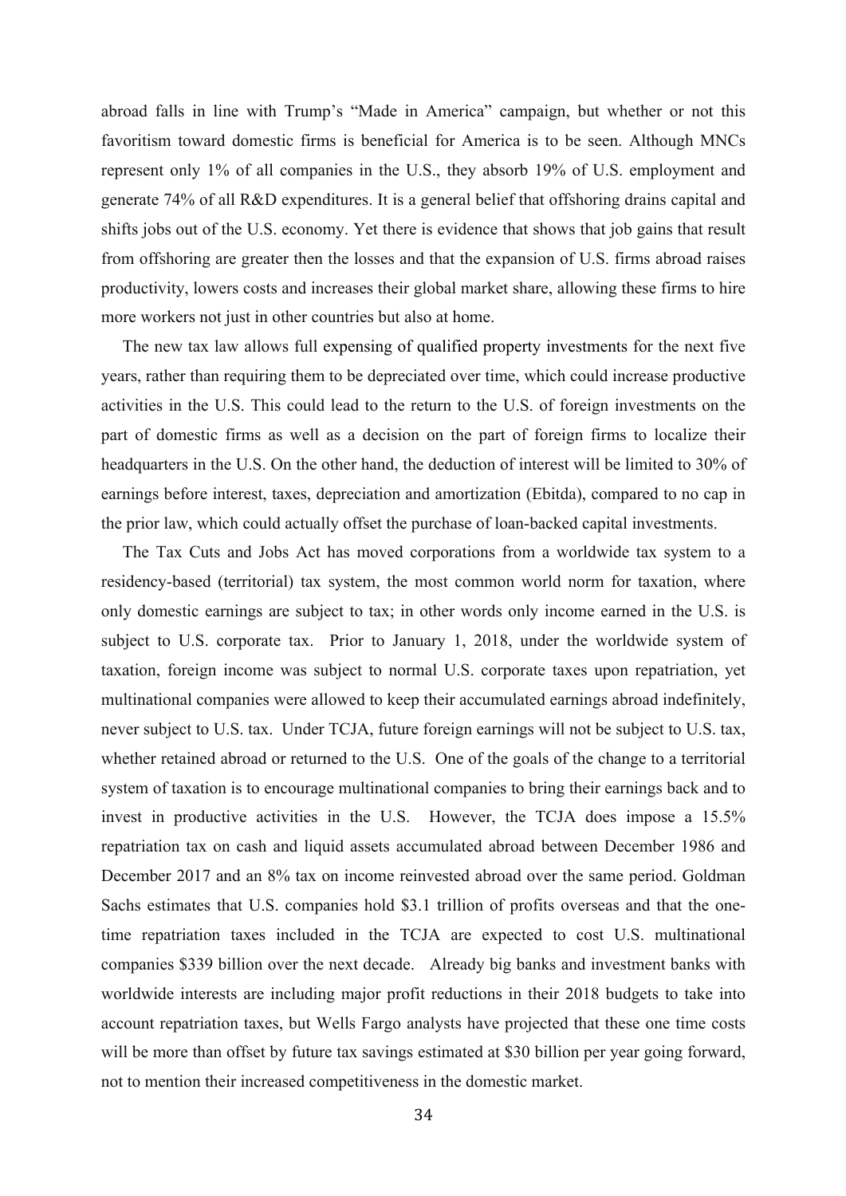abroad falls in line with Trump's "Made in America" campaign, but whether or not this favoritism toward domestic firms is beneficial for America is to be seen. Although MNCs represent only 1% of all companies in the U.S., they absorb 19% of U.S. employment and generate 74% of all R&D expenditures. It is a general belief that offshoring drains capital and shifts jobs out of the U.S. economy. Yet there is evidence that shows that job gains that result from offshoring are greater then the losses and that the expansion of U.S. firms abroad raises productivity, lowers costs and increases their global market share, allowing these firms to hire more workers not just in other countries but also at home.

The new tax law allows full expensing of qualified property investments for the next five years, rather than requiring them to be depreciated over time, which could increase productive activities in the U.S. This could lead to the return to the U.S. of foreign investments on the part of domestic firms as well as a decision on the part of foreign firms to localize their headquarters in the U.S. On the other hand, the deduction of interest will be limited to 30% of earnings before interest, taxes, depreciation and amortization (Ebitda), compared to no cap in the prior law, which could actually offset the purchase of loan-backed capital investments.

The Tax Cuts and Jobs Act has moved corporations from a worldwide tax system to a residency-based (territorial) tax system, the most common world norm for taxation, where only domestic earnings are subject to tax; in other words only income earned in the U.S. is subject to U.S. corporate tax. Prior to January 1, 2018, under the worldwide system of taxation, foreign income was subject to normal U.S. corporate taxes upon repatriation, yet multinational companies were allowed to keep their accumulated earnings abroad indefinitely, never subject to U.S. tax. Under TCJA, future foreign earnings will not be subject to U.S. tax, whether retained abroad or returned to the U.S. One of the goals of the change to a territorial system of taxation is to encourage multinational companies to bring their earnings back and to invest in productive activities in the U.S. However, the TCJA does impose a 15.5% repatriation tax on cash and liquid assets accumulated abroad between December 1986 and December 2017 and an 8% tax on income reinvested abroad over the same period. Goldman Sachs estimates that U.S. companies hold $3.1 trillion of profits overseas and that the one-time repatriation taxes included in the TCJA are expected to cost U.S. multinational companies $339 billion over the next decade. Already big banks and investment banks with worldwide interests are including major profit reductions in their 2018 budgets to take into account repatriation taxes, but Wells Fargo analysts have projected that these one time costs will be more than offset by future tax savings estimated at $30 billion per year going forward, not to mention their increased competitiveness in the domestic market.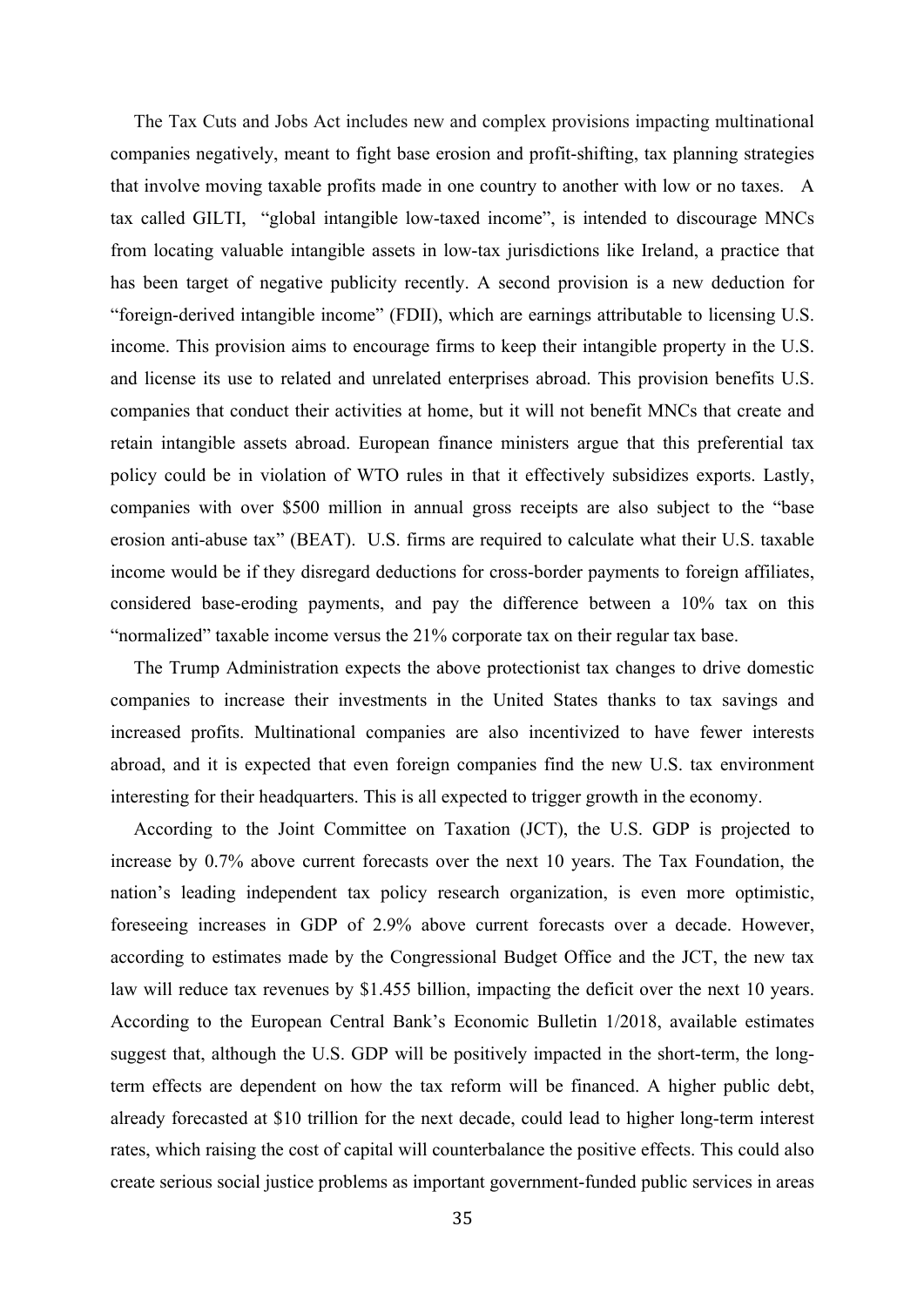The Tax Cuts and Jobs Act includes new and complex provisions impacting multinational companies negatively, meant to fight base erosion and profit-shifting, tax planning strategies that involve moving taxable profits made in one country to another with low or no taxes. A tax called GILTI, "global intangible low-taxed income", is intended to discourage MNCs from locating valuable intangible assets in low-tax jurisdictions like Ireland, a practice that has been target of negative publicity recently. A second provision is a new deduction for "foreign-derived intangible income" (FDII), which are earnings attributable to licensing U.S. income. This provision aims to encourage firms to keep their intangible property in the U.S. and license its use to related and unrelated enterprises abroad. This provision benefits U.S. companies that conduct their activities at home, but it will not benefit MNCs that create and retain intangible assets abroad. European finance ministers argue that this preferential tax policy could be in violation of WTO rules in that it effectively subsidizes exports. Lastly, companies with over $500 million in annual gross receipts are also subject to the "base erosion anti-abuse tax" (BEAT). U.S. firms are required to calculate what their U.S. taxable income would be if they disregard deductions for cross-border payments to foreign affiliates, considered base-eroding payments, and pay the difference between a 10% tax on this "normalized" taxable income versus the 21% corporate tax on their regular tax base.

The Trump Administration expects the above protectionist tax changes to drive domestic companies to increase their investments in the United States thanks to tax savings and increased profits. Multinational companies are also incentivized to have fewer interests abroad, and it is expected that even foreign companies find the new U.S. tax environment interesting for their headquarters. This is all expected to trigger growth in the economy.

According to the Joint Committee on Taxation (JCT), the U.S. GDP is projected to increase by 0.7% above current forecasts over the next 10 years. The Tax Foundation, the nation's leading independent tax policy research organization, is even more optimistic, foreseeing increases in GDP of 2.9% above current forecasts over a decade. However, according to estimates made by the Congressional Budget Office and the JCT, the new tax law will reduce tax revenues by $1.455 billion, impacting the deficit over the next 10 years. According to the European Central Bank's Economic Bulletin 1/2018, available estimates suggest that, although the U.S. GDP will be positively impacted in the short-term, the long-term effects are dependent on how the tax reform will be financed. A higher public debt, already forecasted at $10 trillion for the next decade, could lead to higher long-term interest rates, which raising the cost of capital will counterbalance the positive effects. This could also create serious social justice problems as important government-funded public services in areas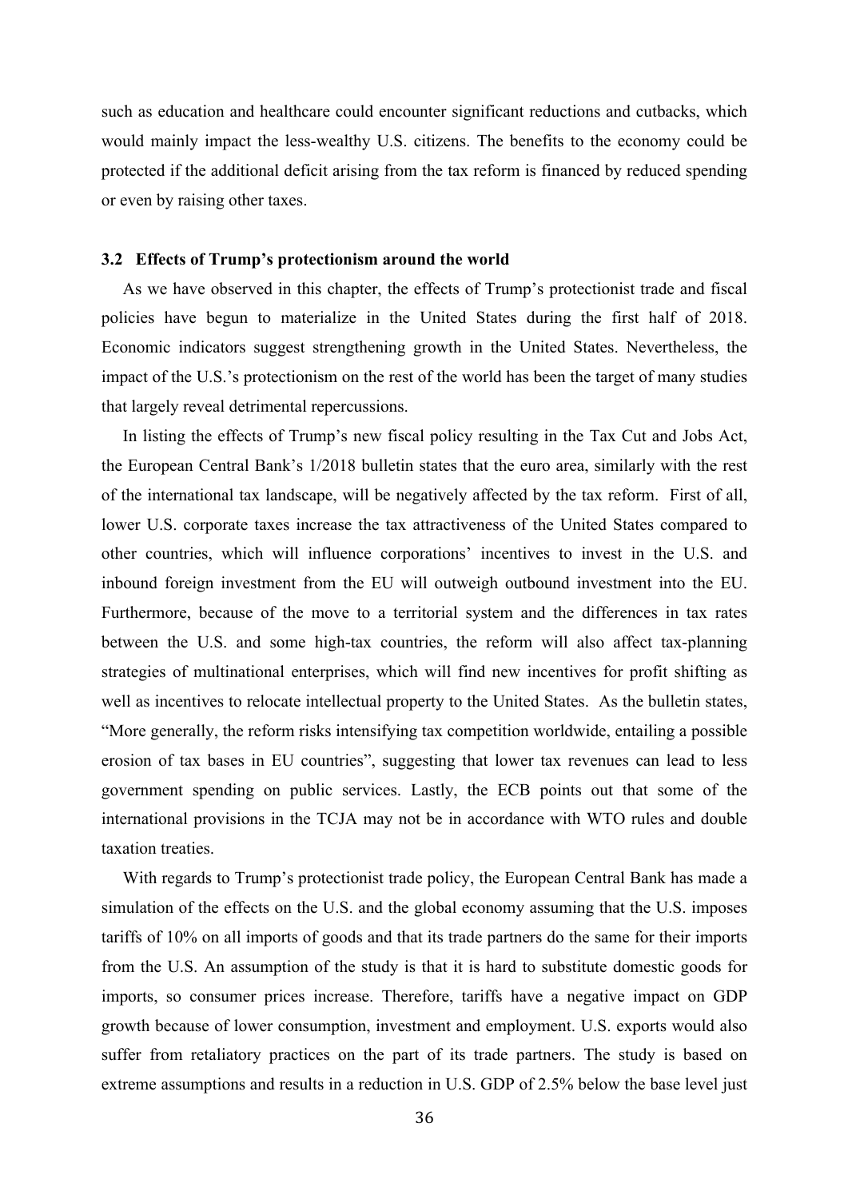such as education and healthcare could encounter significant reductions and cutbacks, which would mainly impact the less-wealthy U.S. citizens. The benefits to the economy could be protected if the additional deficit arising from the tax reform is financed by reduced spending or even by raising other taxes.

### 3.2 Effects of Trump's protectionism around the world

As we have observed in this chapter, the effects of Trump's protectionist trade and fiscal policies have begun to materialize in the United States during the first half of 2018. Economic indicators suggest strengthening growth in the United States. Nevertheless, the impact of the U.S.'s protectionism on the rest of the world has been the target of many studies that largely reveal detrimental repercussions.

In listing the effects of Trump's new fiscal policy resulting in the Tax Cut and Jobs Act, the European Central Bank's 1/2018 bulletin states that the euro area, similarly with the rest of the international tax landscape, will be negatively affected by the tax reform. First of all, lower U.S. corporate taxes increase the tax attractiveness of the United States compared to other countries, which will influence corporations' incentives to invest in the U.S. and inbound foreign investment from the EU will outweigh outbound investment into the EU. Furthermore, because of the move to a territorial system and the differences in tax rates between the U.S. and some high-tax countries, the reform will also affect tax-planning strategies of multinational enterprises, which will find new incentives for profit shifting as well as incentives to relocate intellectual property to the United States. As the bulletin states, "More generally, the reform risks intensifying tax competition worldwide, entailing a possible erosion of tax bases in EU countries", suggesting that lower tax revenues can lead to less government spending on public services. Lastly, the ECB points out that some of the international provisions in the TCJA may not be in accordance with WTO rules and double taxation treaties.

With regards to Trump's protectionist trade policy, the European Central Bank has made a simulation of the effects on the U.S. and the global economy assuming that the U.S. imposes tariffs of 10% on all imports of goods and that its trade partners do the same for their imports from the U.S. An assumption of the study is that it is hard to substitute domestic goods for imports, so consumer prices increase. Therefore, tariffs have a negative impact on GDP growth because of lower consumption, investment and employment. U.S. exports would also suffer from retaliatory practices on the part of its trade partners. The study is based on extreme assumptions and results in a reduction in U.S. GDP of 2.5% below the base level just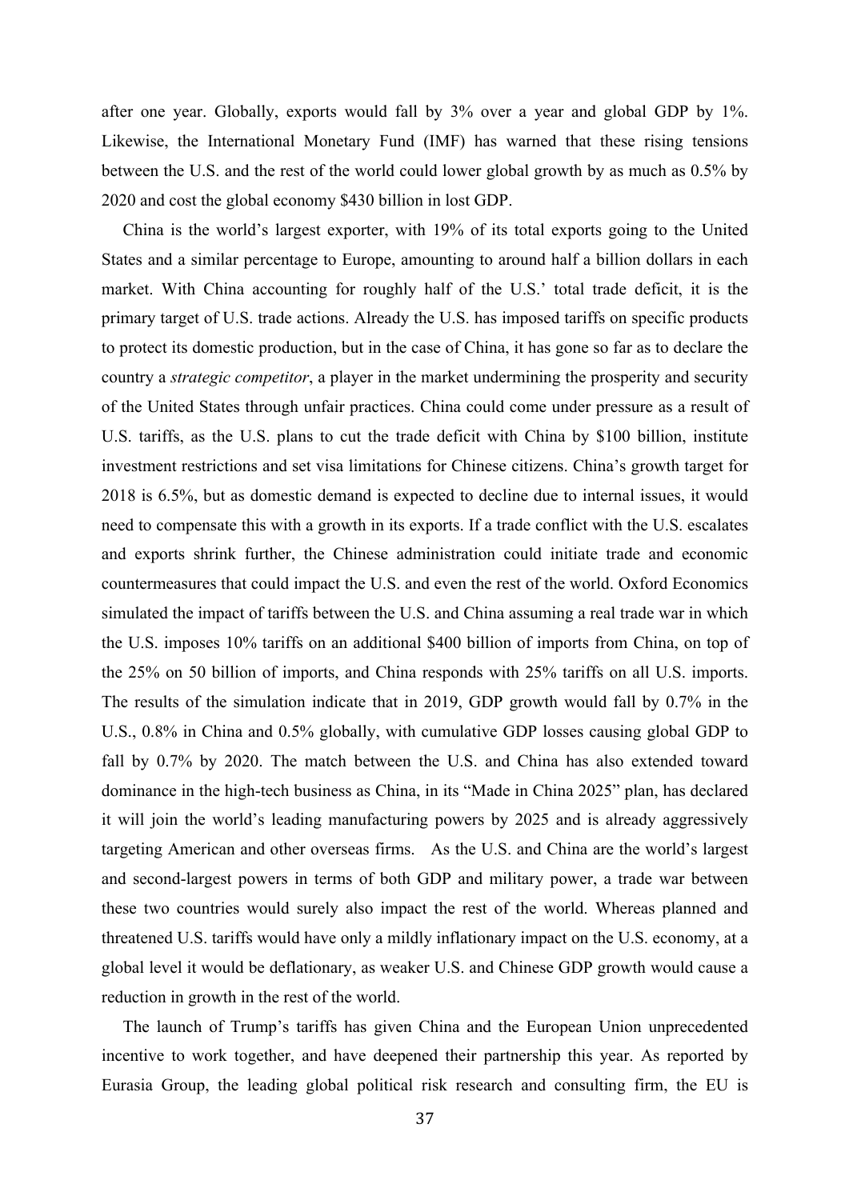after one year. Globally, exports would fall by 3% over a year and global GDP by 1%. Likewise, the International Monetary Fund (IMF) has warned that these rising tensions between the U.S. and the rest of the world could lower global growth by as much as 0.5% by 2020 and cost the global economy $430 billion in lost GDP.

China is the world's largest exporter, with 19% of its total exports going to the United States and a similar percentage to Europe, amounting to around half a billion dollars in each market. With China accounting for roughly half of the U.S.' total trade deficit, it is the primary target of U.S. trade actions. Already the U.S. has imposed tariffs on specific products to protect its domestic production, but in the case of China, it has gone so far as to declare the country a *strategic competitor*, a player in the market undermining the prosperity and security of the United States through unfair practices. China could come under pressure as a result of U.S. tariffs, as the U.S. plans to cut the trade deficit with China by $100 billion, institute investment restrictions and set visa limitations for Chinese citizens. China's growth target for 2018 is 6.5%, but as domestic demand is expected to decline due to internal issues, it would need to compensate this with a growth in its exports. If a trade conflict with the U.S. escalates and exports shrink further, the Chinese administration could initiate trade and economic countermeasures that could impact the U.S. and even the rest of the world. Oxford Economics simulated the impact of tariffs between the U.S. and China assuming a real trade war in which the U.S. imposes 10% tariffs on an additional $400 billion of imports from China, on top of the 25% on 50 billion of imports, and China responds with 25% tariffs on all U.S. imports. The results of the simulation indicate that in 2019, GDP growth would fall by 0.7% in the U.S., 0.8% in China and 0.5% globally, with cumulative GDP losses causing global GDP to fall by 0.7% by 2020. The match between the U.S. and China has also extended toward dominance in the high-tech business as China, in its "Made in China 2025" plan, has declared it will join the world's leading manufacturing powers by 2025 and is already aggressively targeting American and other overseas firms. As the U.S. and China are the world's largest and second-largest powers in terms of both GDP and military power, a trade war between these two countries would surely also impact the rest of the world. Whereas planned and threatened U.S. tariffs would have only a mildly inflationary impact on the U.S. economy, at a global level it would be deflationary, as weaker U.S. and Chinese GDP growth would cause a reduction in growth in the rest of the world.

The launch of Trump's tariffs has given China and the European Union unprecedented incentive to work together, and have deepened their partnership this year. As reported by Eurasia Group, the leading global political risk research and consulting firm, the EU is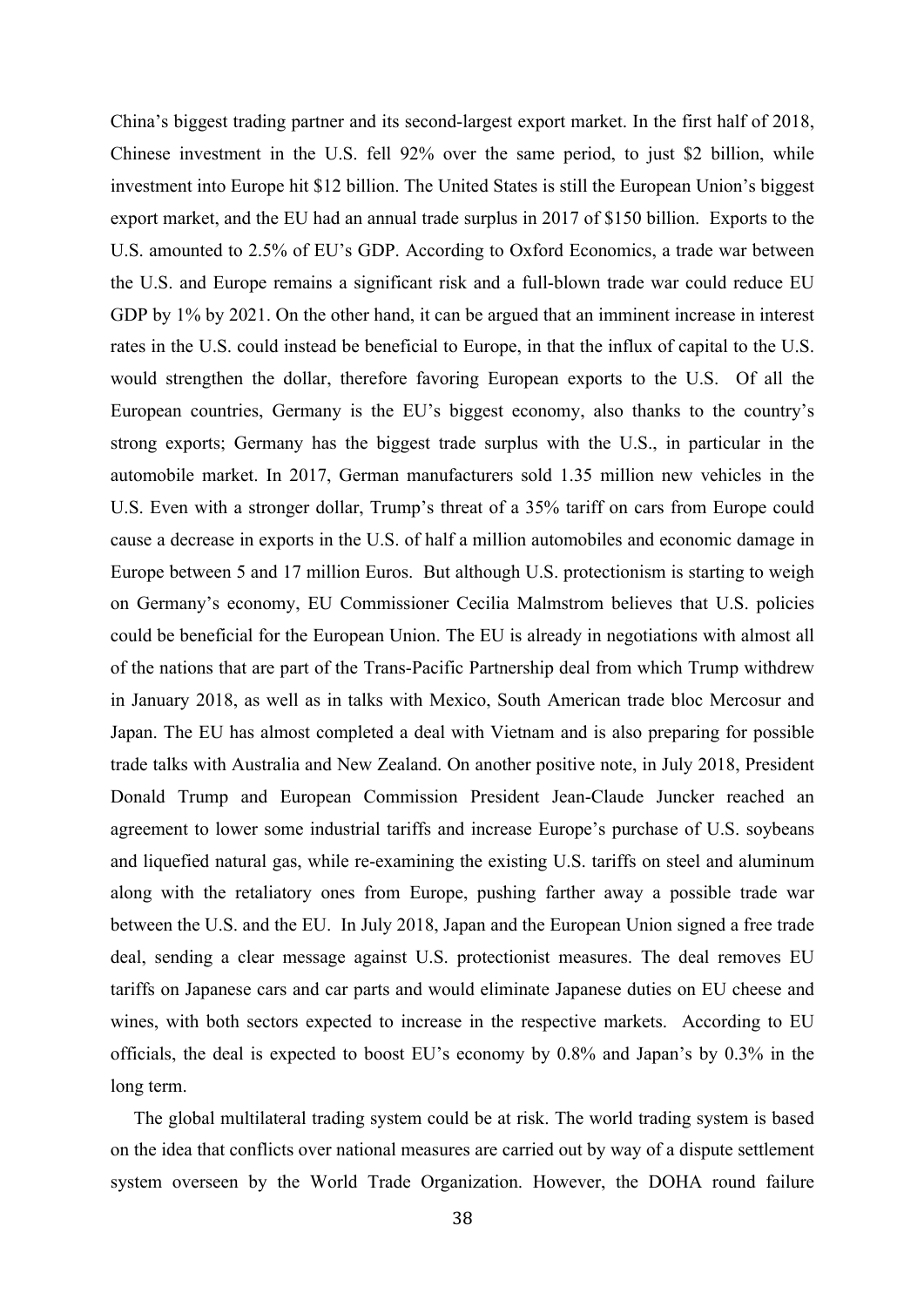China's biggest trading partner and its second-largest export market. In the first half of 2018, Chinese investment in the U.S. fell 92% over the same period, to just $2 billion, while investment into Europe hit $12 billion. The United States is still the European Union's biggest export market, and the EU had an annual trade surplus in 2017 of $150 billion. Exports to the U.S. amounted to 2.5% of EU's GDP. According to Oxford Economics, a trade war between the U.S. and Europe remains a significant risk and a full-blown trade war could reduce EU GDP by 1% by 2021. On the other hand, it can be argued that an imminent increase in interest rates in the U.S. could instead be beneficial to Europe, in that the influx of capital to the U.S. would strengthen the dollar, therefore favoring European exports to the U.S. Of all the European countries, Germany is the EU's biggest economy, also thanks to the country's strong exports; Germany has the biggest trade surplus with the U.S., in particular in the automobile market. In 2017, German manufacturers sold 1.35 million new vehicles in the U.S. Even with a stronger dollar, Trump's threat of a 35% tariff on cars from Europe could cause a decrease in exports in the U.S. of half a million automobiles and economic damage in Europe between 5 and 17 million Euros. But although U.S. protectionism is starting to weigh on Germany's economy, EU Commissioner Cecilia Malmstrom believes that U.S. policies could be beneficial for the European Union. The EU is already in negotiations with almost all of the nations that are part of the Trans-Pacific Partnership deal from which Trump withdrew in January 2018, as well as in talks with Mexico, South American trade bloc Mercosur and Japan. The EU has almost completed a deal with Vietnam and is also preparing for possible trade talks with Australia and New Zealand. On another positive note, in July 2018, President Donald Trump and European Commission President Jean-Claude Juncker reached an agreement to lower some industrial tariffs and increase Europe's purchase of U.S. soybeans and liquefied natural gas, while re-examining the existing U.S. tariffs on steel and aluminum along with the retaliatory ones from Europe, pushing farther away a possible trade war between the U.S. and the EU. In July 2018, Japan and the European Union signed a free trade deal, sending a clear message against U.S. protectionist measures. The deal removes EU tariffs on Japanese cars and car parts and would eliminate Japanese duties on EU cheese and wines, with both sectors expected to increase in the respective markets. According to EU officials, the deal is expected to boost EU's economy by 0.8% and Japan's by 0.3% in the long term.

The global multilateral trading system could be at risk. The world trading system is based on the idea that conflicts over national measures are carried out by way of a dispute settlement system overseen by the World Trade Organization. However, the DOHA round failure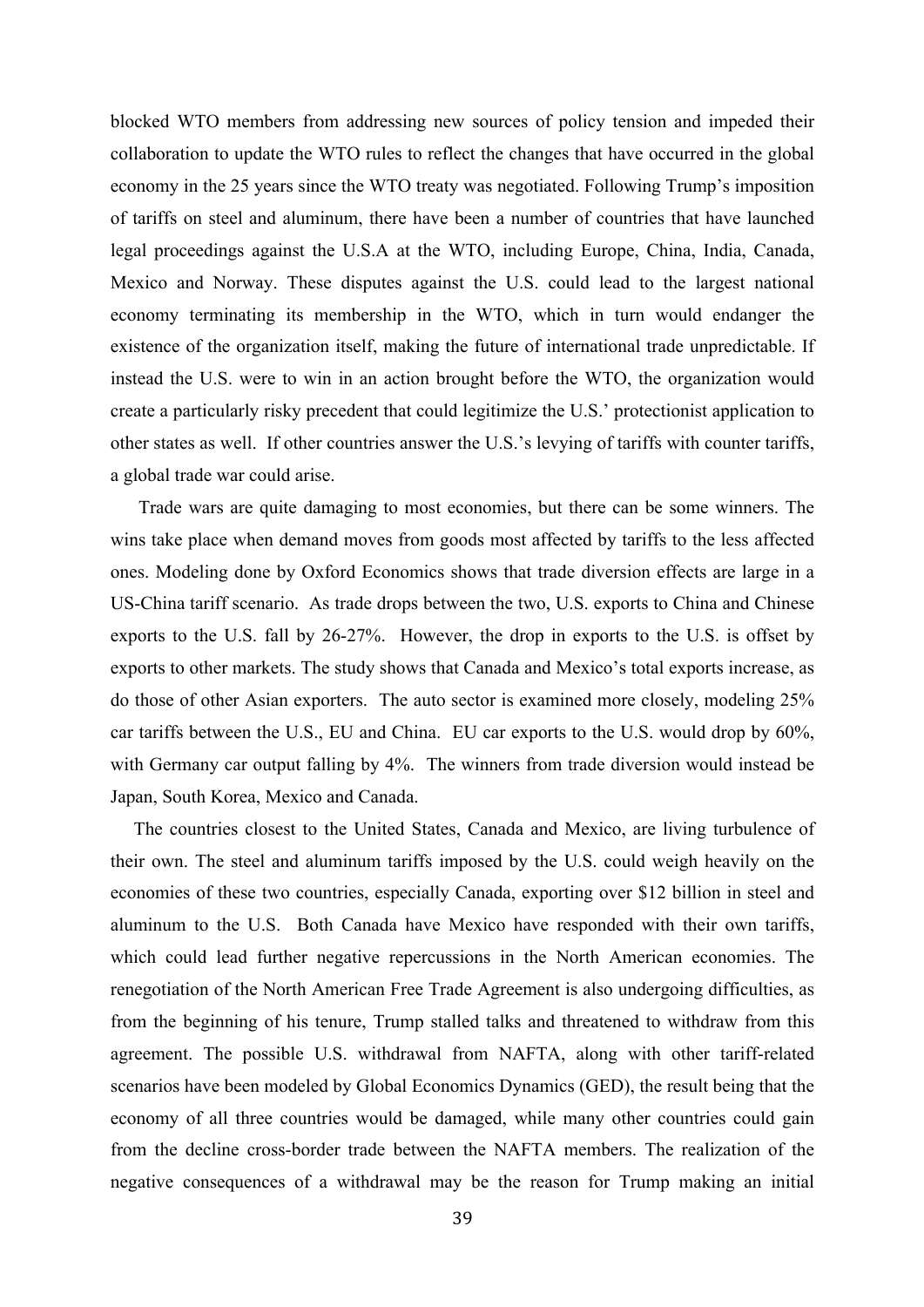blocked WTO members from addressing new sources of policy tension and impeded their collaboration to update the WTO rules to reflect the changes that have occurred in the global economy in the 25 years since the WTO treaty was negotiated. Following Trump's imposition of tariffs on steel and aluminum, there have been a number of countries that have launched legal proceedings against the U.S.A at the WTO, including Europe, China, India, Canada, Mexico and Norway. These disputes against the U.S. could lead to the largest national economy terminating its membership in the WTO, which in turn would endanger the existence of the organization itself, making the future of international trade unpredictable. If instead the U.S. were to win in an action brought before the WTO, the organization would create a particularly risky precedent that could legitimize the U.S.' protectionist application to other states as well. If other countries answer the U.S.'s levying of tariffs with counter tariffs, a global trade war could arise.

Trade wars are quite damaging to most economies, but there can be some winners. The wins take place when demand moves from goods most affected by tariffs to the less affected ones. Modeling done by Oxford Economics shows that trade diversion effects are large in a US-China tariff scenario. As trade drops between the two, U.S. exports to China and Chinese exports to the U.S. fall by 26-27%. However, the drop in exports to the U.S. is offset by exports to other markets. The study shows that Canada and Mexico's total exports increase, as do those of other Asian exporters. The auto sector is examined more closely, modeling 25% car tariffs between the U.S., EU and China. EU car exports to the U.S. would drop by 60%, with Germany car output falling by 4%. The winners from trade diversion would instead be Japan, South Korea, Mexico and Canada.

The countries closest to the United States, Canada and Mexico, are living turbulence of their own. The steel and aluminum tariffs imposed by the U.S. could weigh heavily on the economies of these two countries, especially Canada, exporting over $12 billion in steel and aluminum to the U.S. Both Canada have Mexico have responded with their own tariffs, which could lead further negative repercussions in the North American economies. The renegotiation of the North American Free Trade Agreement is also undergoing difficulties, as from the beginning of his tenure, Trump stalled talks and threatened to withdraw from this agreement. The possible U.S. withdrawal from NAFTA, along with other tariff-related scenarios have been modeled by Global Economics Dynamics (GED), the result being that the economy of all three countries would be damaged, while many other countries could gain from the decline cross-border trade between the NAFTA members. The realization of the negative consequences of a withdrawal may be the reason for Trump making an initial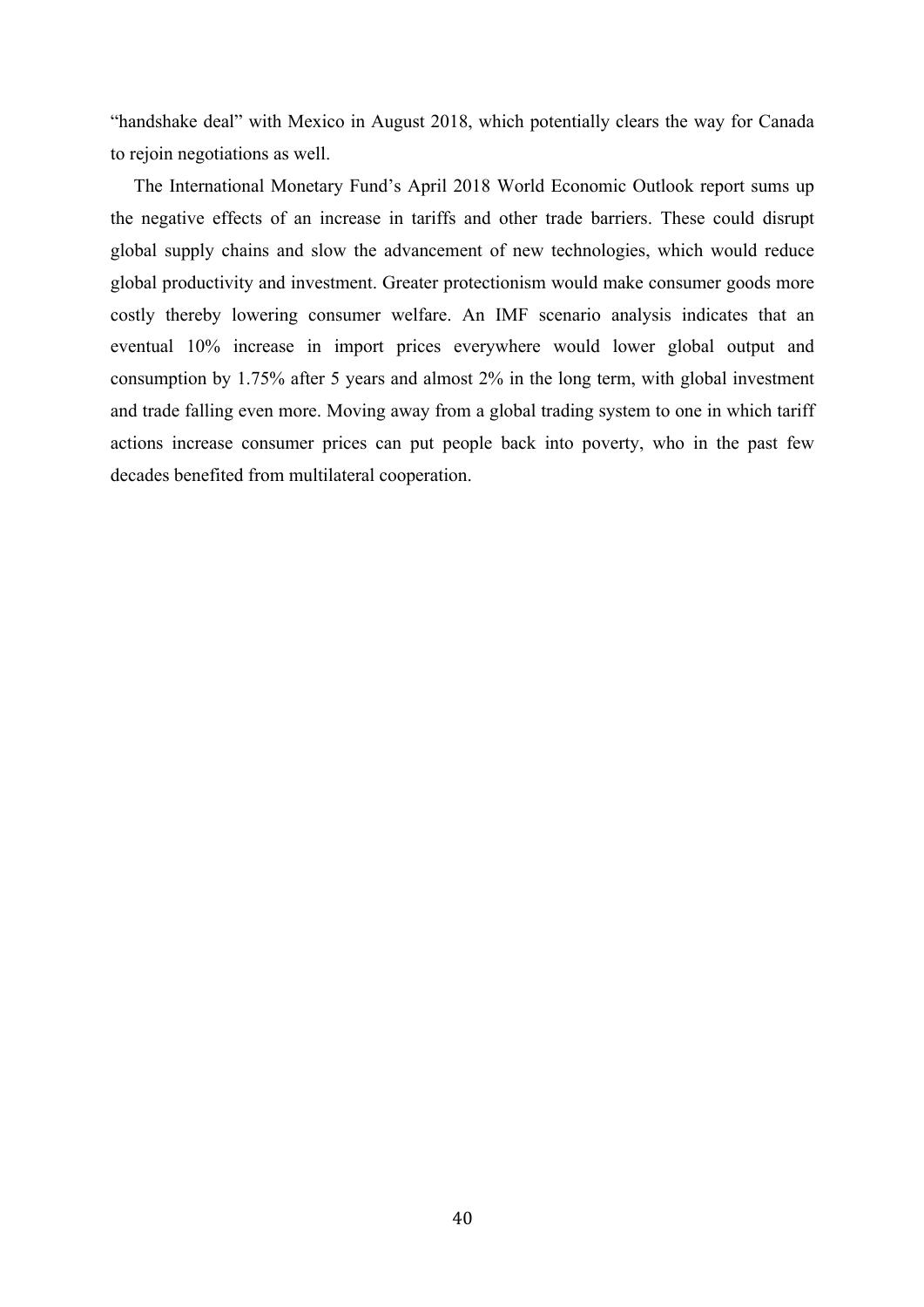"handshake deal" with Mexico in August 2018, which potentially clears the way for Canada to rejoin negotiations as well.

The International Monetary Fund's April 2018 World Economic Outlook report sums up the negative effects of an increase in tariffs and other trade barriers. These could disrupt global supply chains and slow the advancement of new technologies, which would reduce global productivity and investment. Greater protectionism would make consumer goods more costly thereby lowering consumer welfare. An IMF scenario analysis indicates that an eventual 10% increase in import prices everywhere would lower global output and consumption by 1.75% after 5 years and almost 2% in the long term, with global investment and trade falling even more. Moving away from a global trading system to one in which tariff actions increase consumer prices can put people back into poverty, who in the past few decades benefited from multilateral cooperation.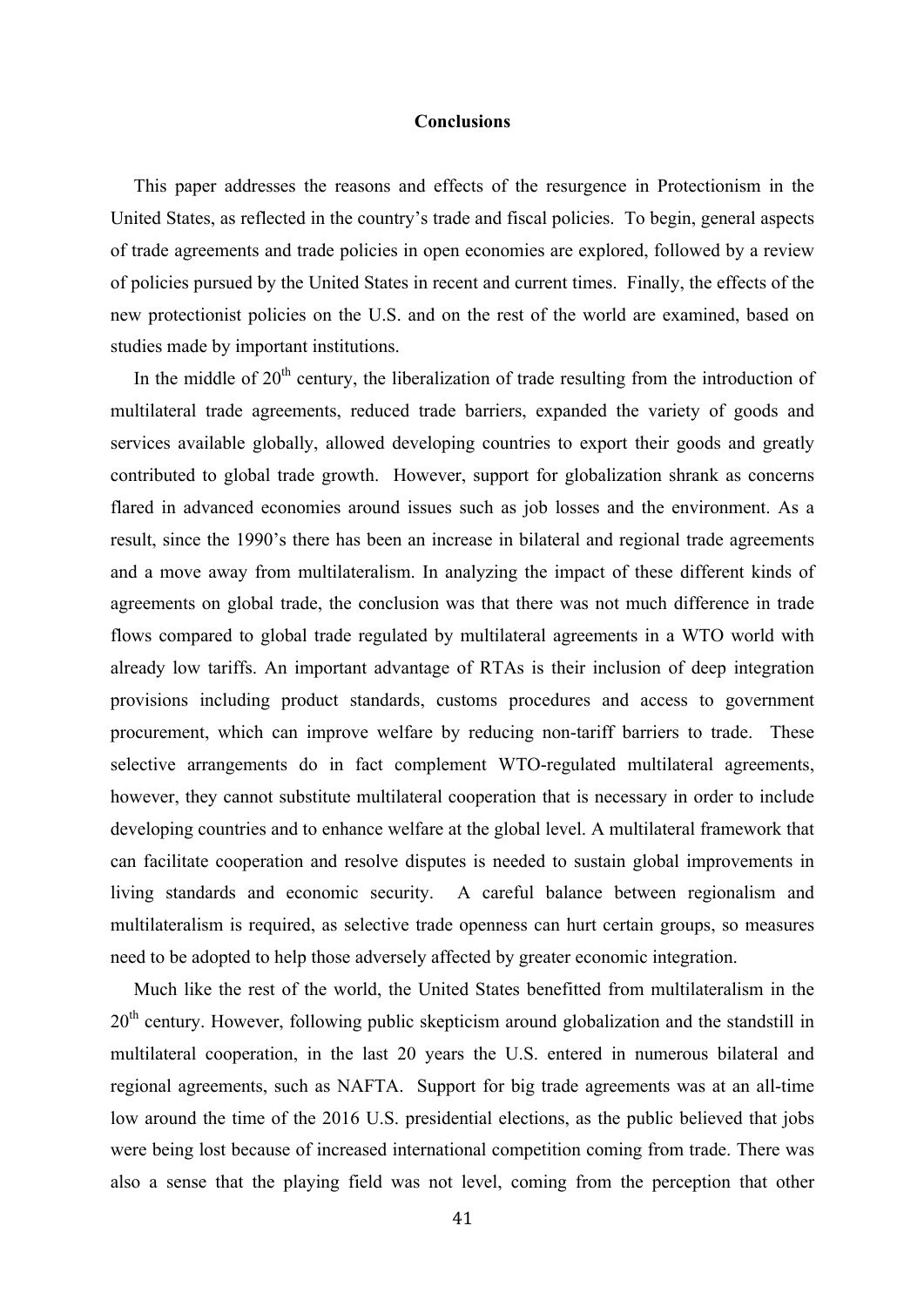## Conclusions

This paper addresses the reasons and effects of the resurgence in Protectionism in the United States, as reflected in the country's trade and fiscal policies. To begin, general aspects of trade agreements and trade policies in open economies are explored, followed by a review of policies pursued by the United States in recent and current times. Finally, the effects of the new protectionist policies on the U.S. and on the rest of the world are examined, based on studies made by important institutions.

In the middle of 20th century, the liberalization of trade resulting from the introduction of multilateral trade agreements, reduced trade barriers, expanded the variety of goods and services available globally, allowed developing countries to export their goods and greatly contributed to global trade growth. However, support for globalization shrank as concerns flared in advanced economies around issues such as job losses and the environment. As a result, since the 1990's there has been an increase in bilateral and regional trade agreements and a move away from multilateralism. In analyzing the impact of these different kinds of agreements on global trade, the conclusion was that there was not much difference in trade flows compared to global trade regulated by multilateral agreements in a WTO world with already low tariffs. An important advantage of RTAs is their inclusion of deep integration provisions including product standards, customs procedures and access to government procurement, which can improve welfare by reducing non-tariff barriers to trade. These selective arrangements do in fact complement WTO-regulated multilateral agreements, however, they cannot substitute multilateral cooperation that is necessary in order to include developing countries and to enhance welfare at the global level. A multilateral framework that can facilitate cooperation and resolve disputes is needed to sustain global improvements in living standards and economic security. A careful balance between regionalism and multilateralism is required, as selective trade openness can hurt certain groups, so measures need to be adopted to help those adversely affected by greater economic integration.

Much like the rest of the world, the United States benefitted from multilateralism in the 20th century. However, following public skepticism around globalization and the standstill in multilateral cooperation, in the last 20 years the U.S. entered in numerous bilateral and regional agreements, such as NAFTA. Support for big trade agreements was at an all-time low around the time of the 2016 U.S. presidential elections, as the public believed that jobs were being lost because of increased international competition coming from trade. There was also a sense that the playing field was not level, coming from the perception that other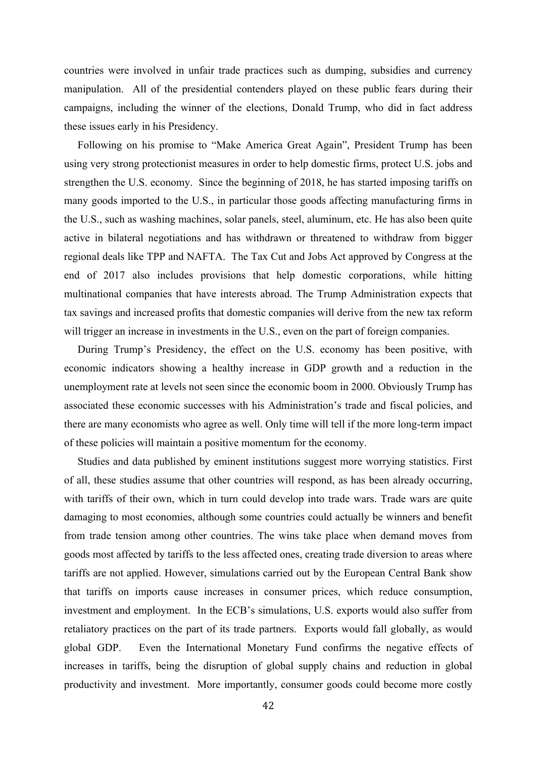countries were involved in unfair trade practices such as dumping, subsidies and currency manipulation. All of the presidential contenders played on these public fears during their campaigns, including the winner of the elections, Donald Trump, who did in fact address these issues early in his Presidency.

Following on his promise to "Make America Great Again", President Trump has been using very strong protectionist measures in order to help domestic firms, protect U.S. jobs and strengthen the U.S. economy. Since the beginning of 2018, he has started imposing tariffs on many goods imported to the U.S., in particular those goods affecting manufacturing firms in the U.S., such as washing machines, solar panels, steel, aluminum, etc. He has also been quite active in bilateral negotiations and has withdrawn or threatened to withdraw from bigger regional deals like TPP and NAFTA. The Tax Cut and Jobs Act approved by Congress at the end of 2017 also includes provisions that help domestic corporations, while hitting multinational companies that have interests abroad. The Trump Administration expects that tax savings and increased profits that domestic companies will derive from the new tax reform will trigger an increase in investments in the U.S., even on the part of foreign companies.

During Trump's Presidency, the effect on the U.S. economy has been positive, with economic indicators showing a healthy increase in GDP growth and a reduction in the unemployment rate at levels not seen since the economic boom in 2000. Obviously Trump has associated these economic successes with his Administration's trade and fiscal policies, and there are many economists who agree as well. Only time will tell if the more long-term impact of these policies will maintain a positive momentum for the economy.

Studies and data published by eminent institutions suggest more worrying statistics. First of all, these studies assume that other countries will respond, as has been already occurring, with tariffs of their own, which in turn could develop into trade wars. Trade wars are quite damaging to most economies, although some countries could actually be winners and benefit from trade tension among other countries. The wins take place when demand moves from goods most affected by tariffs to the less affected ones, creating trade diversion to areas where tariffs are not applied. However, simulations carried out by the European Central Bank show that tariffs on imports cause increases in consumer prices, which reduce consumption, investment and employment. In the ECB's simulations, U.S. exports would also suffer from retaliatory practices on the part of its trade partners. Exports would fall globally, as would global GDP. Even the International Monetary Fund confirms the negative effects of increases in tariffs, being the disruption of global supply chains and reduction in global productivity and investment. More importantly, consumer goods could become more costly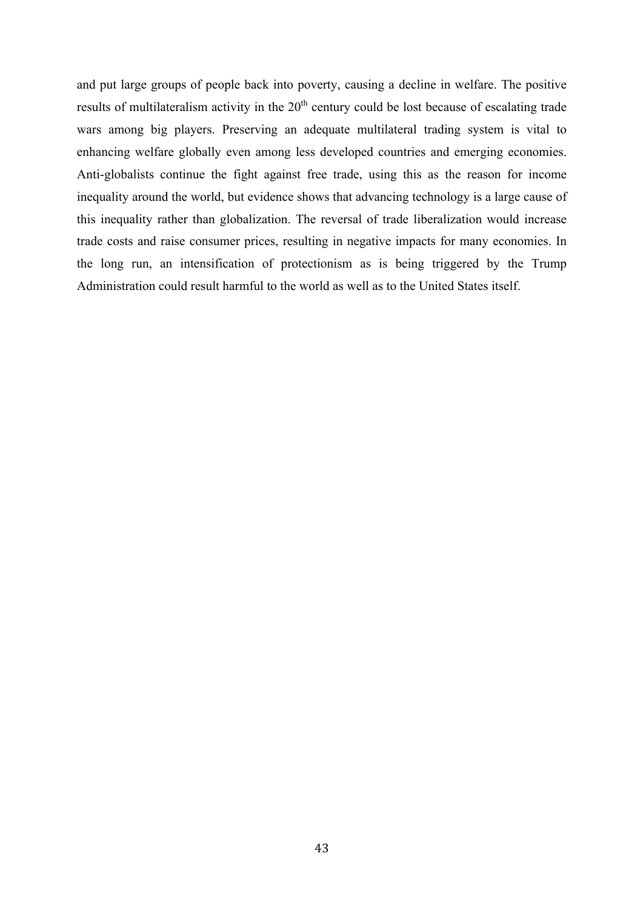and put large groups of people back into poverty, causing a decline in welfare. The positive results of multilateralism activity in the 20th century could be lost because of escalating trade wars among big players. Preserving an adequate multilateral trading system is vital to enhancing welfare globally even among less developed countries and emerging economies. Anti-globalists continue the fight against free trade, using this as the reason for income inequality around the world, but evidence shows that advancing technology is a large cause of this inequality rather than globalization. The reversal of trade liberalization would increase trade costs and raise consumer prices, resulting in negative impacts for many economies. In the long run, an intensification of protectionism as is being triggered by the Trump Administration could result harmful to the world as well as to the United States itself.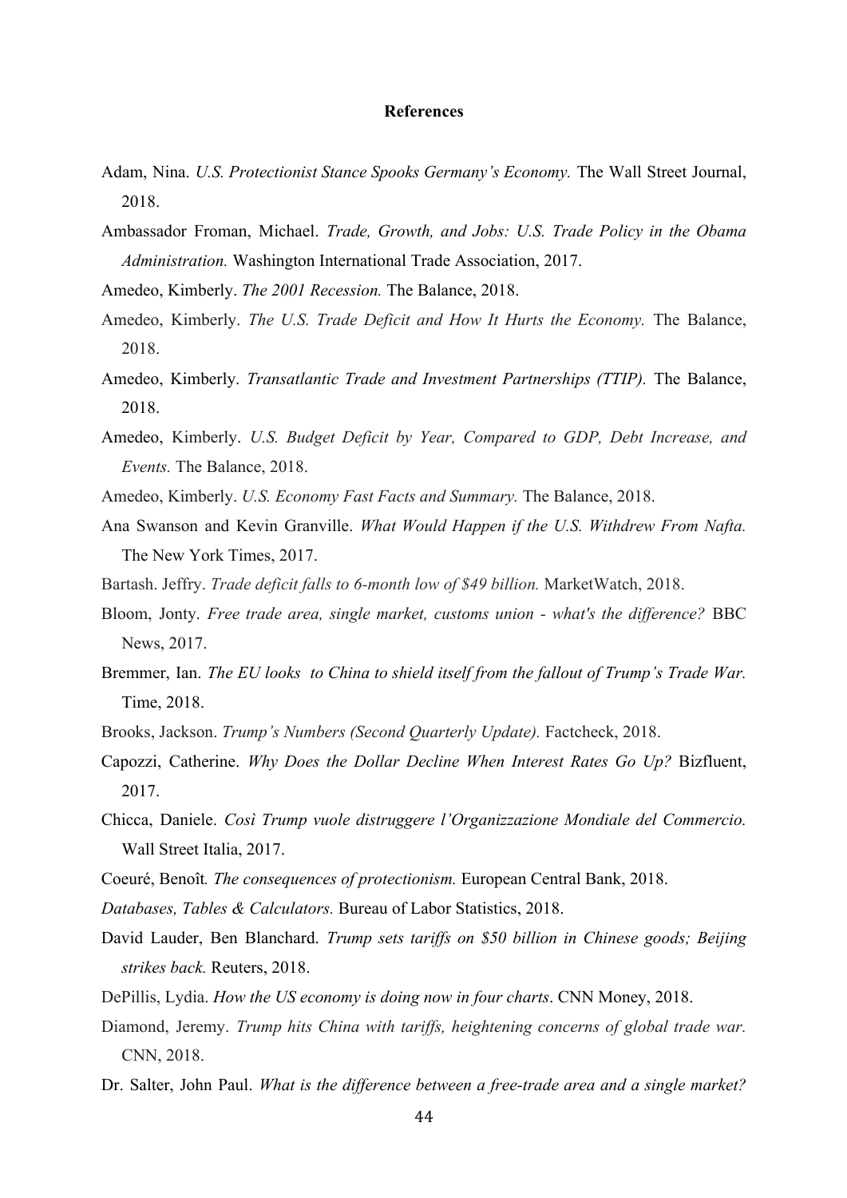**References**

Adam, Nina. *U.S. Protectionist Stance Spooks Germany's Economy.* The Wall Street Journal, 2018.

Ambassador Froman, Michael. *Trade, Growth, and Jobs: U.S. Trade Policy in the Obama Administration.* Washington International Trade Association, 2017.

Amedeo, Kimberly. *The 2001 Recession.* The Balance, 2018.

Amedeo, Kimberly. *The U.S. Trade Deficit and How It Hurts the Economy.* The Balance, 2018.

Amedeo, Kimberly. *Transatlantic Trade and Investment Partnerships (TTIP).* The Balance, 2018.

Amedeo, Kimberly. *U.S. Budget Deficit by Year, Compared to GDP, Debt Increase, and Events.* The Balance, 2018.

Amedeo, Kimberly. *U.S. Economy Fast Facts and Summary.* The Balance, 2018.

Ana Swanson and Kevin Granville. *What Would Happen if the U.S. Withdrew From Nafta.* The New York Times, 2017.

Bartash. Jeffry. *Trade deficit falls to 6-month low of $49 billion.* MarketWatch, 2018.

Bloom, Jonty. *Free trade area, single market, customs union - what's the difference?* BBC News, 2017.

Bremmer, Ian. *The EU looks to China to shield itself from the fallout of Trump's Trade War.* Time, 2018.

Brooks, Jackson. *Trump's Numbers (Second Quarterly Update).* Factcheck, 2018.

Capozzi, Catherine. *Why Does the Dollar Decline When Interest Rates Go Up?* Bizfluent, 2017.

Chicca, Daniele. *Così Trump vuole distruggere l'Organizzazione Mondiale del Commercio.* Wall Street Italia, 2017.

Coeuré, Benoît*. The consequences of protectionism.* European Central Bank, 2018.

*Databases, Tables & Calculators.* Bureau of Labor Statistics, 2018.

David Lauder, Ben Blanchard. *Trump sets tariffs on $50 billion in Chinese goods; Beijing strikes back.* Reuters, 2018.

DePillis, Lydia. *How the US economy is doing now in four charts*. CNN Money, 2018.

Diamond, Jeremy. *Trump hits China with tariffs, heightening concerns of global trade war.* CNN, 2018.

Dr. Salter, John Paul. *What is the difference between a free-trade area and a single market?*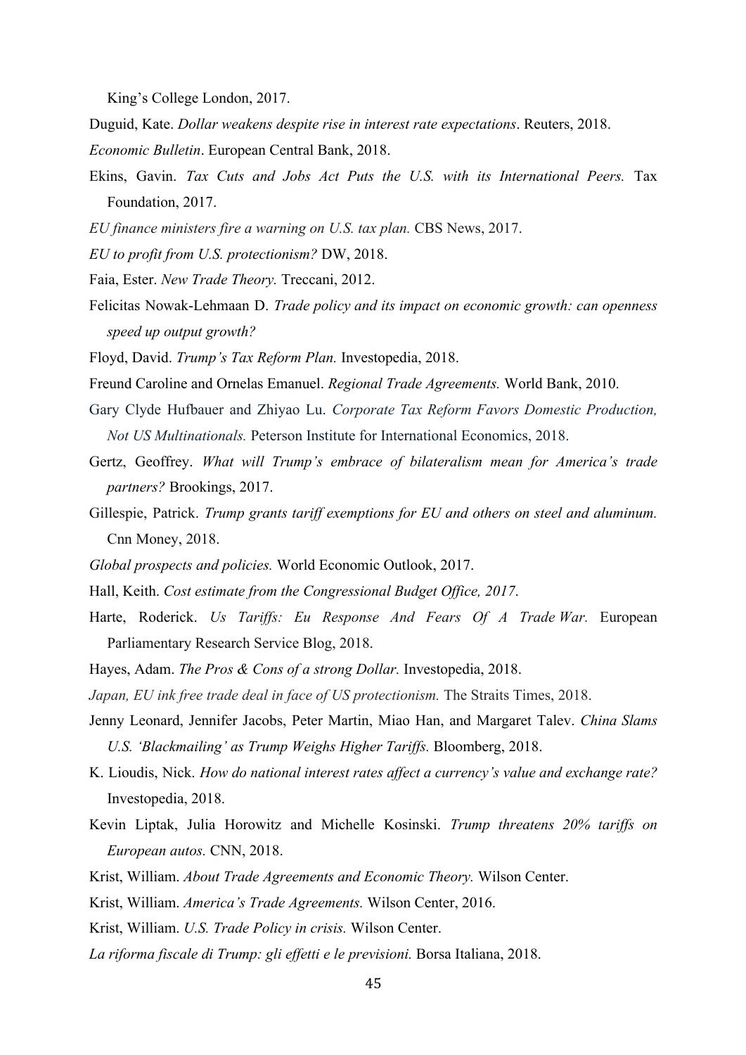King's College London, 2017.

Duguid, Kate. *Dollar weakens despite rise in interest rate expectations*. Reuters, 2018.

*Economic Bulletin*. European Central Bank, 2018.

Ekins, Gavin. *Tax Cuts and Jobs Act Puts the U.S. with its International Peers.* Tax Foundation, 2017.

*EU finance ministers fire a warning on U.S. tax plan.* CBS News, 2017.

*EU to profit from U.S. protectionism?* DW, 2018.

Faia, Ester. *New Trade Theory.* Treccani, 2012.

Felicitas Nowak-Lehmaan D. *Trade policy and its impact on economic growth: can openness speed up output growth?*

Floyd, David. *Trump's Tax Reform Plan.* Investopedia, 2018.

Freund Caroline and Ornelas Emanuel. *Regional Trade Agreements.* World Bank, 2010.

Gary Clyde Hufbauer and Zhiyao Lu. *Corporate Tax Reform Favors Domestic Production, Not US Multinationals.* Peterson Institute for International Economics, 2018.

Gertz, Geoffrey. *What will Trump's embrace of bilateralism mean for America's trade partners?* Brookings, 2017.

Gillespie, Patrick. *Trump grants tariff exemptions for EU and others on steel and aluminum.* Cnn Money, 2018.

*Global prospects and policies.* World Economic Outlook, 2017.

Hall, Keith. *Cost estimate from the Congressional Budget Office, 2017*.

Harte, Roderick. *Us Tariffs: Eu Response And Fears Of A Trade War.* European Parliamentary Research Service Blog, 2018.

Hayes, Adam. *The Pros & Cons of a strong Dollar.* Investopedia, 2018.

*Japan, EU ink free trade deal in face of US protectionism.* The Straits Times, 2018.

Jenny Leonard, Jennifer Jacobs, Peter Martin, Miao Han, and Margaret Talev. *China Slams U.S. 'Blackmailing' as Trump Weighs Higher Tariffs.* Bloomberg, 2018.

K. Lioudis, Nick. *How do national interest rates affect a currency's value and exchange rate?* Investopedia, 2018.

Kevin Liptak, Julia Horowitz and Michelle Kosinski. *Trump threatens 20% tariffs on European autos.* CNN, 2018.

Krist, William. *About Trade Agreements and Economic Theory.* Wilson Center.

Krist, William. *America's Trade Agreements.* Wilson Center, 2016.

Krist, William. *U.S. Trade Policy in crisis.* Wilson Center.

*La riforma fiscale di Trump: gli effetti e le previsioni.* Borsa Italiana, 2018.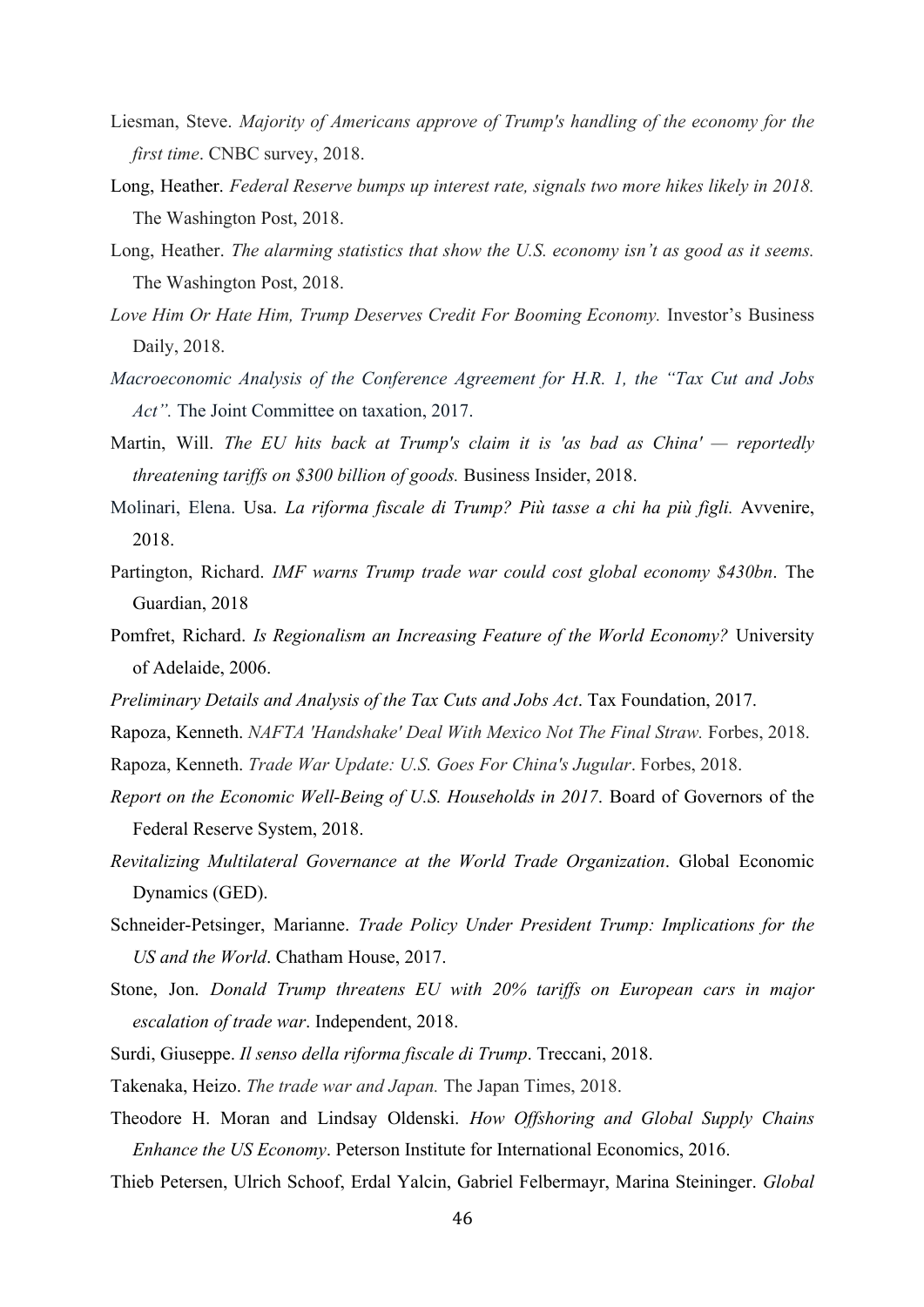Liesman, Steve. *Majority of Americans approve of Trump's handling of the economy for the first time*. CNBC survey, 2018.

Long, Heather. *Federal Reserve bumps up interest rate, signals two more hikes likely in 2018.* The Washington Post, 2018.

Long, Heather. *The alarming statistics that show the U.S. economy isn't as good as it seems.* The Washington Post, 2018.

*Love Him Or Hate Him, Trump Deserves Credit For Booming Economy.* Investor's Business Daily, 2018.

*Macroeconomic Analysis of the Conference Agreement for H.R. 1, the "Tax Cut and Jobs Act".* The Joint Committee on taxation, 2017.

Martin, Will. *The EU hits back at Trump's claim it is 'as bad as China' — reportedly threatening tariffs on $300 billion of goods.* Business Insider, 2018.

Molinari, Elena. Usa. *La riforma fiscale di Trump? Più tasse a chi ha più figli.* Avvenire, 2018.

Partington, Richard. *IMF warns Trump trade war could cost global economy $430bn*. The Guardian, 2018

Pomfret, Richard. *Is Regionalism an Increasing Feature of the World Economy?* University of Adelaide, 2006.

*Preliminary Details and Analysis of the Tax Cuts and Jobs Act*. Tax Foundation, 2017.

Rapoza, Kenneth. *NAFTA 'Handshake' Deal With Mexico Not The Final Straw.* Forbes, 2018.

Rapoza, Kenneth. *Trade War Update: U.S. Goes For China's Jugular*. Forbes, 2018.

*Report on the Economic Well-Being of U.S. Households in 2017*. Board of Governors of the Federal Reserve System, 2018.

*Revitalizing Multilateral Governance at the World Trade Organization*. Global Economic Dynamics (GED).

Schneider-Petsinger, Marianne. *Trade Policy Under President Trump: Implications for the US and the World*. Chatham House, 2017.

Stone, Jon. *Donald Trump threatens EU with 20% tariffs on European cars in major escalation of trade war*. Independent, 2018.

Surdi, Giuseppe. *Il senso della riforma fiscale di Trump*. Treccani, 2018.

Takenaka, Heizo. *The trade war and Japan.* The Japan Times, 2018.

Theodore H. Moran and Lindsay Oldenski. *How Offshoring and Global Supply Chains Enhance the US Economy*. Peterson Institute for International Economics, 2016.

Thieb Petersen, Ulrich Schoof, Erdal Yalcin, Gabriel Felbermayr, Marina Steininger. *Global*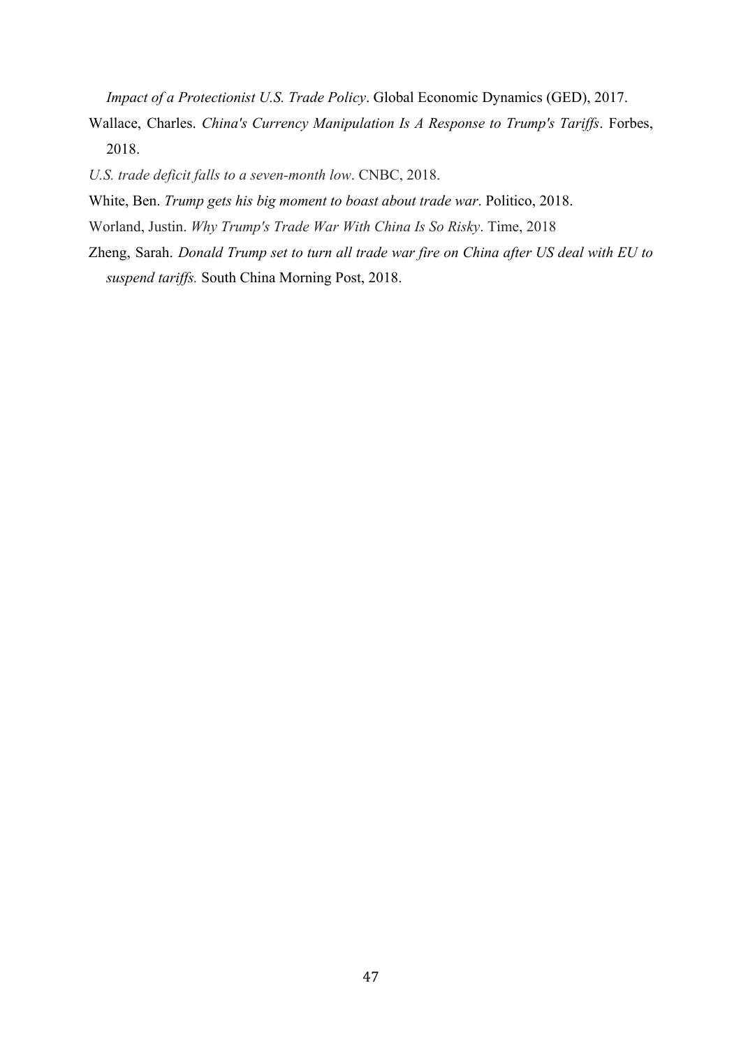*Impact of a Protectionist U.S. Trade Policy*. Global Economic Dynamics (GED), 2017.

Wallace, Charles. *China's Currency Manipulation Is A Response to Trump's Tariffs*. Forbes, 2018.

*U.S. trade deficit falls to a seven-month low*. CNBC, 2018.

White, Ben. *Trump gets his big moment to boast about trade war*. Politico, 2018.

Worland, Justin. *Why Trump's Trade War With China Is So Risky*. Time, 2018

Zheng, Sarah. *Donald Trump set to turn all trade war fire on China after US deal with EU to suspend tariffs.* South China Morning Post, 2018.